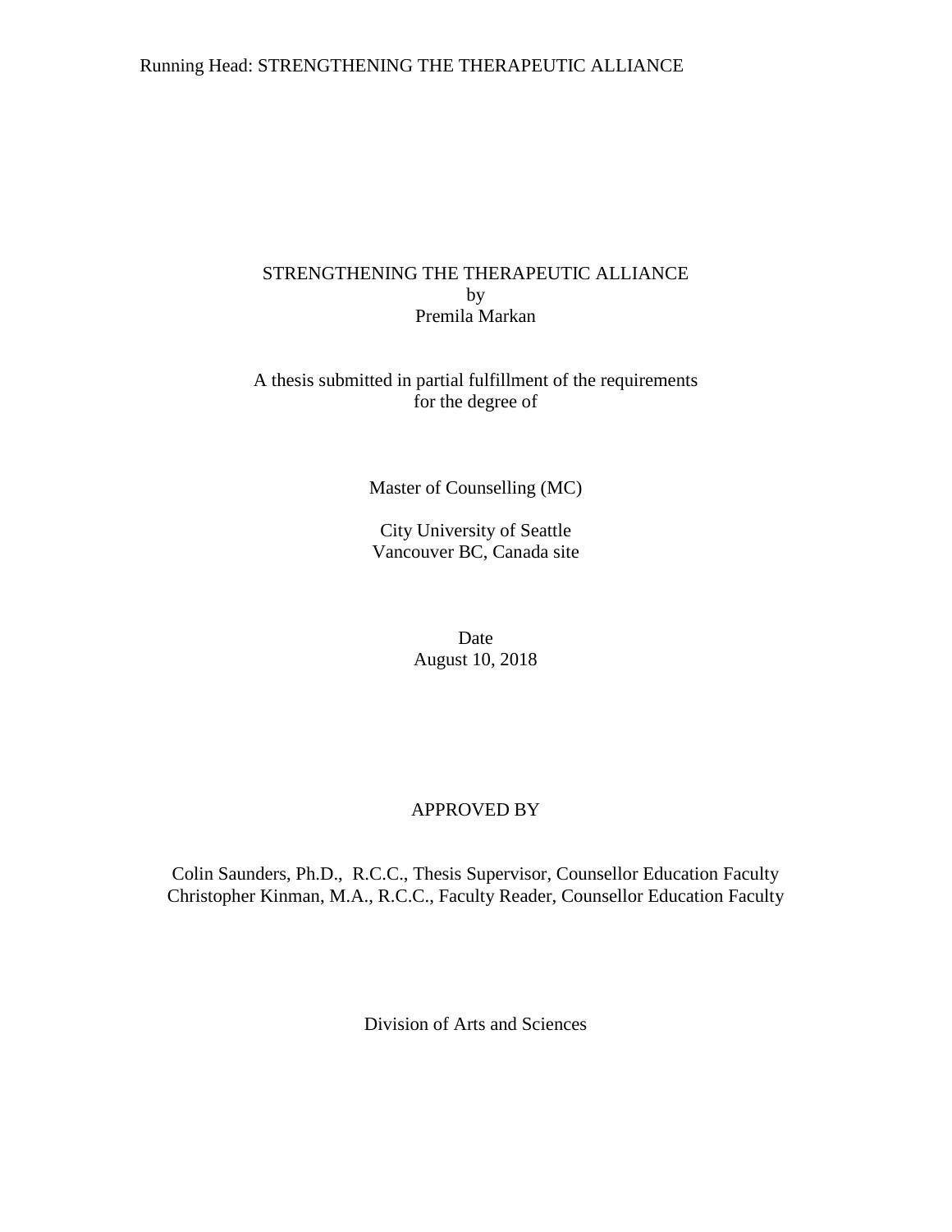# STRENGTHENING THE THERAPEUTIC ALLIANCE

by

Premila Markan

A thesis submitted in partial fulfillment of the requirements for the degree of

Master of Counselling (MC)

City University of Seattle
Vancouver BC, Canada site

Date
August 10, 2018

APPROVED BY

Colin Saunders, Ph.D., R.C.C., Thesis Supervisor, Counsellor Education Faculty
Christopher Kinman, M.A., R.C.C., Faculty Reader, Counsellor Education Faculty

Division of Arts and Sciences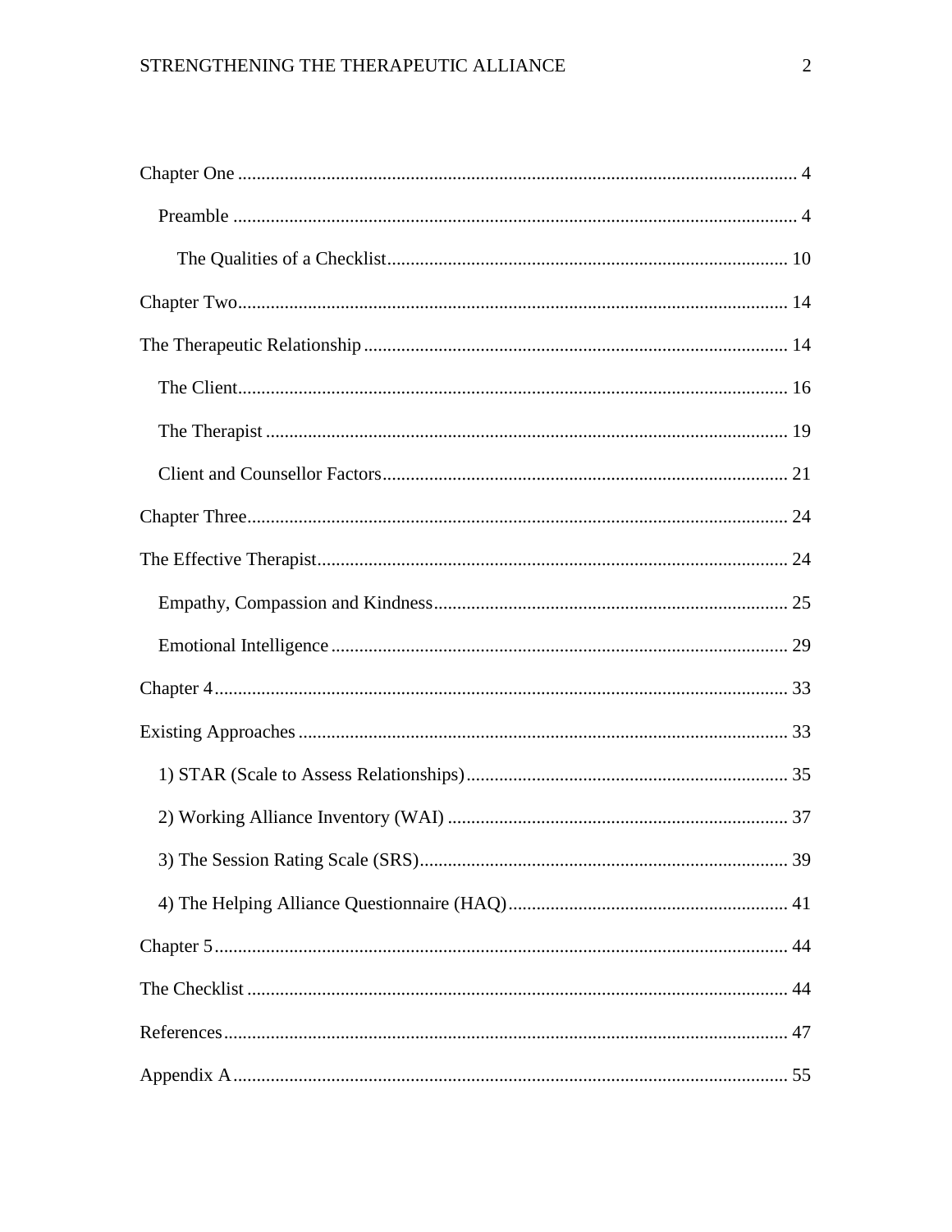Chapter One ........................................................................................................................ 4

  Preamble ........................................................................................................................ 4

    The Qualities of a Checklist...................................................................................... 10

Chapter Two...................................................................................................................... 14

The Therapeutic Relationship ........................................................................................... 14

  The Client...................................................................................................................... 16

  The Therapist ................................................................................................................ 19

  Client and Counsellor Factors....................................................................................... 21

Chapter Three.................................................................................................................... 24

The Effective Therapist..................................................................................................... 24

  Empathy, Compassion and Kindness............................................................................ 25

  Emotional Intelligence .................................................................................................. 29

Chapter 4........................................................................................................................... 33

Existing Approaches ......................................................................................................... 33

  1) STAR (Scale to Assess Relationships)..................................................................... 35

  2) Working Alliance Inventory (WAI) ......................................................................... 37

  3) The Session Rating Scale (SRS).............................................................................. 39

  4) The Helping Alliance Questionnaire (HAQ)............................................................ 41

Chapter 5........................................................................................................................... 44

The Checklist .................................................................................................................... 44

References......................................................................................................................... 47

Appendix A....................................................................................................................... 55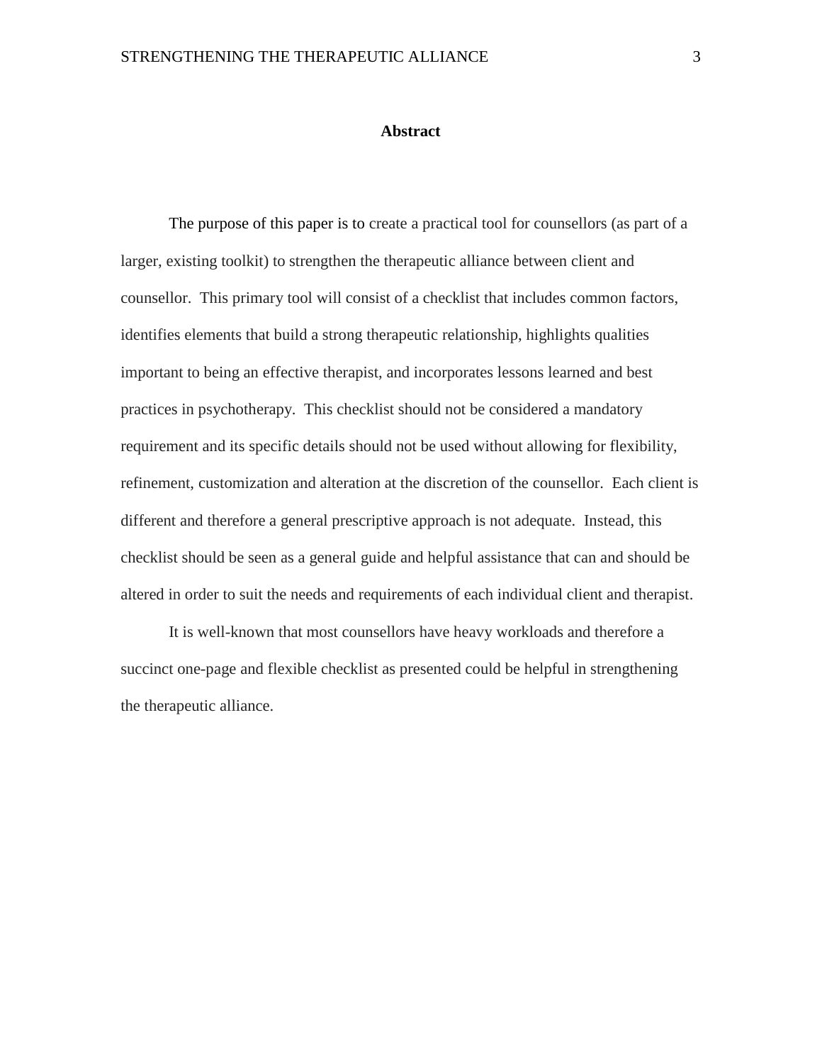**Abstract**

The purpose of this paper is to create a practical tool for counsellors (as part of a larger, existing toolkit) to strengthen the therapeutic alliance between client and counsellor. This primary tool will consist of a checklist that includes common factors, identifies elements that build a strong therapeutic relationship, highlights qualities important to being an effective therapist, and incorporates lessons learned and best practices in psychotherapy. This checklist should not be considered a mandatory requirement and its specific details should not be used without allowing for flexibility, refinement, customization and alteration at the discretion of the counsellor. Each client is different and therefore a general prescriptive approach is not adequate. Instead, this checklist should be seen as a general guide and helpful assistance that can and should be altered in order to suit the needs and requirements of each individual client and therapist.

It is well-known that most counsellors have heavy workloads and therefore a succinct one-page and flexible checklist as presented could be helpful in strengthening the therapeutic alliance.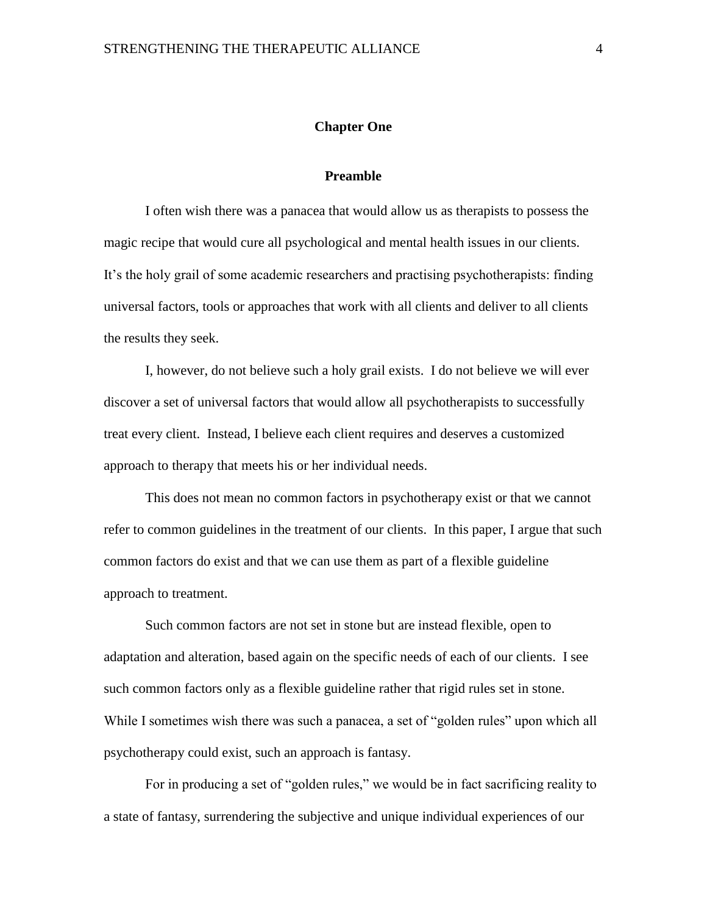# Chapter One

## Preamble

I often wish there was a panacea that would allow us as therapists to possess the magic recipe that would cure all psychological and mental health issues in our clients. It's the holy grail of some academic researchers and practising psychotherapists: finding universal factors, tools or approaches that work with all clients and deliver to all clients the results they seek.

I, however, do not believe such a holy grail exists. I do not believe we will ever discover a set of universal factors that would allow all psychotherapists to successfully treat every client. Instead, I believe each client requires and deserves a customized approach to therapy that meets his or her individual needs.

This does not mean no common factors in psychotherapy exist or that we cannot refer to common guidelines in the treatment of our clients. In this paper, I argue that such common factors do exist and that we can use them as part of a flexible guideline approach to treatment.

Such common factors are not set in stone but are instead flexible, open to adaptation and alteration, based again on the specific needs of each of our clients. I see such common factors only as a flexible guideline rather that rigid rules set in stone. While I sometimes wish there was such a panacea, a set of "golden rules" upon which all psychotherapy could exist, such an approach is fantasy.

For in producing a set of "golden rules," we would be in fact sacrificing reality to a state of fantasy, surrendering the subjective and unique individual experiences of our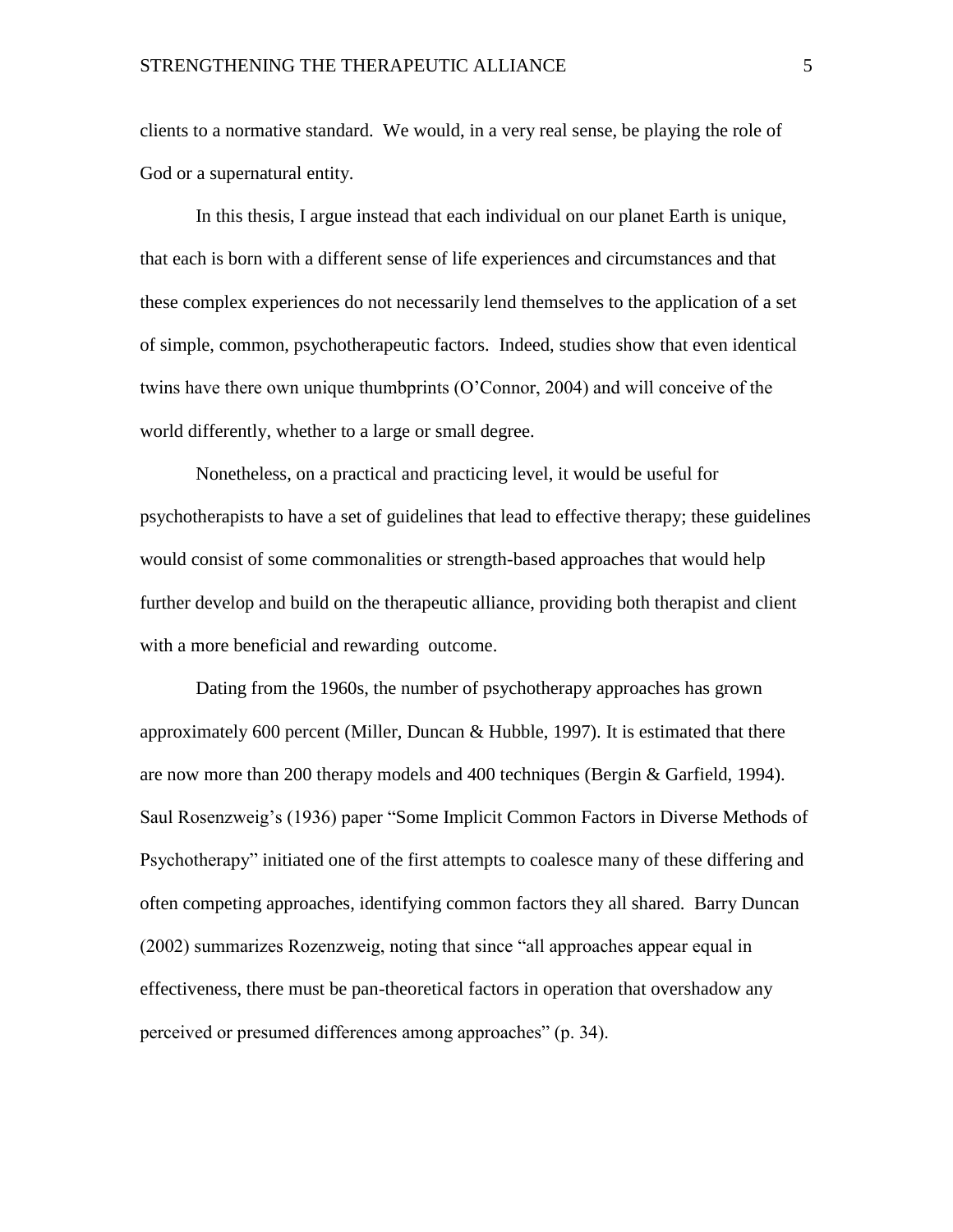clients to a normative standard. We would, in a very real sense, be playing the role of God or a supernatural entity.

In this thesis, I argue instead that each individual on our planet Earth is unique, that each is born with a different sense of life experiences and circumstances and that these complex experiences do not necessarily lend themselves to the application of a set of simple, common, psychotherapeutic factors. Indeed, studies show that even identical twins have there own unique thumbprints (O'Connor, 2004) and will conceive of the world differently, whether to a large or small degree.

Nonetheless, on a practical and practicing level, it would be useful for psychotherapists to have a set of guidelines that lead to effective therapy; these guidelines would consist of some commonalities or strength-based approaches that would help further develop and build on the therapeutic alliance, providing both therapist and client with a more beneficial and rewarding outcome.

Dating from the 1960s, the number of psychotherapy approaches has grown approximately 600 percent (Miller, Duncan & Hubble, 1997). It is estimated that there are now more than 200 therapy models and 400 techniques (Bergin & Garfield, 1994). Saul Rosenzweig's (1936) paper "Some Implicit Common Factors in Diverse Methods of Psychotherapy" initiated one of the first attempts to coalesce many of these differing and often competing approaches, identifying common factors they all shared. Barry Duncan (2002) summarizes Rozenzweig, noting that since "all approaches appear equal in effectiveness, there must be pan-theoretical factors in operation that overshadow any perceived or presumed differences among approaches" (p. 34).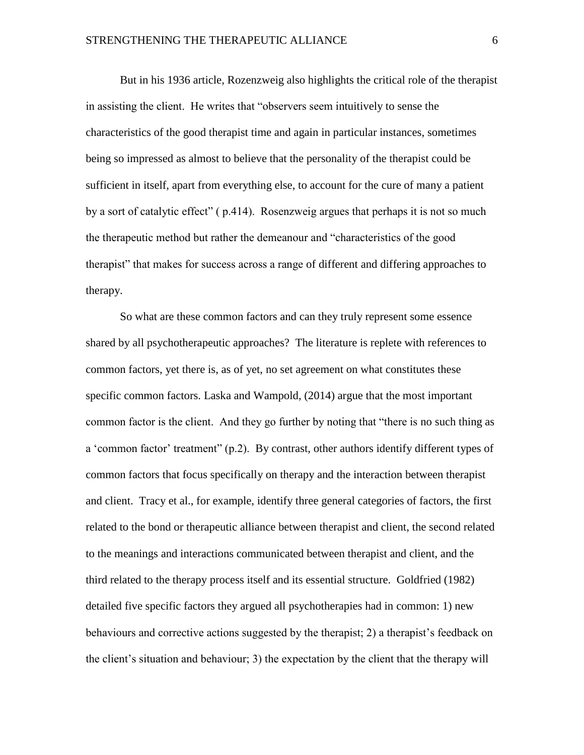But in his 1936 article, Rozenzweig also highlights the critical role of the therapist in assisting the client. He writes that "observers seem intuitively to sense the characteristics of the good therapist time and again in particular instances, sometimes being so impressed as almost to believe that the personality of the therapist could be sufficient in itself, apart from everything else, to account for the cure of many a patient by a sort of catalytic effect" ( p.414). Rosenzweig argues that perhaps it is not so much the therapeutic method but rather the demeanour and "characteristics of the good therapist" that makes for success across a range of different and differing approaches to therapy.

So what are these common factors and can they truly represent some essence shared by all psychotherapeutic approaches? The literature is replete with references to common factors, yet there is, as of yet, no set agreement on what constitutes these specific common factors. Laska and Wampold, (2014) argue that the most important common factor is the client. And they go further by noting that "there is no such thing as a 'common factor' treatment" (p.2). By contrast, other authors identify different types of common factors that focus specifically on therapy and the interaction between therapist and client. Tracy et al., for example, identify three general categories of factors, the first related to the bond or therapeutic alliance between therapist and client, the second related to the meanings and interactions communicated between therapist and client, and the third related to the therapy process itself and its essential structure. Goldfried (1982) detailed five specific factors they argued all psychotherapies had in common: 1) new behaviours and corrective actions suggested by the therapist; 2) a therapist's feedback on the client's situation and behaviour; 3) the expectation by the client that the therapy will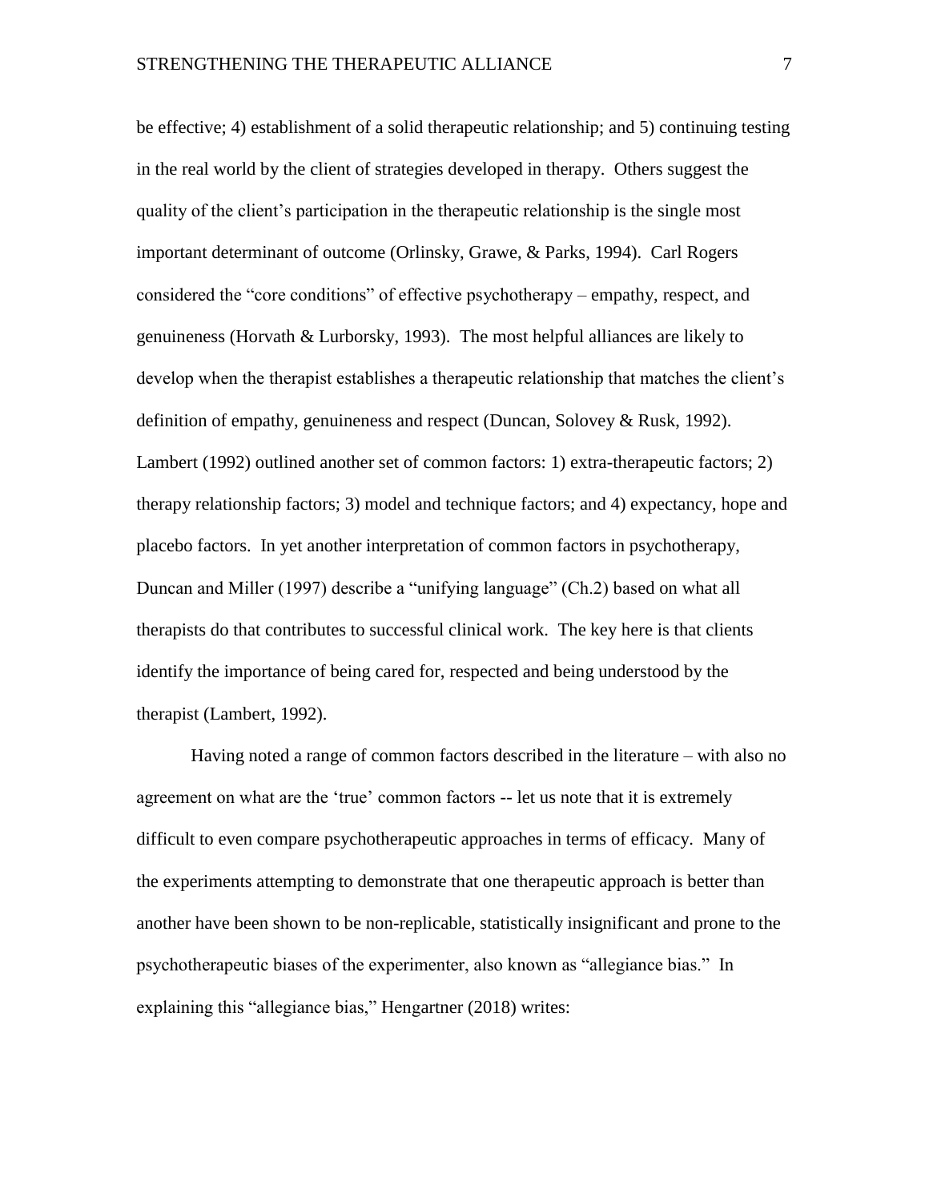be effective; 4) establishment of a solid therapeutic relationship; and 5) continuing testing in the real world by the client of strategies developed in therapy. Others suggest the quality of the client's participation in the therapeutic relationship is the single most important determinant of outcome (Orlinsky, Grawe, & Parks, 1994). Carl Rogers considered the "core conditions" of effective psychotherapy – empathy, respect, and genuineness (Horvath & Lurborsky, 1993). The most helpful alliances are likely to develop when the therapist establishes a therapeutic relationship that matches the client's definition of empathy, genuineness and respect (Duncan, Solovey & Rusk, 1992). Lambert (1992) outlined another set of common factors: 1) extra-therapeutic factors; 2) therapy relationship factors; 3) model and technique factors; and 4) expectancy, hope and placebo factors. In yet another interpretation of common factors in psychotherapy, Duncan and Miller (1997) describe a "unifying language" (Ch.2) based on what all therapists do that contributes to successful clinical work. The key here is that clients identify the importance of being cared for, respected and being understood by the therapist (Lambert, 1992).

Having noted a range of common factors described in the literature – with also no agreement on what are the 'true' common factors -- let us note that it is extremely difficult to even compare psychotherapeutic approaches in terms of efficacy. Many of the experiments attempting to demonstrate that one therapeutic approach is better than another have been shown to be non-replicable, statistically insignificant and prone to the psychotherapeutic biases of the experimenter, also known as "allegiance bias." In explaining this "allegiance bias," Hengartner (2018) writes: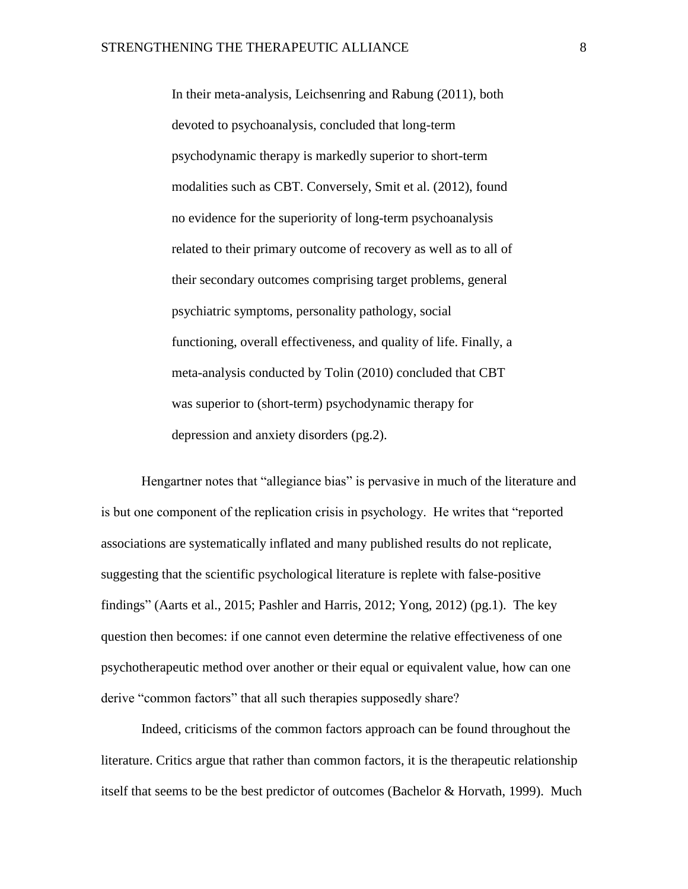> In their meta-analysis, Leichsenring and Rabung (2011), both devoted to psychoanalysis, concluded that long-term psychodynamic therapy is markedly superior to short-term modalities such as CBT. Conversely, Smit et al. (2012), found no evidence for the superiority of long-term psychoanalysis related to their primary outcome of recovery as well as to all of their secondary outcomes comprising target problems, general psychiatric symptoms, personality pathology, social functioning, overall effectiveness, and quality of life. Finally, a meta-analysis conducted by Tolin (2010) concluded that CBT was superior to (short-term) psychodynamic therapy for depression and anxiety disorders (pg.2).

Hengartner notes that "allegiance bias" is pervasive in much of the literature and is but one component of the replication crisis in psychology. He writes that "reported associations are systematically inflated and many published results do not replicate, suggesting that the scientific psychological literature is replete with false-positive findings" (Aarts et al., 2015; Pashler and Harris, 2012; Yong, 2012) (pg.1). The key question then becomes: if one cannot even determine the relative effectiveness of one psychotherapeutic method over another or their equal or equivalent value, how can one derive "common factors" that all such therapies supposedly share?

Indeed, criticisms of the common factors approach can be found throughout the literature. Critics argue that rather than common factors, it is the therapeutic relationship itself that seems to be the best predictor of outcomes (Bachelor & Horvath, 1999). Much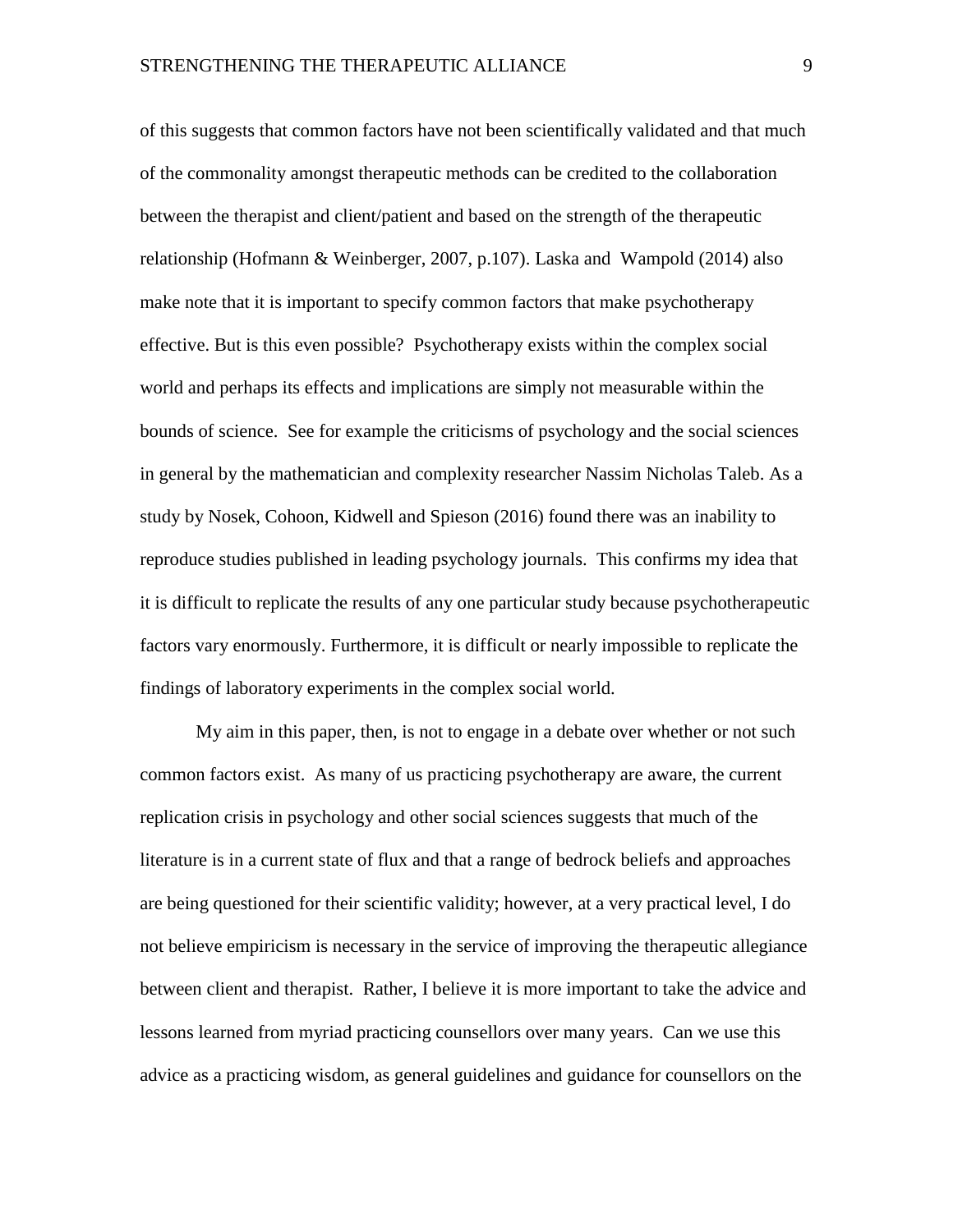of this suggests that common factors have not been scientifically validated and that much of the commonality amongst therapeutic methods can be credited to the collaboration between the therapist and client/patient and based on the strength of the therapeutic relationship (Hofmann & Weinberger, 2007, p.107). Laska and Wampold (2014) also make note that it is important to specify common factors that make psychotherapy effective. But is this even possible? Psychotherapy exists within the complex social world and perhaps its effects and implications are simply not measurable within the bounds of science. See for example the criticisms of psychology and the social sciences in general by the mathematician and complexity researcher Nassim Nicholas Taleb. As a study by Nosek, Cohoon, Kidwell and Spieson (2016) found there was an inability to reproduce studies published in leading psychology journals. This confirms my idea that it is difficult to replicate the results of any one particular study because psychotherapeutic factors vary enormously. Furthermore, it is difficult or nearly impossible to replicate the findings of laboratory experiments in the complex social world.

My aim in this paper, then, is not to engage in a debate over whether or not such common factors exist. As many of us practicing psychotherapy are aware, the current replication crisis in psychology and other social sciences suggests that much of the literature is in a current state of flux and that a range of bedrock beliefs and approaches are being questioned for their scientific validity; however, at a very practical level, I do not believe empiricism is necessary in the service of improving the therapeutic allegiance between client and therapist. Rather, I believe it is more important to take the advice and lessons learned from myriad practicing counsellors over many years. Can we use this advice as a practicing wisdom, as general guidelines and guidance for counsellors on the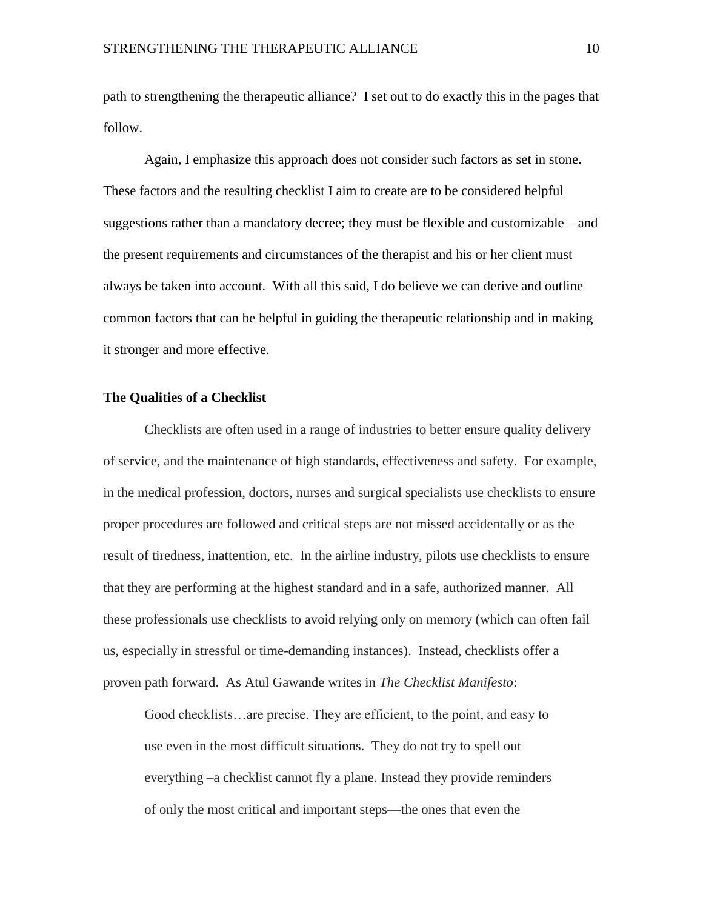path to strengthening the therapeutic alliance? I set out to do exactly this in the pages that follow.

Again, I emphasize this approach does not consider such factors as set in stone. These factors and the resulting checklist I aim to create are to be considered helpful suggestions rather than a mandatory decree; they must be flexible and customizable – and the present requirements and circumstances of the therapist and his or her client must always be taken into account. With all this said, I do believe we can derive and outline common factors that can be helpful in guiding the therapeutic relationship and in making it stronger and more effective.

### The Qualities of a Checklist

Checklists are often used in a range of industries to better ensure quality delivery of service, and the maintenance of high standards, effectiveness and safety. For example, in the medical profession, doctors, nurses and surgical specialists use checklists to ensure proper procedures are followed and critical steps are not missed accidentally or as the result of tiredness, inattention, etc. In the airline industry, pilots use checklists to ensure that they are performing at the highest standard and in a safe, authorized manner. All these professionals use checklists to avoid relying only on memory (which can often fail us, especially in stressful or time-demanding instances). Instead, checklists offer a proven path forward. As Atul Gawande writes in *The Checklist Manifesto*:

> Good checklists…are precise. They are efficient, to the point, and easy to use even in the most difficult situations. They do not try to spell out everything –a checklist cannot fly a plane. Instead they provide reminders of only the most critical and important steps—the ones that even the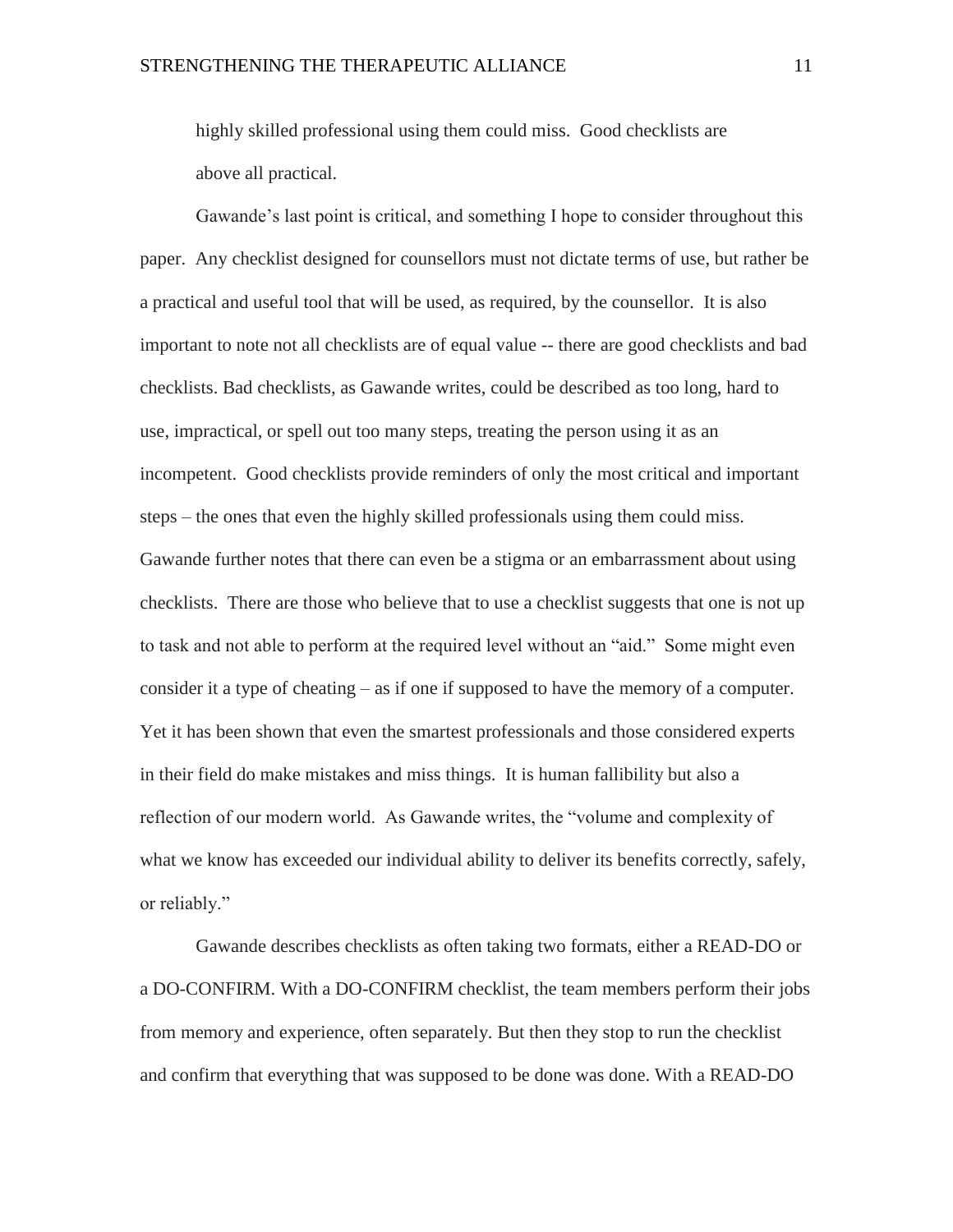highly skilled professional using them could miss. Good checklists are above all practical.

Gawande's last point is critical, and something I hope to consider throughout this paper. Any checklist designed for counsellors must not dictate terms of use, but rather be a practical and useful tool that will be used, as required, by the counsellor. It is also important to note not all checklists are of equal value -- there are good checklists and bad checklists. Bad checklists, as Gawande writes, could be described as too long, hard to use, impractical, or spell out too many steps, treating the person using it as an incompetent. Good checklists provide reminders of only the most critical and important steps – the ones that even the highly skilled professionals using them could miss. Gawande further notes that there can even be a stigma or an embarrassment about using checklists. There are those who believe that to use a checklist suggests that one is not up to task and not able to perform at the required level without an "aid." Some might even consider it a type of cheating – as if one if supposed to have the memory of a computer. Yet it has been shown that even the smartest professionals and those considered experts in their field do make mistakes and miss things. It is human fallibility but also a reflection of our modern world. As Gawande writes, the "volume and complexity of what we know has exceeded our individual ability to deliver its benefits correctly, safely, or reliably."

Gawande describes checklists as often taking two formats, either a READ-DO or a DO-CONFIRM. With a DO-CONFIRM checklist, the team members perform their jobs from memory and experience, often separately. But then they stop to run the checklist and confirm that everything that was supposed to be done was done. With a READ-DO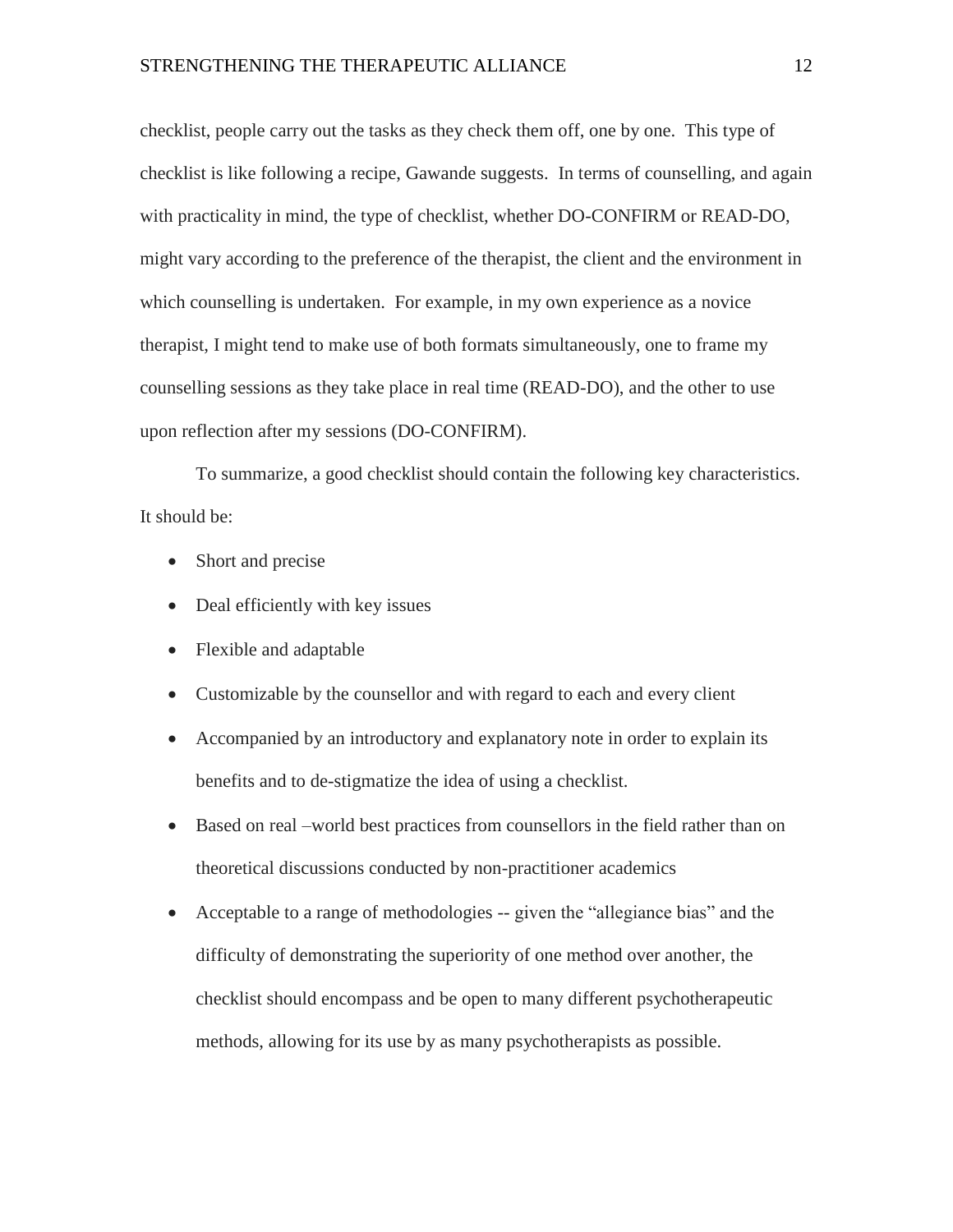checklist, people carry out the tasks as they check them off, one by one. This type of checklist is like following a recipe, Gawande suggests. In terms of counselling, and again with practicality in mind, the type of checklist, whether DO-CONFIRM or READ-DO, might vary according to the preference of the therapist, the client and the environment in which counselling is undertaken. For example, in my own experience as a novice therapist, I might tend to make use of both formats simultaneously, one to frame my counselling sessions as they take place in real time (READ-DO), and the other to use upon reflection after my sessions (DO-CONFIRM).

To summarize, a good checklist should contain the following key characteristics. It should be:

- Short and precise
- Deal efficiently with key issues
- Flexible and adaptable
- Customizable by the counsellor and with regard to each and every client
- Accompanied by an introductory and explanatory note in order to explain its benefits and to de-stigmatize the idea of using a checklist.
- Based on real –world best practices from counsellors in the field rather than on theoretical discussions conducted by non-practitioner academics
- Acceptable to a range of methodologies -- given the "allegiance bias" and the difficulty of demonstrating the superiority of one method over another, the checklist should encompass and be open to many different psychotherapeutic methods, allowing for its use by as many psychotherapists as possible.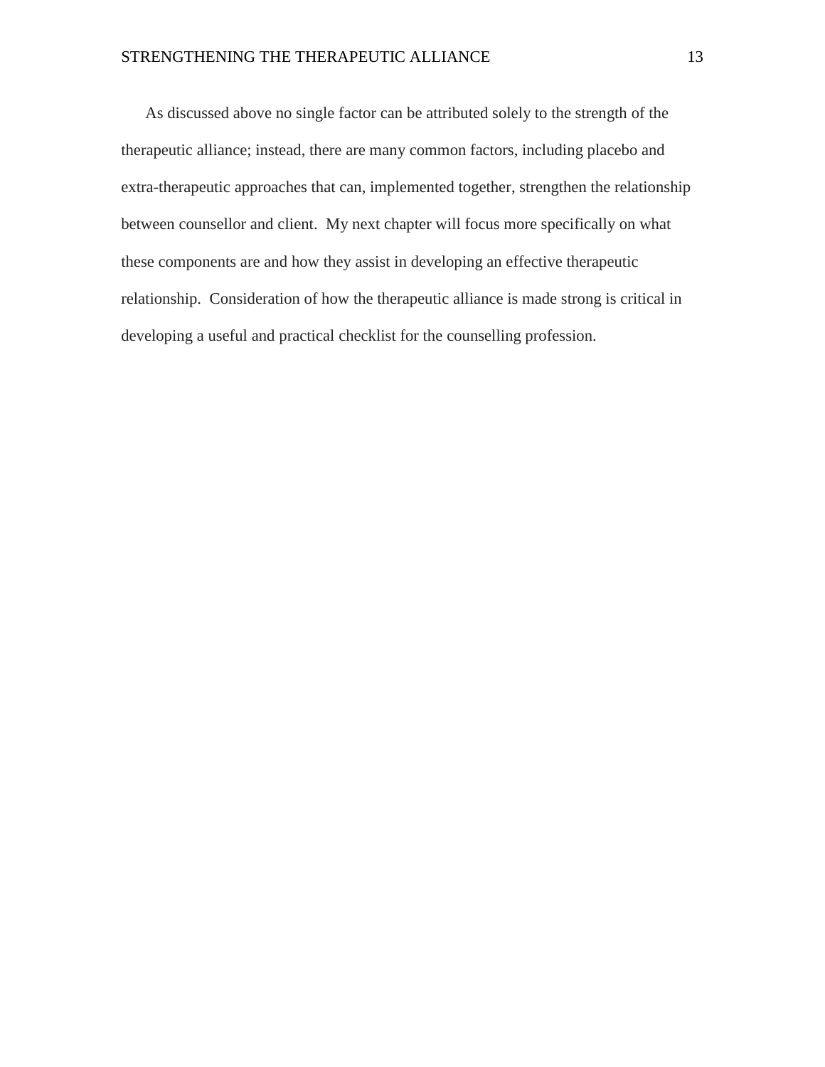As discussed above no single factor can be attributed solely to the strength of the therapeutic alliance; instead, there are many common factors, including placebo and extra-therapeutic approaches that can, implemented together, strengthen the relationship between counsellor and client. My next chapter will focus more specifically on what these components are and how they assist in developing an effective therapeutic relationship. Consideration of how the therapeutic alliance is made strong is critical in developing a useful and practical checklist for the counselling profession.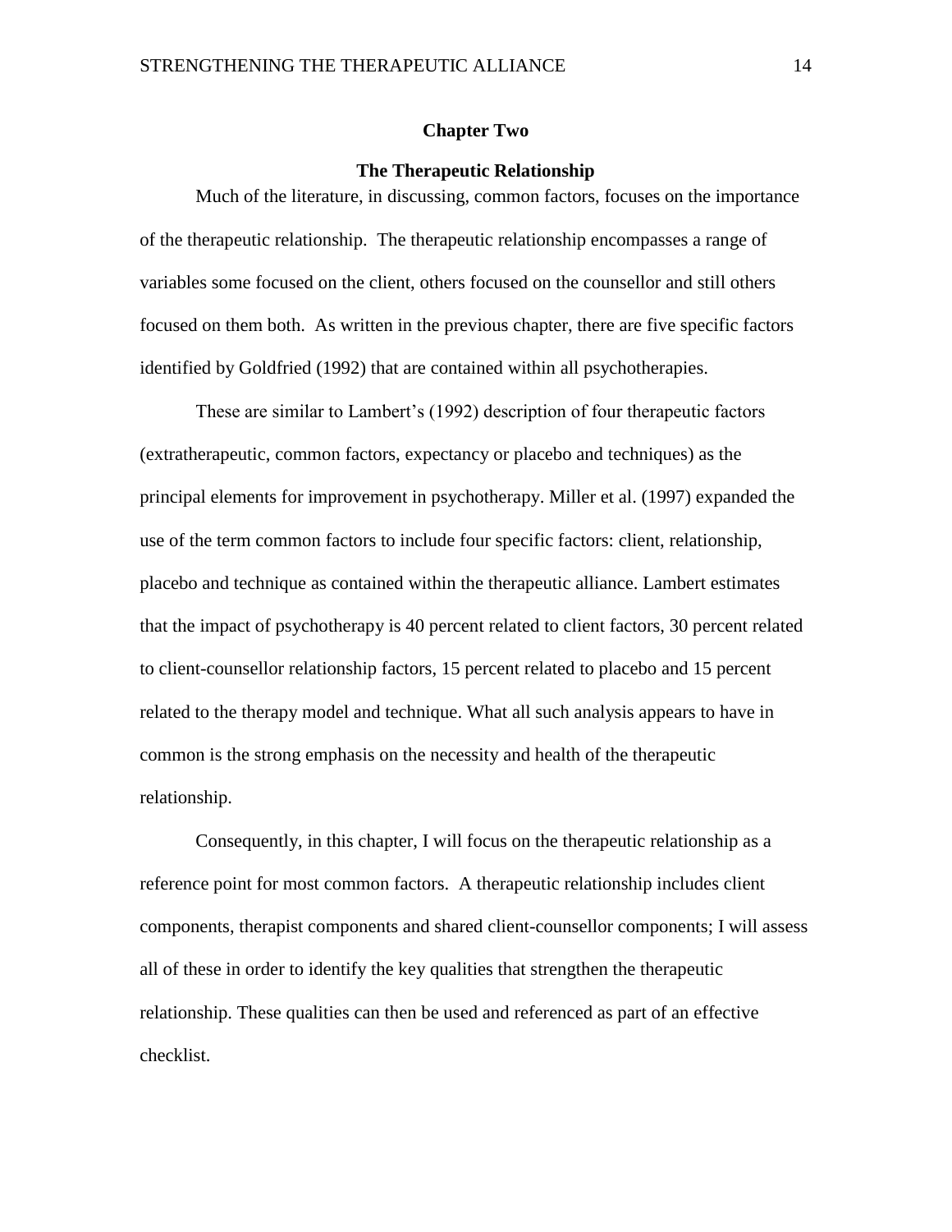## Chapter Two

### The Therapeutic Relationship

Much of the literature, in discussing, common factors, focuses on the importance of the therapeutic relationship. The therapeutic relationship encompasses a range of variables some focused on the client, others focused on the counsellor and still others focused on them both. As written in the previous chapter, there are five specific factors identified by Goldfried (1992) that are contained within all psychotherapies.

These are similar to Lambert's (1992) description of four therapeutic factors (extratherapeutic, common factors, expectancy or placebo and techniques) as the principal elements for improvement in psychotherapy. Miller et al. (1997) expanded the use of the term common factors to include four specific factors: client, relationship, placebo and technique as contained within the therapeutic alliance. Lambert estimates that the impact of psychotherapy is 40 percent related to client factors, 30 percent related to client-counsellor relationship factors, 15 percent related to placebo and 15 percent related to the therapy model and technique. What all such analysis appears to have in common is the strong emphasis on the necessity and health of the therapeutic relationship.

Consequently, in this chapter, I will focus on the therapeutic relationship as a reference point for most common factors. A therapeutic relationship includes client components, therapist components and shared client-counsellor components; I will assess all of these in order to identify the key qualities that strengthen the therapeutic relationship. These qualities can then be used and referenced as part of an effective checklist.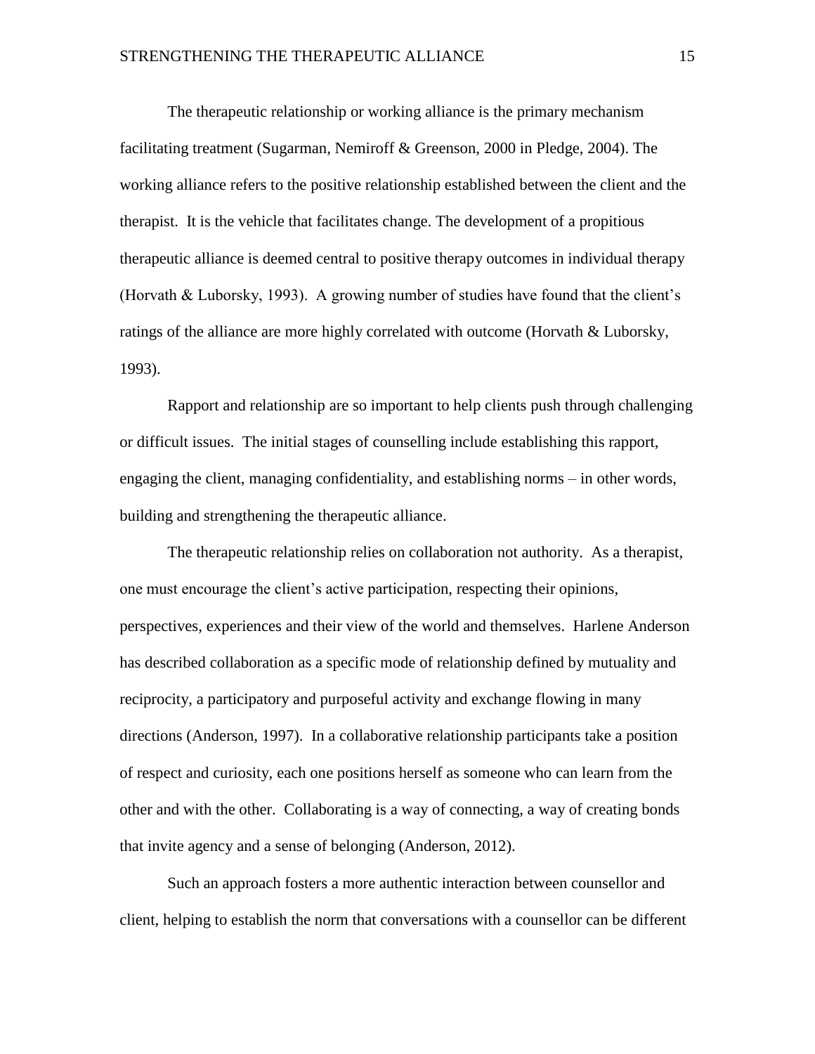The therapeutic relationship or working alliance is the primary mechanism facilitating treatment (Sugarman, Nemiroff & Greenson, 2000 in Pledge, 2004). The working alliance refers to the positive relationship established between the client and the therapist. It is the vehicle that facilitates change. The development of a propitious therapeutic alliance is deemed central to positive therapy outcomes in individual therapy (Horvath & Luborsky, 1993). A growing number of studies have found that the client's ratings of the alliance are more highly correlated with outcome (Horvath & Luborsky, 1993).

Rapport and relationship are so important to help clients push through challenging or difficult issues. The initial stages of counselling include establishing this rapport, engaging the client, managing confidentiality, and establishing norms – in other words, building and strengthening the therapeutic alliance.

The therapeutic relationship relies on collaboration not authority. As a therapist, one must encourage the client's active participation, respecting their opinions, perspectives, experiences and their view of the world and themselves. Harlene Anderson has described collaboration as a specific mode of relationship defined by mutuality and reciprocity, a participatory and purposeful activity and exchange flowing in many directions (Anderson, 1997). In a collaborative relationship participants take a position of respect and curiosity, each one positions herself as someone who can learn from the other and with the other. Collaborating is a way of connecting, a way of creating bonds that invite agency and a sense of belonging (Anderson, 2012).

Such an approach fosters a more authentic interaction between counsellor and client, helping to establish the norm that conversations with a counsellor can be different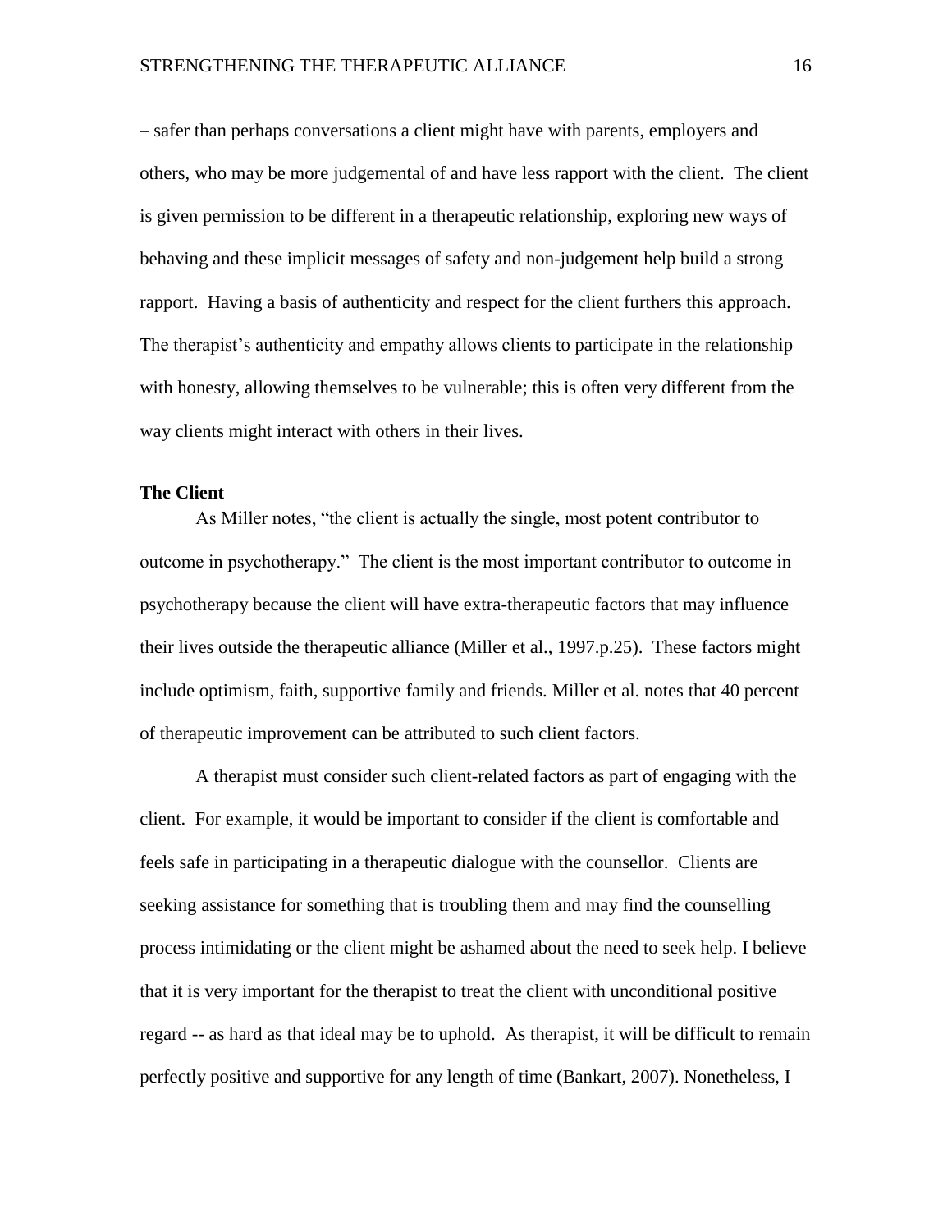– safer than perhaps conversations a client might have with parents, employers and others, who may be more judgemental of and have less rapport with the client. The client is given permission to be different in a therapeutic relationship, exploring new ways of behaving and these implicit messages of safety and non-judgement help build a strong rapport. Having a basis of authenticity and respect for the client furthers this approach. The therapist's authenticity and empathy allows clients to participate in the relationship with honesty, allowing themselves to be vulnerable; this is often very different from the way clients might interact with others in their lives.

**The Client**

As Miller notes, "the client is actually the single, most potent contributor to outcome in psychotherapy." The client is the most important contributor to outcome in psychotherapy because the client will have extra-therapeutic factors that may influence their lives outside the therapeutic alliance (Miller et al., 1997.p.25). These factors might include optimism, faith, supportive family and friends. Miller et al. notes that 40 percent of therapeutic improvement can be attributed to such client factors.

A therapist must consider such client-related factors as part of engaging with the client. For example, it would be important to consider if the client is comfortable and feels safe in participating in a therapeutic dialogue with the counsellor. Clients are seeking assistance for something that is troubling them and may find the counselling process intimidating or the client might be ashamed about the need to seek help. I believe that it is very important for the therapist to treat the client with unconditional positive regard -- as hard as that ideal may be to uphold. As therapist, it will be difficult to remain perfectly positive and supportive for any length of time (Bankart, 2007). Nonetheless, I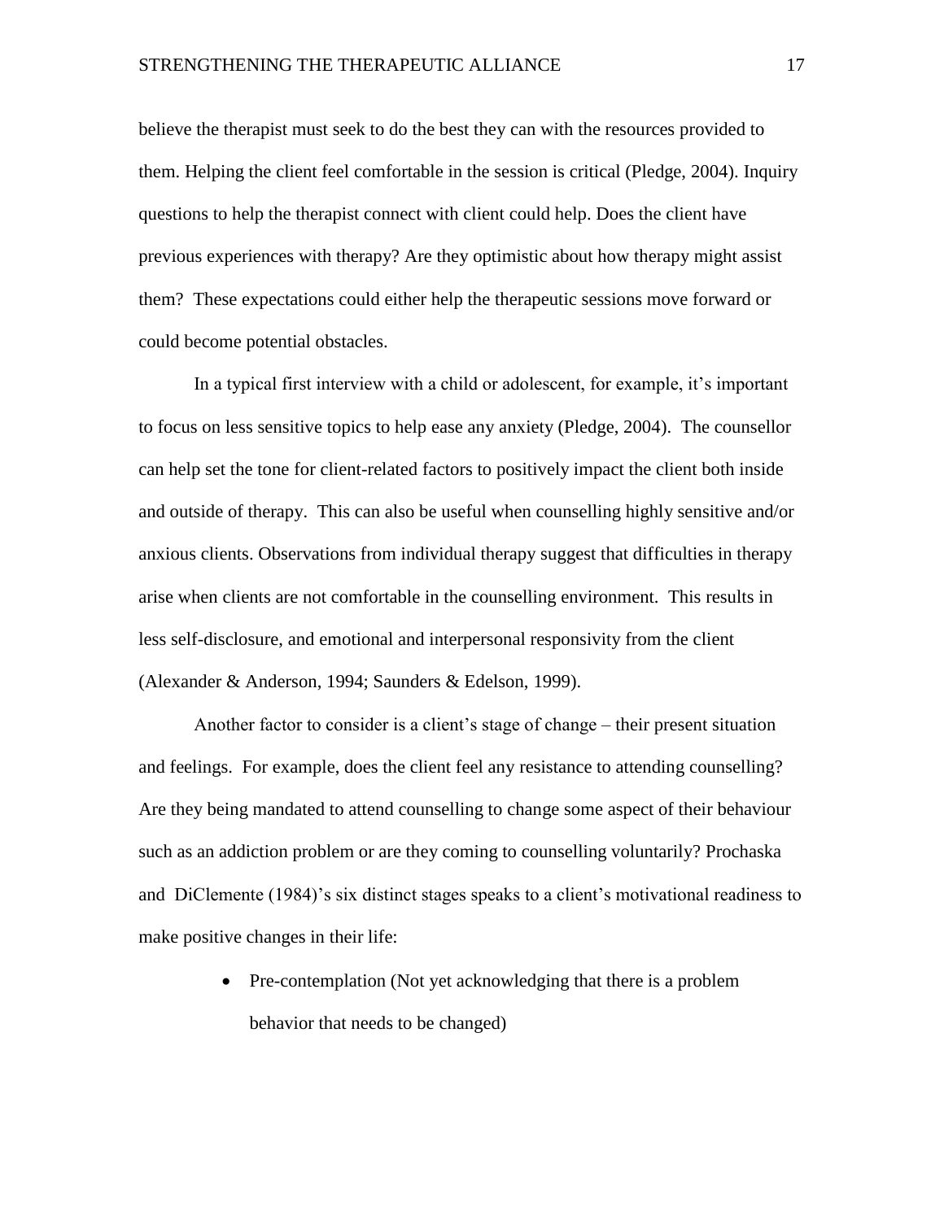believe the therapist must seek to do the best they can with the resources provided to them. Helping the client feel comfortable in the session is critical (Pledge, 2004). Inquiry questions to help the therapist connect with client could help. Does the client have previous experiences with therapy? Are they optimistic about how therapy might assist them? These expectations could either help the therapeutic sessions move forward or could become potential obstacles.

In a typical first interview with a child or adolescent, for example, it's important to focus on less sensitive topics to help ease any anxiety (Pledge, 2004). The counsellor can help set the tone for client-related factors to positively impact the client both inside and outside of therapy. This can also be useful when counselling highly sensitive and/or anxious clients. Observations from individual therapy suggest that difficulties in therapy arise when clients are not comfortable in the counselling environment. This results in less self-disclosure, and emotional and interpersonal responsivity from the client (Alexander & Anderson, 1994; Saunders & Edelson, 1999).

Another factor to consider is a client's stage of change – their present situation and feelings. For example, does the client feel any resistance to attending counselling? Are they being mandated to attend counselling to change some aspect of their behaviour such as an addiction problem or are they coming to counselling voluntarily? Prochaska and DiClemente (1984)'s six distinct stages speaks to a client's motivational readiness to make positive changes in their life:

- Pre-contemplation (Not yet acknowledging that there is a problem behavior that needs to be changed)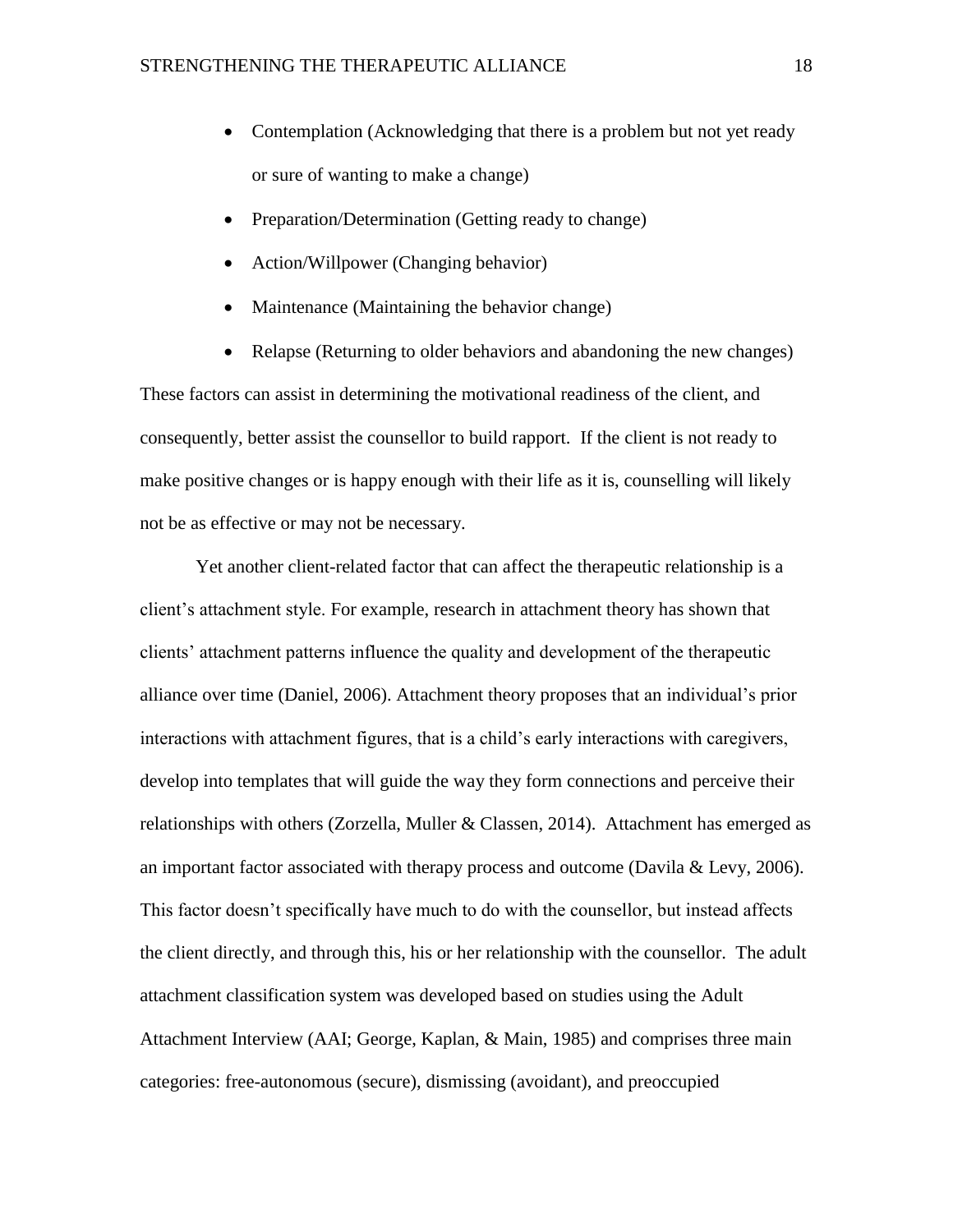- Contemplation (Acknowledging that there is a problem but not yet ready or sure of wanting to make a change)
- Preparation/Determination (Getting ready to change)
- Action/Willpower (Changing behavior)
- Maintenance (Maintaining the behavior change)
- Relapse (Returning to older behaviors and abandoning the new changes)

These factors can assist in determining the motivational readiness of the client, and consequently, better assist the counsellor to build rapport. If the client is not ready to make positive changes or is happy enough with their life as it is, counselling will likely not be as effective or may not be necessary.

Yet another client-related factor that can affect the therapeutic relationship is a client's attachment style. For example, research in attachment theory has shown that clients' attachment patterns influence the quality and development of the therapeutic alliance over time (Daniel, 2006). Attachment theory proposes that an individual's prior interactions with attachment figures, that is a child's early interactions with caregivers, develop into templates that will guide the way they form connections and perceive their relationships with others (Zorzella, Muller & Classen, 2014). Attachment has emerged as an important factor associated with therapy process and outcome (Davila & Levy, 2006). This factor doesn't specifically have much to do with the counsellor, but instead affects the client directly, and through this, his or her relationship with the counsellor. The adult attachment classification system was developed based on studies using the Adult Attachment Interview (AAI; George, Kaplan, & Main, 1985) and comprises three main categories: free-autonomous (secure), dismissing (avoidant), and preoccupied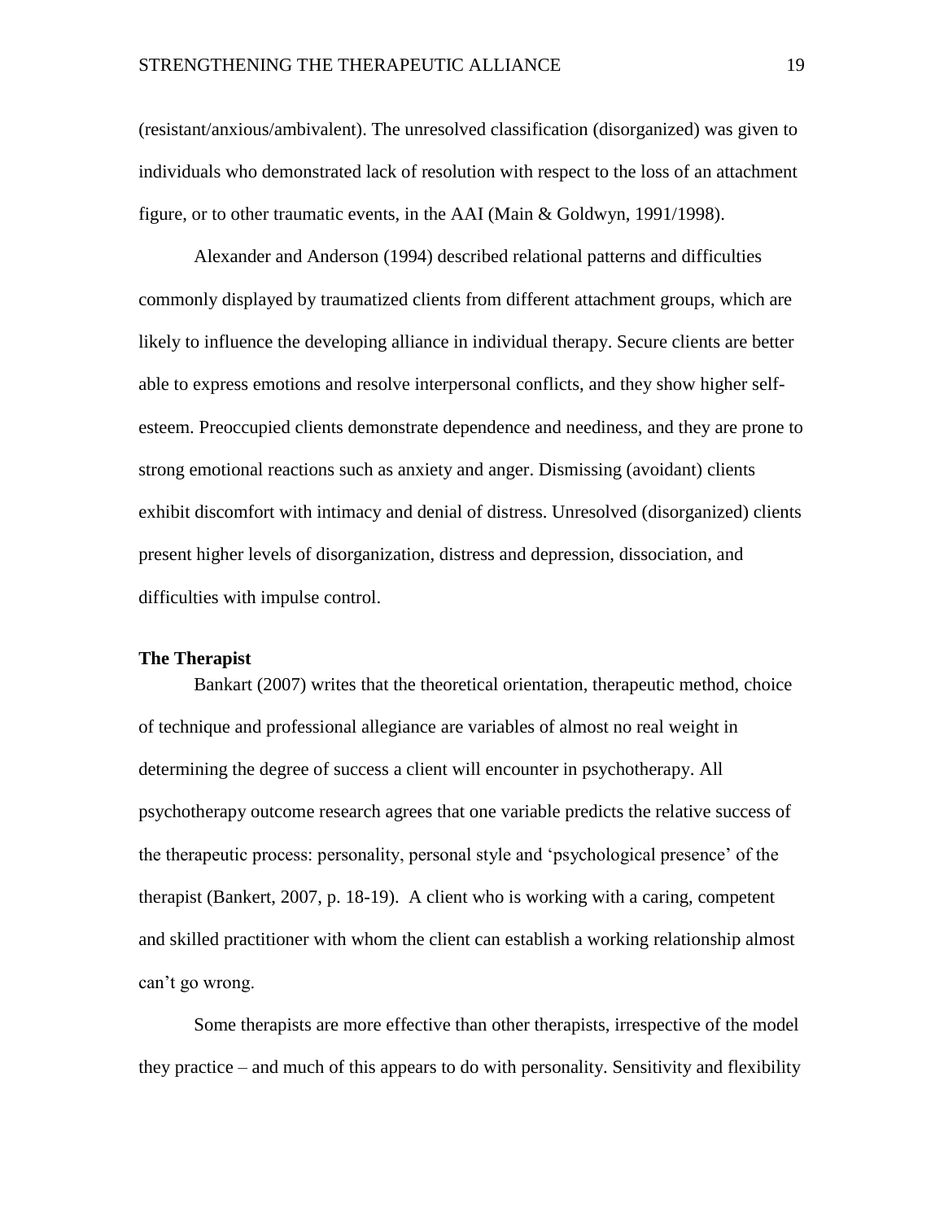(resistant/anxious/ambivalent). The unresolved classification (disorganized) was given to individuals who demonstrated lack of resolution with respect to the loss of an attachment figure, or to other traumatic events, in the AAI (Main & Goldwyn, 1991/1998).

Alexander and Anderson (1994) described relational patterns and difficulties commonly displayed by traumatized clients from different attachment groups, which are likely to influence the developing alliance in individual therapy. Secure clients are better able to express emotions and resolve interpersonal conflicts, and they show higher self-esteem. Preoccupied clients demonstrate dependence and neediness, and they are prone to strong emotional reactions such as anxiety and anger. Dismissing (avoidant) clients exhibit discomfort with intimacy and denial of distress. Unresolved (disorganized) clients present higher levels of disorganization, distress and depression, dissociation, and difficulties with impulse control.

**The Therapist**

Bankart (2007) writes that the theoretical orientation, therapeutic method, choice of technique and professional allegiance are variables of almost no real weight in determining the degree of success a client will encounter in psychotherapy. All psychotherapy outcome research agrees that one variable predicts the relative success of the therapeutic process: personality, personal style and 'psychological presence' of the therapist (Bankert, 2007, p. 18-19). A client who is working with a caring, competent and skilled practitioner with whom the client can establish a working relationship almost can't go wrong.

Some therapists are more effective than other therapists, irrespective of the model they practice – and much of this appears to do with personality. Sensitivity and flexibility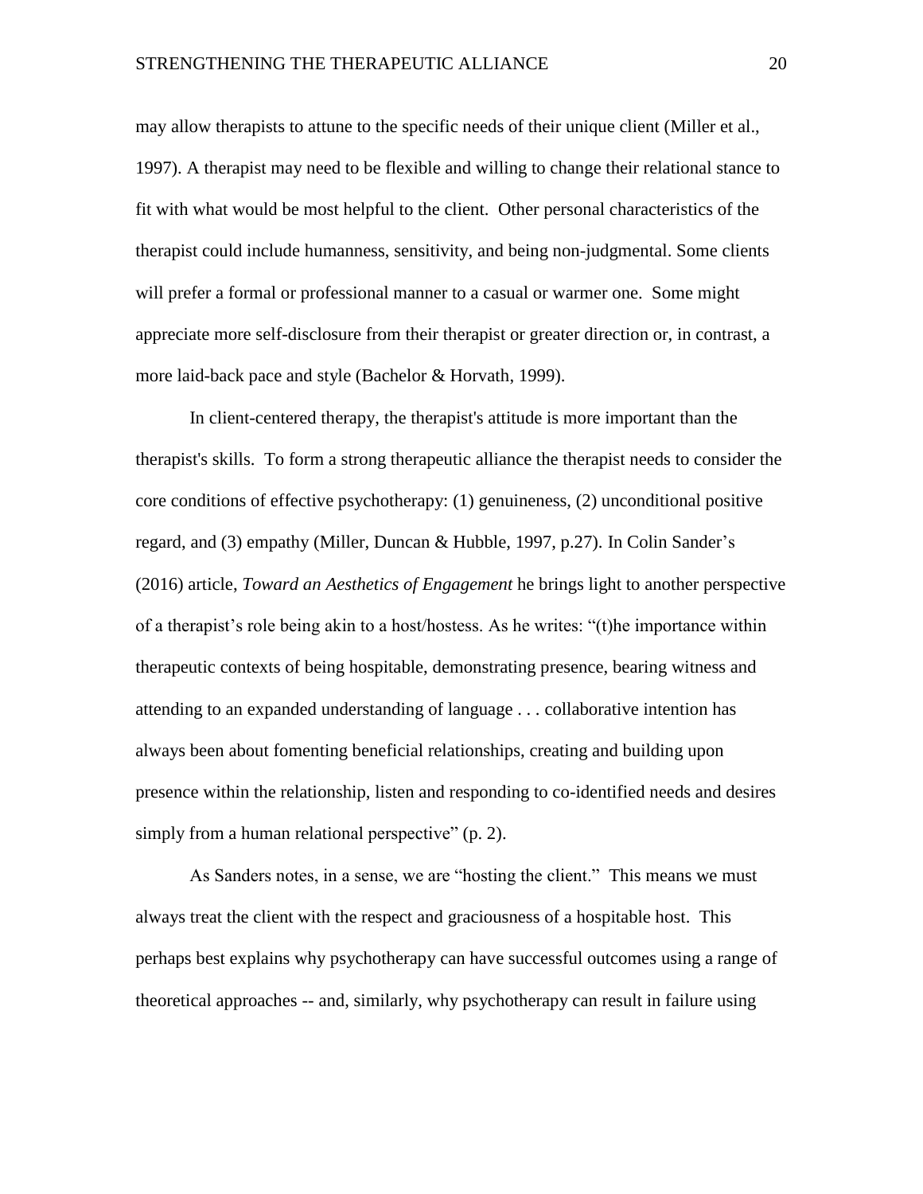may allow therapists to attune to the specific needs of their unique client (Miller et al., 1997). A therapist may need to be flexible and willing to change their relational stance to fit with what would be most helpful to the client. Other personal characteristics of the therapist could include humanness, sensitivity, and being non-judgmental. Some clients will prefer a formal or professional manner to a casual or warmer one. Some might appreciate more self-disclosure from their therapist or greater direction or, in contrast, a more laid-back pace and style (Bachelor & Horvath, 1999).

In client-centered therapy, the therapist's attitude is more important than the therapist's skills. To form a strong therapeutic alliance the therapist needs to consider the core conditions of effective psychotherapy: (1) genuineness, (2) unconditional positive regard, and (3) empathy (Miller, Duncan & Hubble, 1997, p.27). In Colin Sander's (2016) article, *Toward an Aesthetics of Engagement* he brings light to another perspective of a therapist's role being akin to a host/hostess. As he writes: "(t)he importance within therapeutic contexts of being hospitable, demonstrating presence, bearing witness and attending to an expanded understanding of language . . . collaborative intention has always been about fomenting beneficial relationships, creating and building upon presence within the relationship, listen and responding to co-identified needs and desires simply from a human relational perspective" (p. 2).

As Sanders notes, in a sense, we are "hosting the client." This means we must always treat the client with the respect and graciousness of a hospitable host. This perhaps best explains why psychotherapy can have successful outcomes using a range of theoretical approaches -- and, similarly, why psychotherapy can result in failure using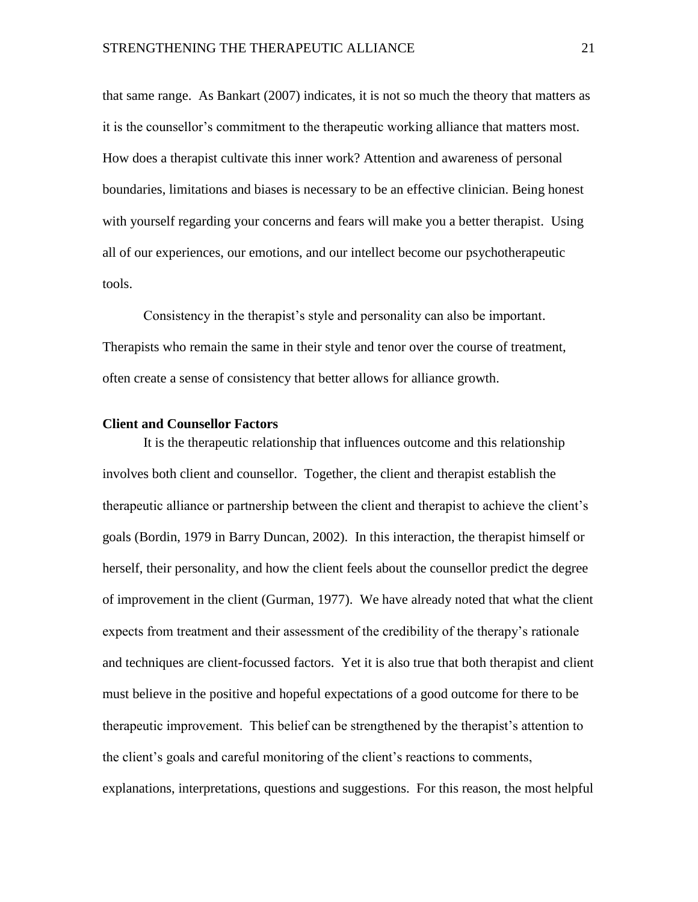that same range. As Bankart (2007) indicates, it is not so much the theory that matters as it is the counsellor's commitment to the therapeutic working alliance that matters most. How does a therapist cultivate this inner work? Attention and awareness of personal boundaries, limitations and biases is necessary to be an effective clinician. Being honest with yourself regarding your concerns and fears will make you a better therapist. Using all of our experiences, our emotions, and our intellect become our psychotherapeutic tools.

Consistency in the therapist's style and personality can also be important. Therapists who remain the same in their style and tenor over the course of treatment, often create a sense of consistency that better allows for alliance growth.

**Client and Counsellor Factors**

It is the therapeutic relationship that influences outcome and this relationship involves both client and counsellor. Together, the client and therapist establish the therapeutic alliance or partnership between the client and therapist to achieve the client's goals (Bordin, 1979 in Barry Duncan, 2002). In this interaction, the therapist himself or herself, their personality, and how the client feels about the counsellor predict the degree of improvement in the client (Gurman, 1977). We have already noted that what the client expects from treatment and their assessment of the credibility of the therapy's rationale and techniques are client-focussed factors. Yet it is also true that both therapist and client must believe in the positive and hopeful expectations of a good outcome for there to be therapeutic improvement. This belief can be strengthened by the therapist's attention to the client's goals and careful monitoring of the client's reactions to comments, explanations, interpretations, questions and suggestions. For this reason, the most helpful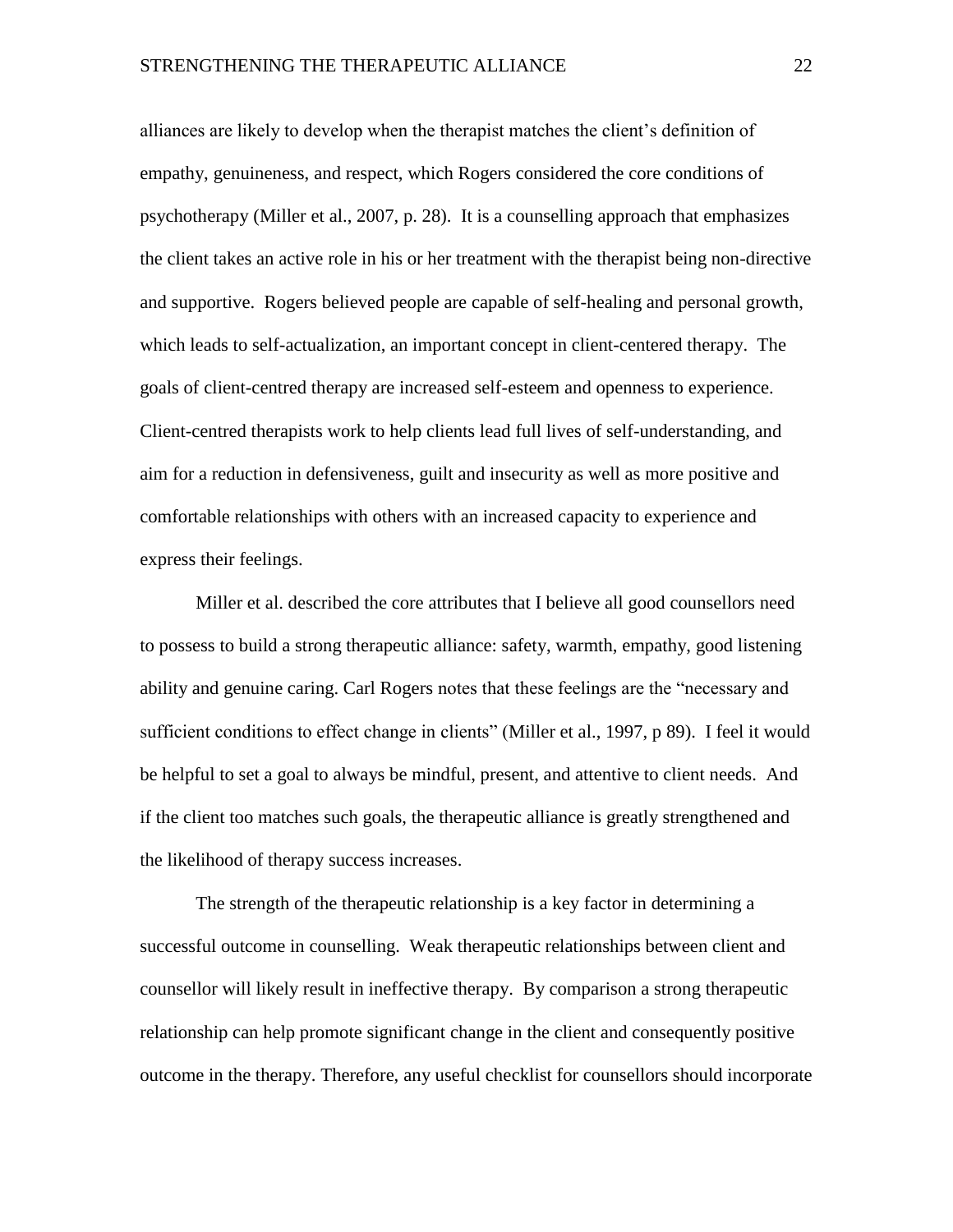alliances are likely to develop when the therapist matches the client's definition of empathy, genuineness, and respect, which Rogers considered the core conditions of psychotherapy (Miller et al., 2007, p. 28). It is a counselling approach that emphasizes the client takes an active role in his or her treatment with the therapist being non-directive and supportive. Rogers believed people are capable of self-healing and personal growth, which leads to self-actualization, an important concept in client-centered therapy. The goals of client-centred therapy are increased self-esteem and openness to experience. Client-centred therapists work to help clients lead full lives of self-understanding, and aim for a reduction in defensiveness, guilt and insecurity as well as more positive and comfortable relationships with others with an increased capacity to experience and express their feelings.

Miller et al. described the core attributes that I believe all good counsellors need to possess to build a strong therapeutic alliance: safety, warmth, empathy, good listening ability and genuine caring. Carl Rogers notes that these feelings are the "necessary and sufficient conditions to effect change in clients" (Miller et al., 1997, p 89). I feel it would be helpful to set a goal to always be mindful, present, and attentive to client needs. And if the client too matches such goals, the therapeutic alliance is greatly strengthened and the likelihood of therapy success increases.

The strength of the therapeutic relationship is a key factor in determining a successful outcome in counselling. Weak therapeutic relationships between client and counsellor will likely result in ineffective therapy. By comparison a strong therapeutic relationship can help promote significant change in the client and consequently positive outcome in the therapy. Therefore, any useful checklist for counsellors should incorporate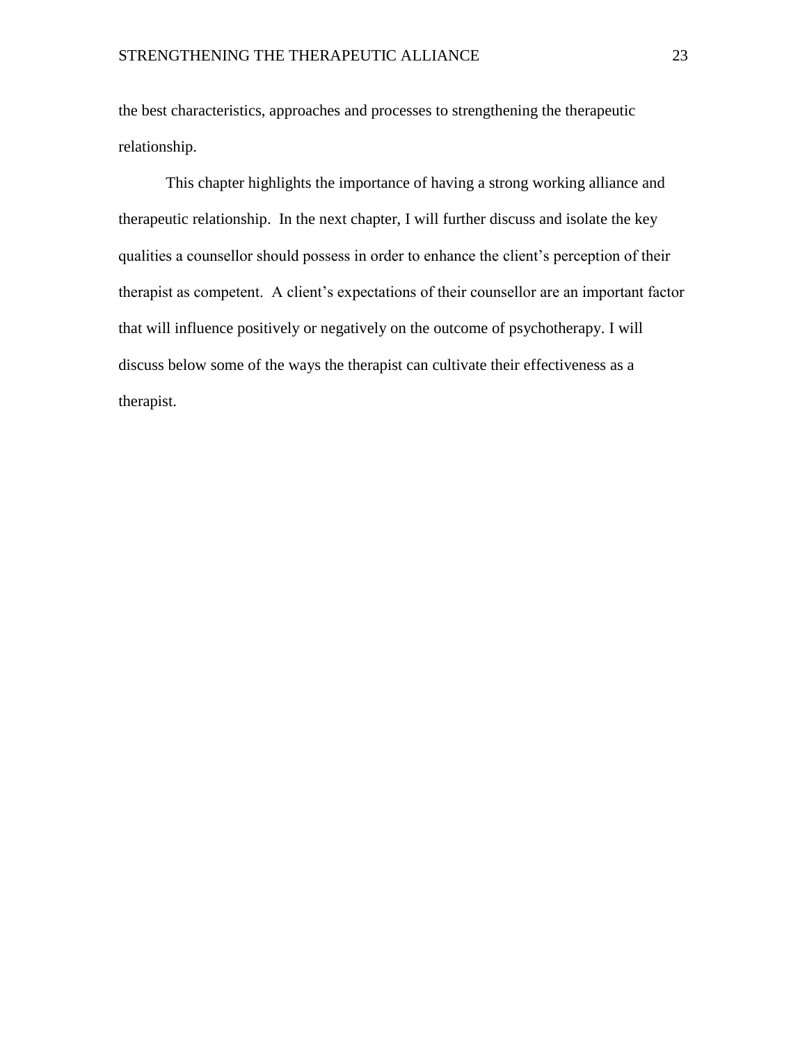the best characteristics, approaches and processes to strengthening the therapeutic relationship.

This chapter highlights the importance of having a strong working alliance and therapeutic relationship. In the next chapter, I will further discuss and isolate the key qualities a counsellor should possess in order to enhance the client's perception of their therapist as competent. A client's expectations of their counsellor are an important factor that will influence positively or negatively on the outcome of psychotherapy. I will discuss below some of the ways the therapist can cultivate their effectiveness as a therapist.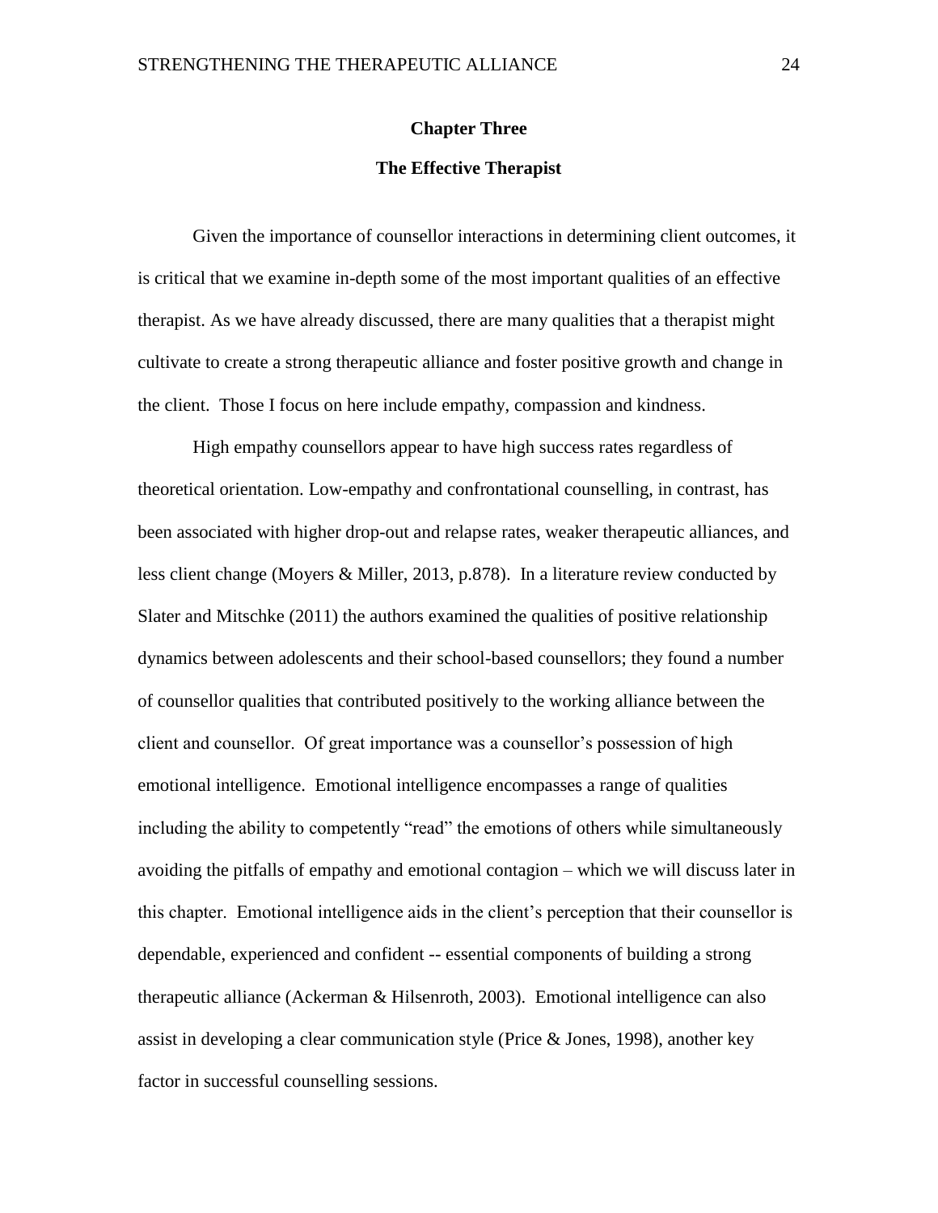# Chapter Three

## The Effective Therapist

Given the importance of counsellor interactions in determining client outcomes, it is critical that we examine in-depth some of the most important qualities of an effective therapist. As we have already discussed, there are many qualities that a therapist might cultivate to create a strong therapeutic alliance and foster positive growth and change in the client. Those I focus on here include empathy, compassion and kindness.

High empathy counsellors appear to have high success rates regardless of theoretical orientation. Low-empathy and confrontational counselling, in contrast, has been associated with higher drop-out and relapse rates, weaker therapeutic alliances, and less client change (Moyers & Miller, 2013, p.878). In a literature review conducted by Slater and Mitschke (2011) the authors examined the qualities of positive relationship dynamics between adolescents and their school-based counsellors; they found a number of counsellor qualities that contributed positively to the working alliance between the client and counsellor. Of great importance was a counsellor's possession of high emotional intelligence. Emotional intelligence encompasses a range of qualities including the ability to competently "read" the emotions of others while simultaneously avoiding the pitfalls of empathy and emotional contagion – which we will discuss later in this chapter. Emotional intelligence aids in the client's perception that their counsellor is dependable, experienced and confident -- essential components of building a strong therapeutic alliance (Ackerman & Hilsenroth, 2003). Emotional intelligence can also assist in developing a clear communication style (Price & Jones, 1998), another key factor in successful counselling sessions.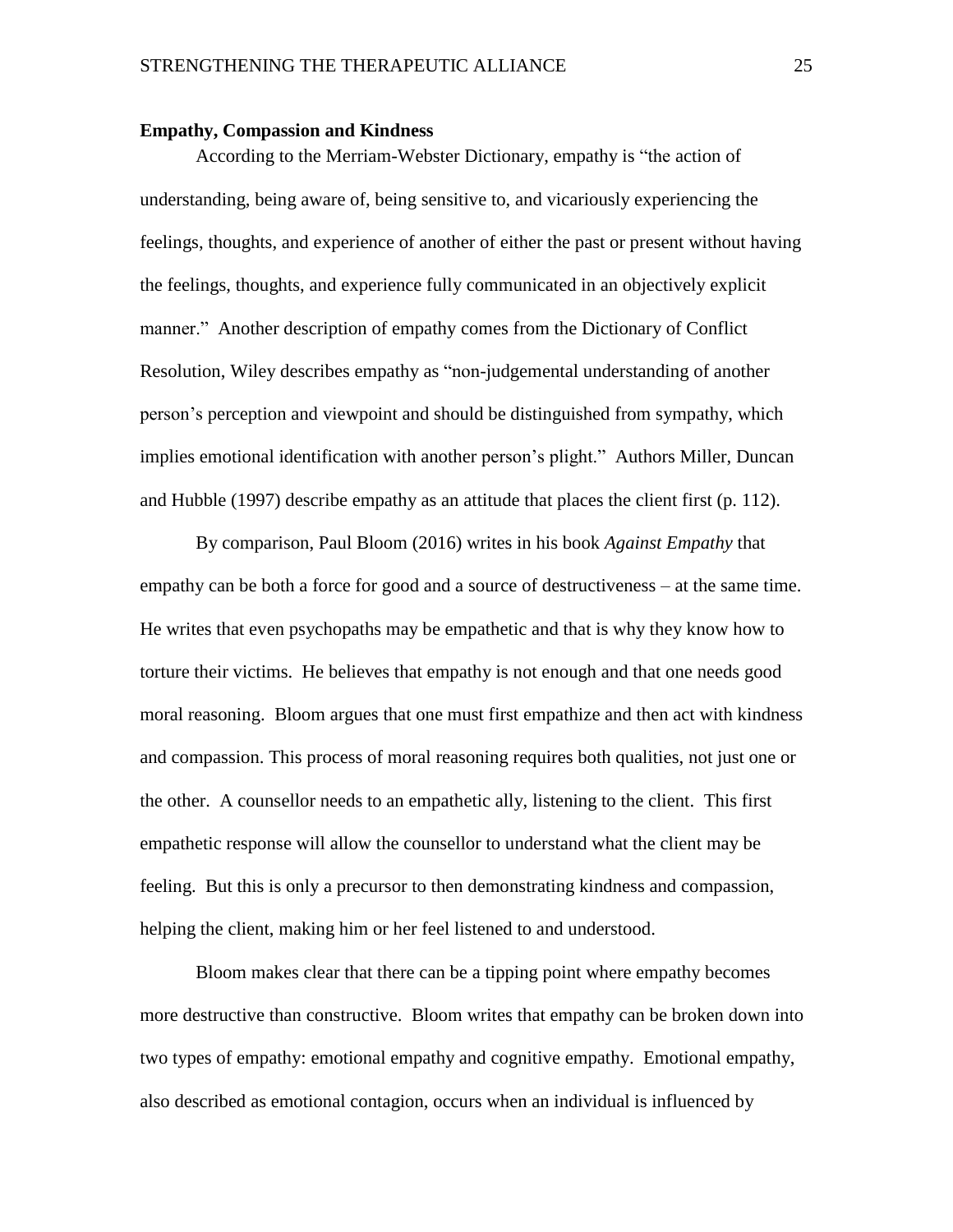**Empathy, Compassion and Kindness**

According to the Merriam-Webster Dictionary, empathy is "the action of understanding, being aware of, being sensitive to, and vicariously experiencing the feelings, thoughts, and experience of another of either the past or present without having the feelings, thoughts, and experience fully communicated in an objectively explicit manner." Another description of empathy comes from the Dictionary of Conflict Resolution, Wiley describes empathy as "non-judgemental understanding of another person's perception and viewpoint and should be distinguished from sympathy, which implies emotional identification with another person's plight." Authors Miller, Duncan and Hubble (1997) describe empathy as an attitude that places the client first (p. 112).

By comparison, Paul Bloom (2016) writes in his book *Against Empathy* that empathy can be both a force for good and a source of destructiveness – at the same time. He writes that even psychopaths may be empathetic and that is why they know how to torture their victims. He believes that empathy is not enough and that one needs good moral reasoning. Bloom argues that one must first empathize and then act with kindness and compassion. This process of moral reasoning requires both qualities, not just one or the other. A counsellor needs to an empathetic ally, listening to the client. This first empathetic response will allow the counsellor to understand what the client may be feeling. But this is only a precursor to then demonstrating kindness and compassion, helping the client, making him or her feel listened to and understood.

Bloom makes clear that there can be a tipping point where empathy becomes more destructive than constructive. Bloom writes that empathy can be broken down into two types of empathy: emotional empathy and cognitive empathy. Emotional empathy, also described as emotional contagion, occurs when an individual is influenced by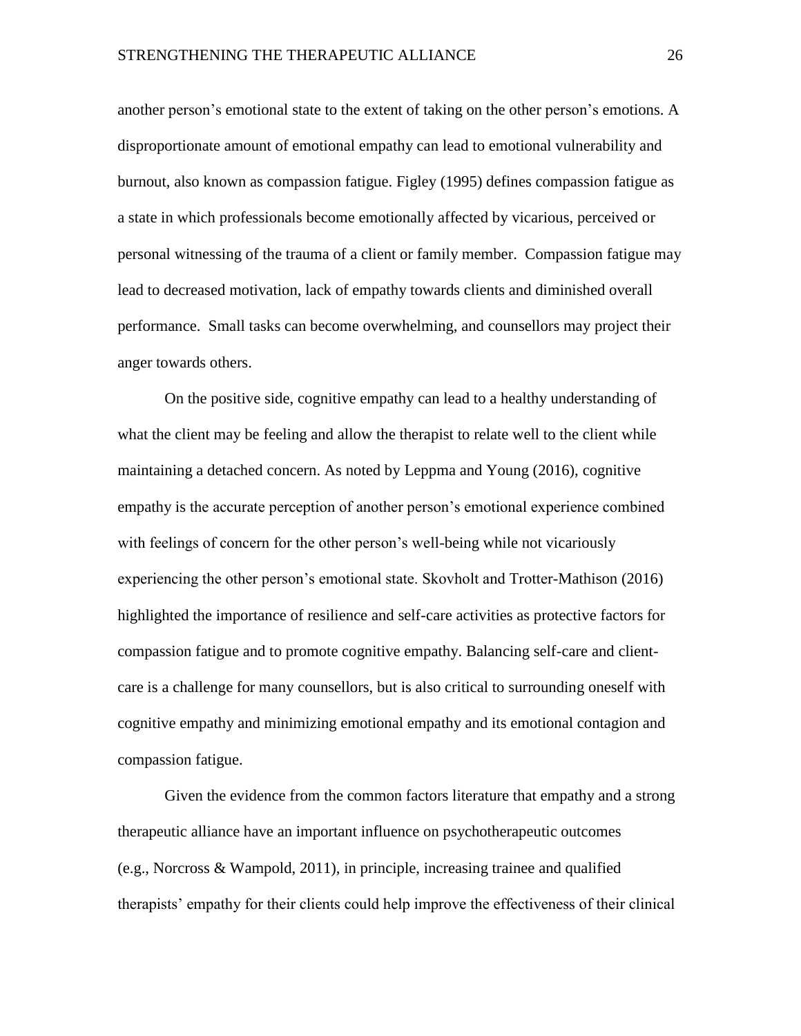another person's emotional state to the extent of taking on the other person's emotions. A disproportionate amount of emotional empathy can lead to emotional vulnerability and burnout, also known as compassion fatigue. Figley (1995) defines compassion fatigue as a state in which professionals become emotionally affected by vicarious, perceived or personal witnessing of the trauma of a client or family member. Compassion fatigue may lead to decreased motivation, lack of empathy towards clients and diminished overall performance. Small tasks can become overwhelming, and counsellors may project their anger towards others.

On the positive side, cognitive empathy can lead to a healthy understanding of what the client may be feeling and allow the therapist to relate well to the client while maintaining a detached concern. As noted by Leppma and Young (2016), cognitive empathy is the accurate perception of another person's emotional experience combined with feelings of concern for the other person's well-being while not vicariously experiencing the other person's emotional state. Skovholt and Trotter-Mathison (2016) highlighted the importance of resilience and self-care activities as protective factors for compassion fatigue and to promote cognitive empathy. Balancing self-care and client-care is a challenge for many counsellors, but is also critical to surrounding oneself with cognitive empathy and minimizing emotional empathy and its emotional contagion and compassion fatigue.

Given the evidence from the common factors literature that empathy and a strong therapeutic alliance have an important influence on psychotherapeutic outcomes (e.g., Norcross & Wampold, 2011), in principle, increasing trainee and qualified therapists' empathy for their clients could help improve the effectiveness of their clinical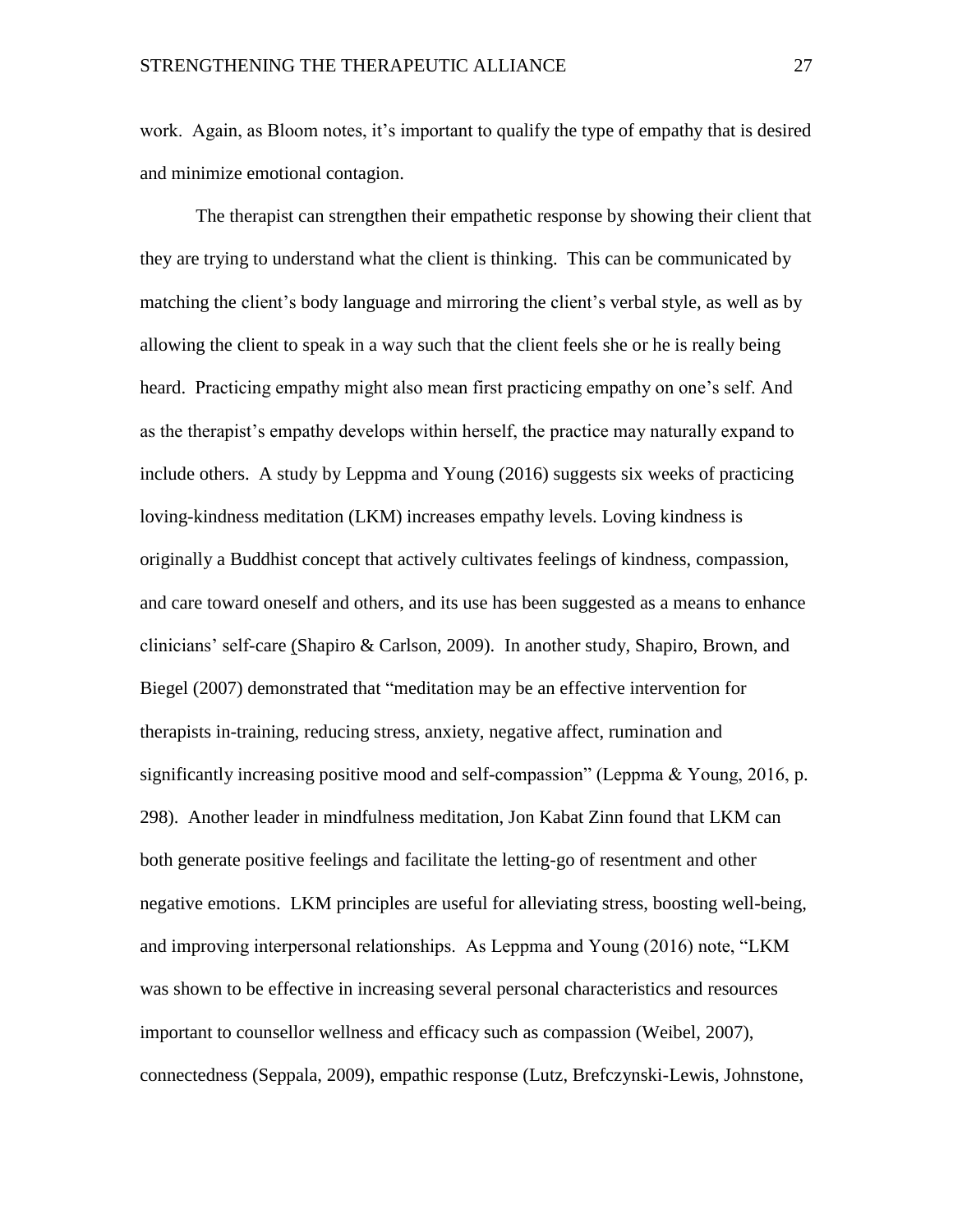work. Again, as Bloom notes, it's important to qualify the type of empathy that is desired and minimize emotional contagion.

The therapist can strengthen their empathetic response by showing their client that they are trying to understand what the client is thinking. This can be communicated by matching the client's body language and mirroring the client's verbal style, as well as by allowing the client to speak in a way such that the client feels she or he is really being heard. Practicing empathy might also mean first practicing empathy on one's self. And as the therapist's empathy develops within herself, the practice may naturally expand to include others. A study by Leppma and Young (2016) suggests six weeks of practicing loving-kindness meditation (LKM) increases empathy levels. Loving kindness is originally a Buddhist concept that actively cultivates feelings of kindness, compassion, and care toward oneself and others, and its use has been suggested as a means to enhance clinicians' self-care (Shapiro & Carlson, 2009). In another study, Shapiro, Brown, and Biegel (2007) demonstrated that "meditation may be an effective intervention for therapists in-training, reducing stress, anxiety, negative affect, rumination and significantly increasing positive mood and self-compassion" (Leppma & Young, 2016, p. 298). Another leader in mindfulness meditation, Jon Kabat Zinn found that LKM can both generate positive feelings and facilitate the letting-go of resentment and other negative emotions. LKM principles are useful for alleviating stress, boosting well-being, and improving interpersonal relationships. As Leppma and Young (2016) note, "LKM was shown to be effective in increasing several personal characteristics and resources important to counsellor wellness and efficacy such as compassion (Weibel, 2007), connectedness (Seppala, 2009), empathic response (Lutz, Brefczynski-Lewis, Johnstone,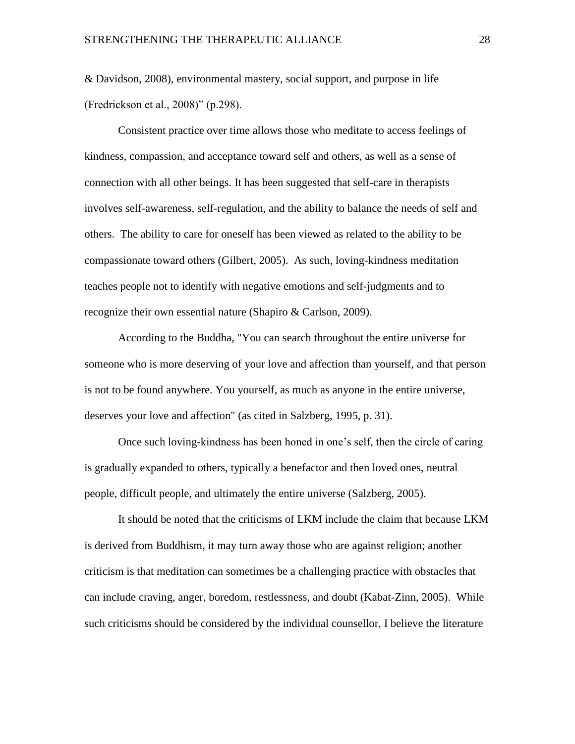& Davidson, 2008), environmental mastery, social support, and purpose in life (Fredrickson et al., 2008)" (p.298).

Consistent practice over time allows those who meditate to access feelings of kindness, compassion, and acceptance toward self and others, as well as a sense of connection with all other beings. It has been suggested that self-care in therapists involves self-awareness, self-regulation, and the ability to balance the needs of self and others. The ability to care for oneself has been viewed as related to the ability to be compassionate toward others (Gilbert, 2005). As such, loving-kindness meditation teaches people not to identify with negative emotions and self-judgments and to recognize their own essential nature (Shapiro & Carlson, 2009).

According to the Buddha, "You can search throughout the entire universe for someone who is more deserving of your love and affection than yourself, and that person is not to be found anywhere. You yourself, as much as anyone in the entire universe, deserves your love and affection" (as cited in Salzberg, 1995, p. 31).

Once such loving-kindness has been honed in one's self, then the circle of caring is gradually expanded to others, typically a benefactor and then loved ones, neutral people, difficult people, and ultimately the entire universe (Salzberg, 2005).

It should be noted that the criticisms of LKM include the claim that because LKM is derived from Buddhism, it may turn away those who are against religion; another criticism is that meditation can sometimes be a challenging practice with obstacles that can include craving, anger, boredom, restlessness, and doubt (Kabat-Zinn, 2005). While such criticisms should be considered by the individual counsellor, I believe the literature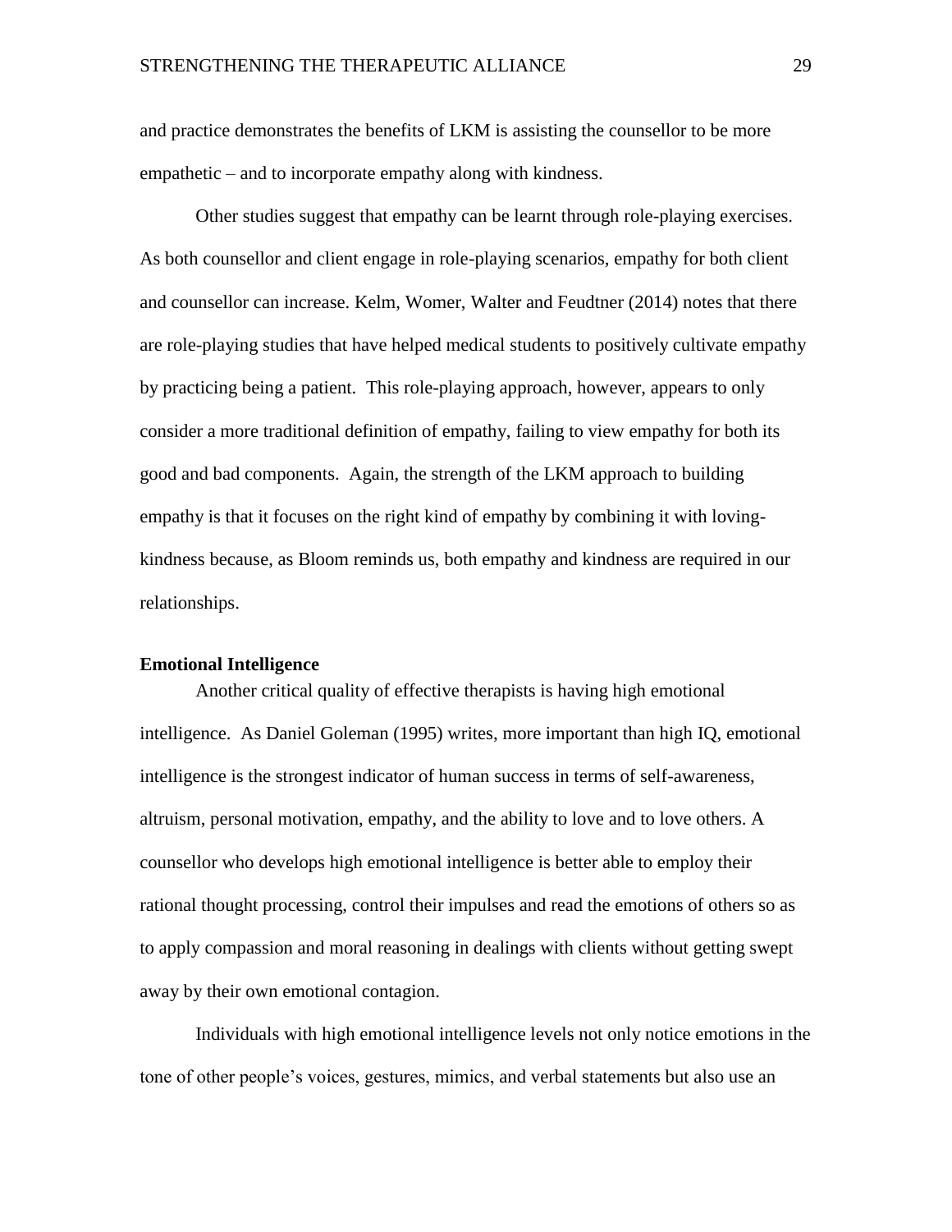and practice demonstrates the benefits of LKM is assisting the counsellor to be more empathetic – and to incorporate empathy along with kindness.

Other studies suggest that empathy can be learnt through role-playing exercises. As both counsellor and client engage in role-playing scenarios, empathy for both client and counsellor can increase. Kelm, Womer, Walter and Feudtner (2014) notes that there are role-playing studies that have helped medical students to positively cultivate empathy by practicing being a patient. This role-playing approach, however, appears to only consider a more traditional definition of empathy, failing to view empathy for both its good and bad components. Again, the strength of the LKM approach to building empathy is that it focuses on the right kind of empathy by combining it with loving-kindness because, as Bloom reminds us, both empathy and kindness are required in our relationships.

**Emotional Intelligence**

Another critical quality of effective therapists is having high emotional intelligence. As Daniel Goleman (1995) writes, more important than high IQ, emotional intelligence is the strongest indicator of human success in terms of self-awareness, altruism, personal motivation, empathy, and the ability to love and to love others. A counsellor who develops high emotional intelligence is better able to employ their rational thought processing, control their impulses and read the emotions of others so as to apply compassion and moral reasoning in dealings with clients without getting swept away by their own emotional contagion.

Individuals with high emotional intelligence levels not only notice emotions in the tone of other people's voices, gestures, mimics, and verbal statements but also use an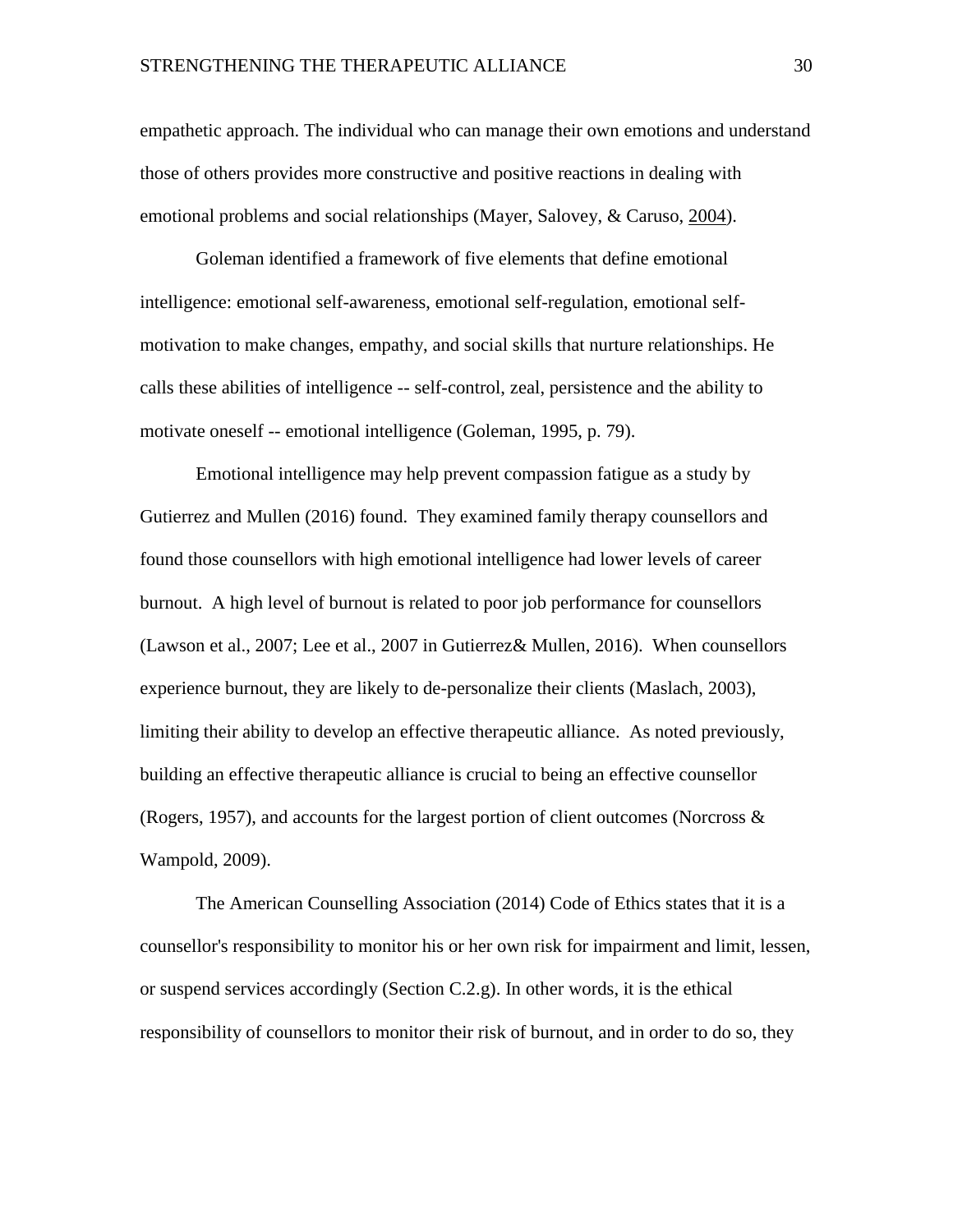empathetic approach. The individual who can manage their own emotions and understand those of others provides more constructive and positive reactions in dealing with emotional problems and social relationships (Mayer, Salovey, & Caruso, 2004).

Goleman identified a framework of five elements that define emotional intelligence: emotional self-awareness, emotional self-regulation, emotional self-motivation to make changes, empathy, and social skills that nurture relationships. He calls these abilities of intelligence -- self-control, zeal, persistence and the ability to motivate oneself -- emotional intelligence (Goleman, 1995, p. 79).

Emotional intelligence may help prevent compassion fatigue as a study by Gutierrez and Mullen (2016) found. They examined family therapy counsellors and found those counsellors with high emotional intelligence had lower levels of career burnout. A high level of burnout is related to poor job performance for counsellors (Lawson et al., 2007; Lee et al., 2007 in Gutierrez& Mullen, 2016). When counsellors experience burnout, they are likely to de-personalize their clients (Maslach, 2003), limiting their ability to develop an effective therapeutic alliance. As noted previously, building an effective therapeutic alliance is crucial to being an effective counsellor (Rogers, 1957), and accounts for the largest portion of client outcomes (Norcross & Wampold, 2009).

The American Counselling Association (2014) Code of Ethics states that it is a counsellor's responsibility to monitor his or her own risk for impairment and limit, lessen, or suspend services accordingly (Section C.2.g). In other words, it is the ethical responsibility of counsellors to monitor their risk of burnout, and in order to do so, they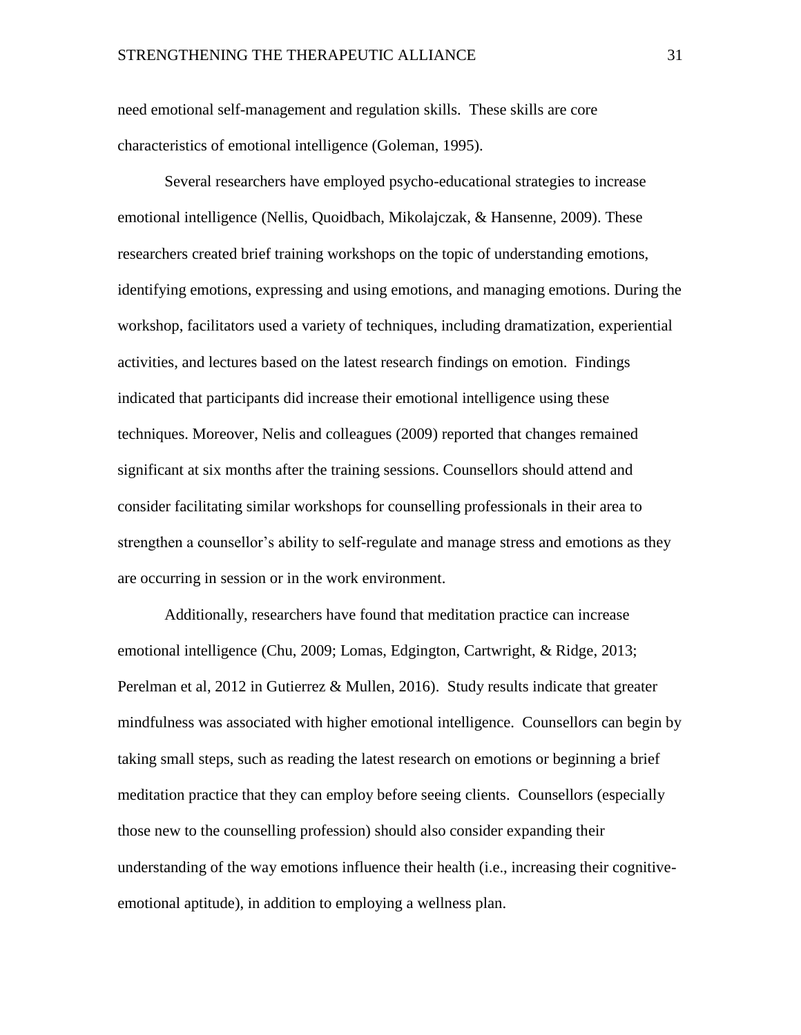need emotional self-management and regulation skills. These skills are core characteristics of emotional intelligence (Goleman, 1995).

Several researchers have employed psycho-educational strategies to increase emotional intelligence (Nellis, Quoidbach, Mikolajczak, & Hansenne, 2009). These researchers created brief training workshops on the topic of understanding emotions, identifying emotions, expressing and using emotions, and managing emotions. During the workshop, facilitators used a variety of techniques, including dramatization, experiential activities, and lectures based on the latest research findings on emotion. Findings indicated that participants did increase their emotional intelligence using these techniques. Moreover, Nelis and colleagues (2009) reported that changes remained significant at six months after the training sessions. Counsellors should attend and consider facilitating similar workshops for counselling professionals in their area to strengthen a counsellor's ability to self-regulate and manage stress and emotions as they are occurring in session or in the work environment.

Additionally, researchers have found that meditation practice can increase emotional intelligence (Chu, 2009; Lomas, Edgington, Cartwright, & Ridge, 2013; Perelman et al, 2012 in Gutierrez & Mullen, 2016). Study results indicate that greater mindfulness was associated with higher emotional intelligence. Counsellors can begin by taking small steps, such as reading the latest research on emotions or beginning a brief meditation practice that they can employ before seeing clients. Counsellors (especially those new to the counselling profession) should also consider expanding their understanding of the way emotions influence their health (i.e., increasing their cognitive-emotional aptitude), in addition to employing a wellness plan.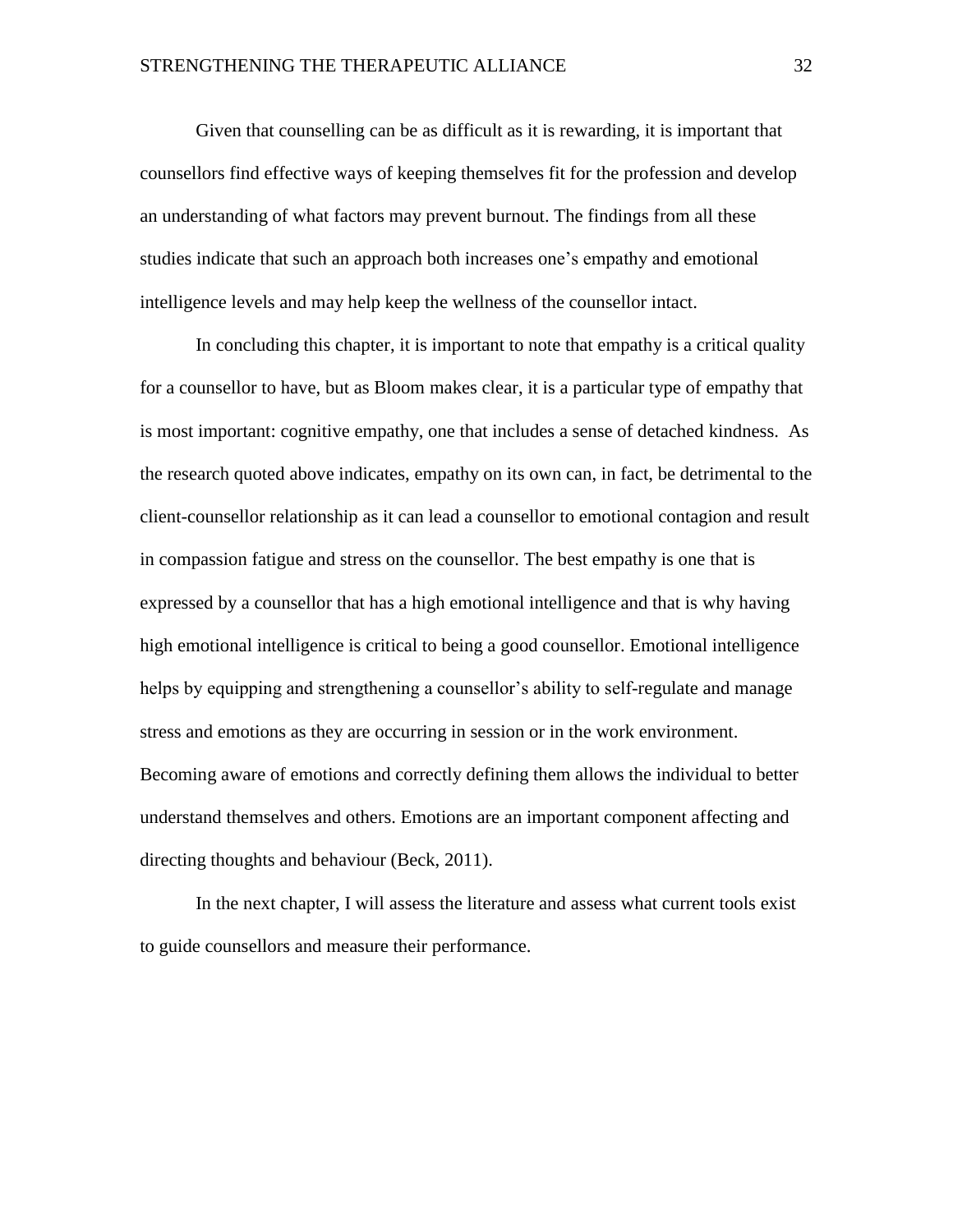Given that counselling can be as difficult as it is rewarding, it is important that counsellors find effective ways of keeping themselves fit for the profession and develop an understanding of what factors may prevent burnout. The findings from all these studies indicate that such an approach both increases one's empathy and emotional intelligence levels and may help keep the wellness of the counsellor intact.

In concluding this chapter, it is important to note that empathy is a critical quality for a counsellor to have, but as Bloom makes clear, it is a particular type of empathy that is most important: cognitive empathy, one that includes a sense of detached kindness. As the research quoted above indicates, empathy on its own can, in fact, be detrimental to the client-counsellor relationship as it can lead a counsellor to emotional contagion and result in compassion fatigue and stress on the counsellor. The best empathy is one that is expressed by a counsellor that has a high emotional intelligence and that is why having high emotional intelligence is critical to being a good counsellor. Emotional intelligence helps by equipping and strengthening a counsellor's ability to self-regulate and manage stress and emotions as they are occurring in session or in the work environment. Becoming aware of emotions and correctly defining them allows the individual to better understand themselves and others. Emotions are an important component affecting and directing thoughts and behaviour (Beck, 2011).

In the next chapter, I will assess the literature and assess what current tools exist to guide counsellors and measure their performance.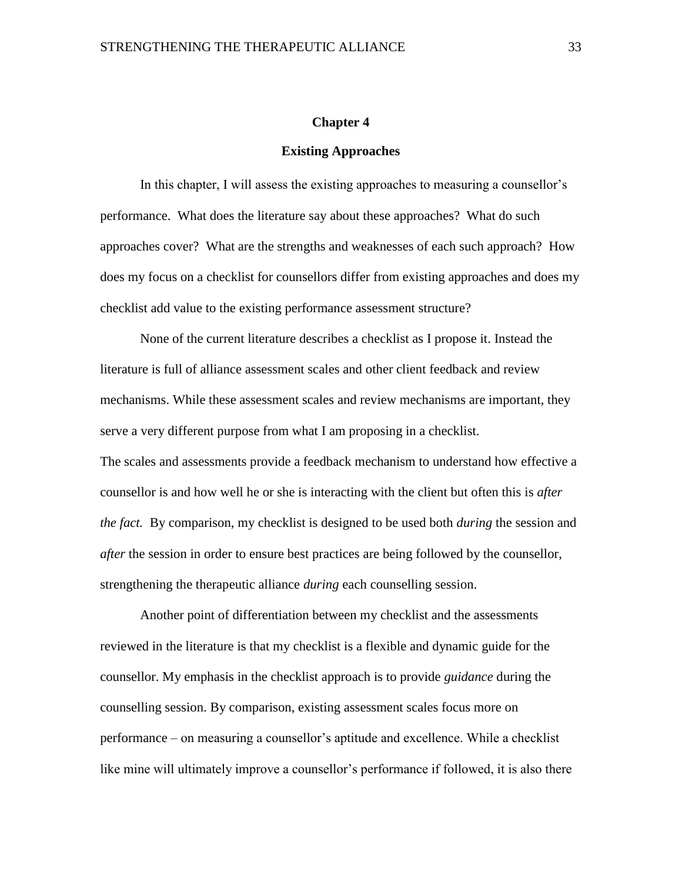# Chapter 4

## Existing Approaches

In this chapter, I will assess the existing approaches to measuring a counsellor's performance. What does the literature say about these approaches? What do such approaches cover? What are the strengths and weaknesses of each such approach? How does my focus on a checklist for counsellors differ from existing approaches and does my checklist add value to the existing performance assessment structure?

None of the current literature describes a checklist as I propose it. Instead the literature is full of alliance assessment scales and other client feedback and review mechanisms. While these assessment scales and review mechanisms are important, they serve a very different purpose from what I am proposing in a checklist.

The scales and assessments provide a feedback mechanism to understand how effective a counsellor is and how well he or she is interacting with the client but often this is *after the fact.* By comparison, my checklist is designed to be used both *during* the session and *after* the session in order to ensure best practices are being followed by the counsellor, strengthening the therapeutic alliance *during* each counselling session.

Another point of differentiation between my checklist and the assessments reviewed in the literature is that my checklist is a flexible and dynamic guide for the counsellor. My emphasis in the checklist approach is to provide *guidance* during the counselling session. By comparison, existing assessment scales focus more on performance – on measuring a counsellor's aptitude and excellence. While a checklist like mine will ultimately improve a counsellor's performance if followed, it is also there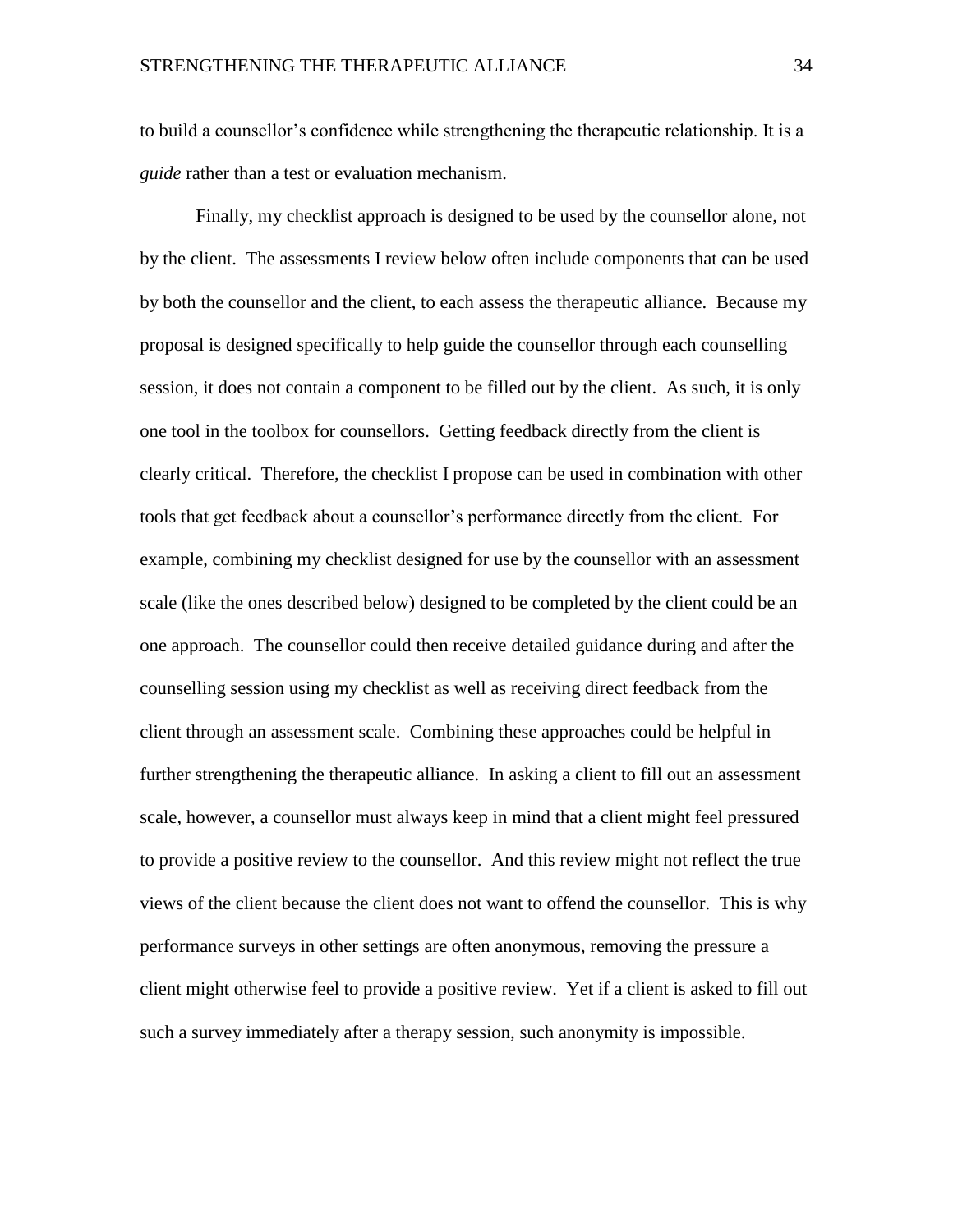to build a counsellor's confidence while strengthening the therapeutic relationship. It is a *guide* rather than a test or evaluation mechanism.

Finally, my checklist approach is designed to be used by the counsellor alone, not by the client. The assessments I review below often include components that can be used by both the counsellor and the client, to each assess the therapeutic alliance. Because my proposal is designed specifically to help guide the counsellor through each counselling session, it does not contain a component to be filled out by the client. As such, it is only one tool in the toolbox for counsellors. Getting feedback directly from the client is clearly critical. Therefore, the checklist I propose can be used in combination with other tools that get feedback about a counsellor's performance directly from the client. For example, combining my checklist designed for use by the counsellor with an assessment scale (like the ones described below) designed to be completed by the client could be an one approach. The counsellor could then receive detailed guidance during and after the counselling session using my checklist as well as receiving direct feedback from the client through an assessment scale. Combining these approaches could be helpful in further strengthening the therapeutic alliance. In asking a client to fill out an assessment scale, however, a counsellor must always keep in mind that a client might feel pressured to provide a positive review to the counsellor. And this review might not reflect the true views of the client because the client does not want to offend the counsellor. This is why performance surveys in other settings are often anonymous, removing the pressure a client might otherwise feel to provide a positive review. Yet if a client is asked to fill out such a survey immediately after a therapy session, such anonymity is impossible.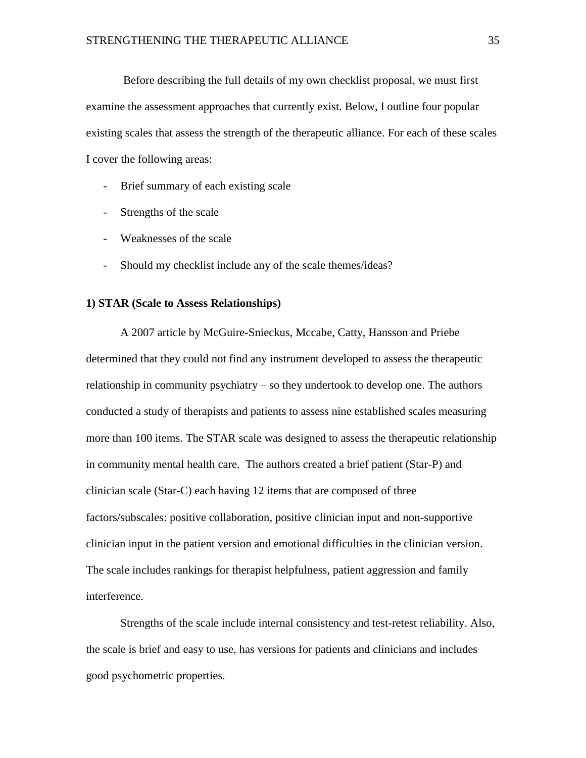Before describing the full details of my own checklist proposal, we must first examine the assessment approaches that currently exist. Below, I outline four popular existing scales that assess the strength of the therapeutic alliance. For each of these scales I cover the following areas:

- Brief summary of each existing scale
- Strengths of the scale
- Weaknesses of the scale
- Should my checklist include any of the scale themes/ideas?

**1) STAR (Scale to Assess Relationships)**

A 2007 article by McGuire-Snieckus, Mccabe, Catty, Hansson and Priebe determined that they could not find any instrument developed to assess the therapeutic relationship in community psychiatry – so they undertook to develop one. The authors conducted a study of therapists and patients to assess nine established scales measuring more than 100 items. The STAR scale was designed to assess the therapeutic relationship in community mental health care. The authors created a brief patient (Star-P) and clinician scale (Star-C) each having 12 items that are composed of three factors/subscales: positive collaboration, positive clinician input and non-supportive clinician input in the patient version and emotional difficulties in the clinician version. The scale includes rankings for therapist helpfulness, patient aggression and family interference.

Strengths of the scale include internal consistency and test-retest reliability. Also, the scale is brief and easy to use, has versions for patients and clinicians and includes good psychometric properties.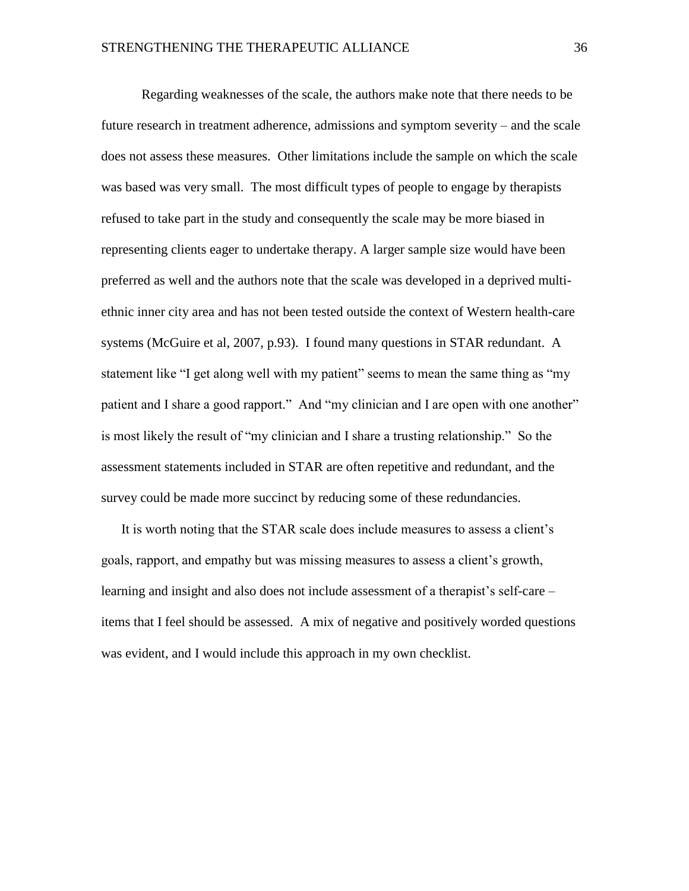Regarding weaknesses of the scale, the authors make note that there needs to be future research in treatment adherence, admissions and symptom severity – and the scale does not assess these measures. Other limitations include the sample on which the scale was based was very small. The most difficult types of people to engage by therapists refused to take part in the study and consequently the scale may be more biased in representing clients eager to undertake therapy. A larger sample size would have been preferred as well and the authors note that the scale was developed in a deprived multi-ethnic inner city area and has not been tested outside the context of Western health-care systems (McGuire et al, 2007, p.93). I found many questions in STAR redundant. A statement like "I get along well with my patient" seems to mean the same thing as "my patient and I share a good rapport." And "my clinician and I are open with one another" is most likely the result of "my clinician and I share a trusting relationship." So the assessment statements included in STAR are often repetitive and redundant, and the survey could be made more succinct by reducing some of these redundancies.

It is worth noting that the STAR scale does include measures to assess a client's goals, rapport, and empathy but was missing measures to assess a client's growth, learning and insight and also does not include assessment of a therapist's self-care – items that I feel should be assessed. A mix of negative and positively worded questions was evident, and I would include this approach in my own checklist.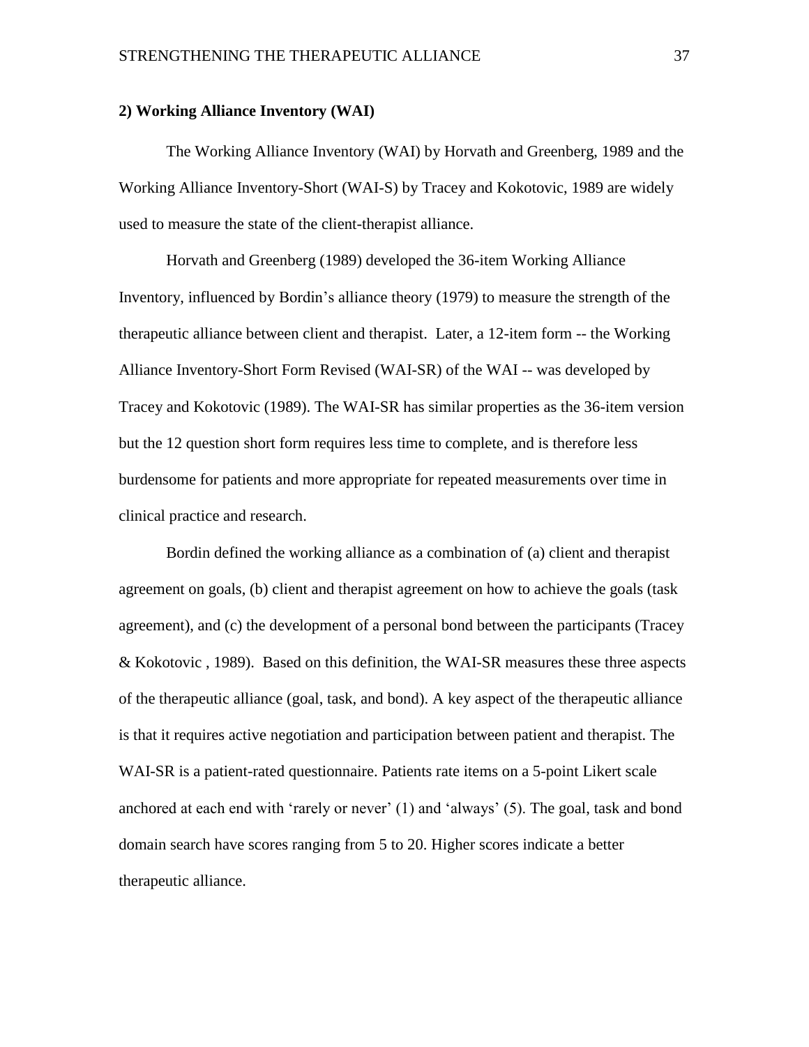**2) Working Alliance Inventory (WAI)**

The Working Alliance Inventory (WAI) by Horvath and Greenberg, 1989 and the Working Alliance Inventory-Short (WAI-S) by Tracey and Kokotovic, 1989 are widely used to measure the state of the client-therapist alliance.

Horvath and Greenberg (1989) developed the 36-item Working Alliance Inventory, influenced by Bordin's alliance theory (1979) to measure the strength of the therapeutic alliance between client and therapist. Later, a 12-item form -- the Working Alliance Inventory-Short Form Revised (WAI-SR) of the WAI -- was developed by Tracey and Kokotovic (1989). The WAI-SR has similar properties as the 36-item version but the 12 question short form requires less time to complete, and is therefore less burdensome for patients and more appropriate for repeated measurements over time in clinical practice and research.

Bordin defined the working alliance as a combination of (a) client and therapist agreement on goals, (b) client and therapist agreement on how to achieve the goals (task agreement), and (c) the development of a personal bond between the participants (Tracey & Kokotovic , 1989). Based on this definition, the WAI-SR measures these three aspects of the therapeutic alliance (goal, task, and bond). A key aspect of the therapeutic alliance is that it requires active negotiation and participation between patient and therapist. The WAI-SR is a patient-rated questionnaire. Patients rate items on a 5-point Likert scale anchored at each end with 'rarely or never' (1) and 'always' (5). The goal, task and bond domain search have scores ranging from 5 to 20. Higher scores indicate a better therapeutic alliance.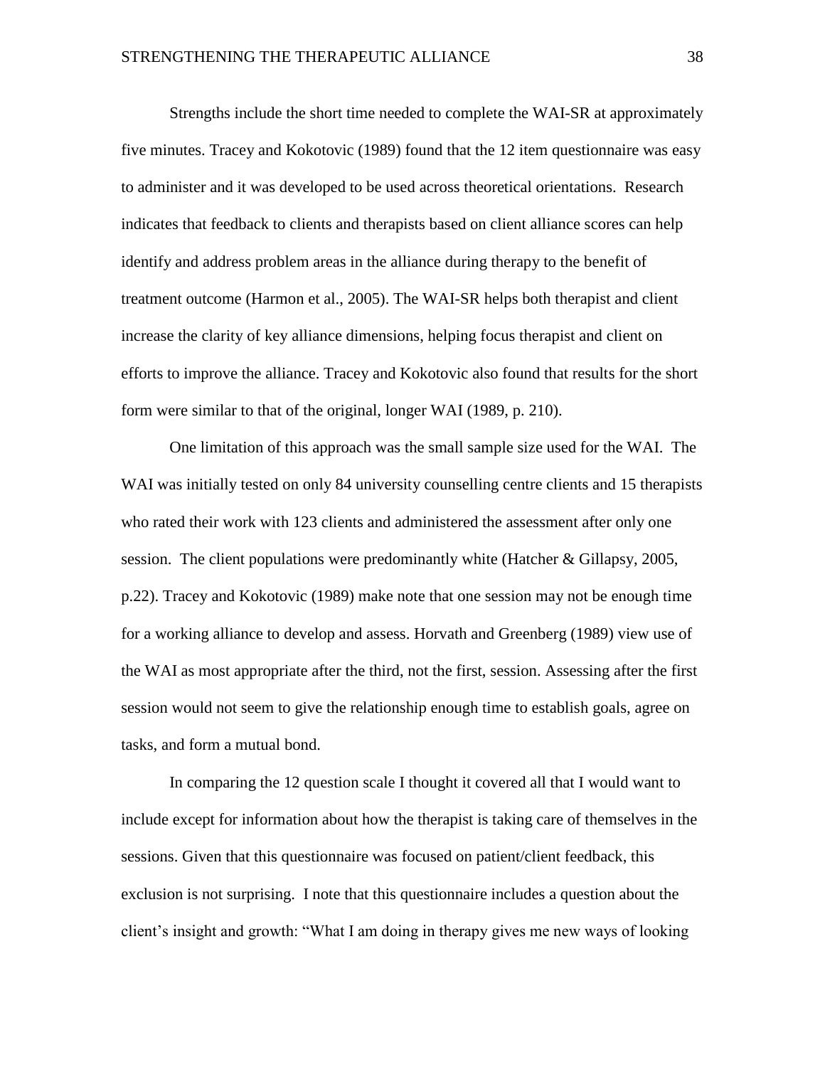Strengths include the short time needed to complete the WAI-SR at approximately five minutes. Tracey and Kokotovic (1989) found that the 12 item questionnaire was easy to administer and it was developed to be used across theoretical orientations. Research indicates that feedback to clients and therapists based on client alliance scores can help identify and address problem areas in the alliance during therapy to the benefit of treatment outcome (Harmon et al., 2005). The WAI-SR helps both therapist and client increase the clarity of key alliance dimensions, helping focus therapist and client on efforts to improve the alliance. Tracey and Kokotovic also found that results for the short form were similar to that of the original, longer WAI (1989, p. 210).

One limitation of this approach was the small sample size used for the WAI. The WAI was initially tested on only 84 university counselling centre clients and 15 therapists who rated their work with 123 clients and administered the assessment after only one session. The client populations were predominantly white (Hatcher & Gillapsy, 2005, p.22). Tracey and Kokotovic (1989) make note that one session may not be enough time for a working alliance to develop and assess. Horvath and Greenberg (1989) view use of the WAI as most appropriate after the third, not the first, session. Assessing after the first session would not seem to give the relationship enough time to establish goals, agree on tasks, and form a mutual bond.

In comparing the 12 question scale I thought it covered all that I would want to include except for information about how the therapist is taking care of themselves in the sessions. Given that this questionnaire was focused on patient/client feedback, this exclusion is not surprising. I note that this questionnaire includes a question about the client's insight and growth: "What I am doing in therapy gives me new ways of looking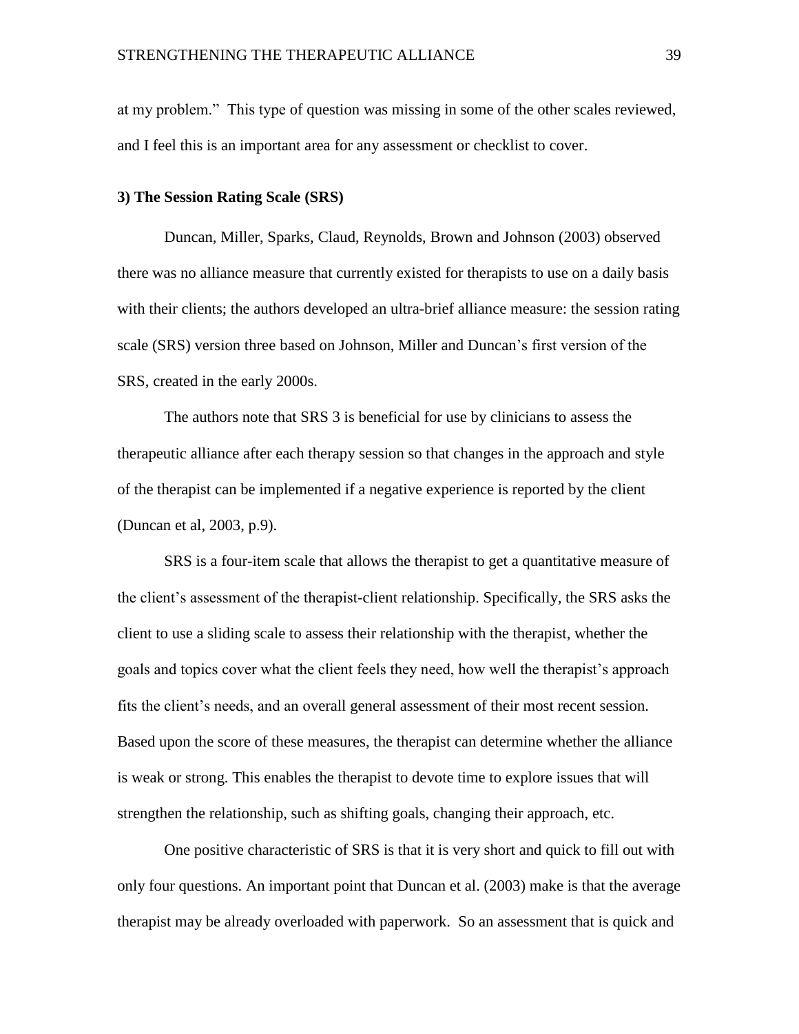at my problem." This type of question was missing in some of the other scales reviewed, and I feel this is an important area for any assessment or checklist to cover.

**3) The Session Rating Scale (SRS)**

Duncan, Miller, Sparks, Claud, Reynolds, Brown and Johnson (2003) observed there was no alliance measure that currently existed for therapists to use on a daily basis with their clients; the authors developed an ultra-brief alliance measure: the session rating scale (SRS) version three based on Johnson, Miller and Duncan's first version of the SRS, created in the early 2000s.

The authors note that SRS 3 is beneficial for use by clinicians to assess the therapeutic alliance after each therapy session so that changes in the approach and style of the therapist can be implemented if a negative experience is reported by the client (Duncan et al, 2003, p.9).

SRS is a four-item scale that allows the therapist to get a quantitative measure of the client's assessment of the therapist-client relationship. Specifically, the SRS asks the client to use a sliding scale to assess their relationship with the therapist, whether the goals and topics cover what the client feels they need, how well the therapist's approach fits the client's needs, and an overall general assessment of their most recent session. Based upon the score of these measures, the therapist can determine whether the alliance is weak or strong. This enables the therapist to devote time to explore issues that will strengthen the relationship, such as shifting goals, changing their approach, etc.

One positive characteristic of SRS is that it is very short and quick to fill out with only four questions. An important point that Duncan et al. (2003) make is that the average therapist may be already overloaded with paperwork. So an assessment that is quick and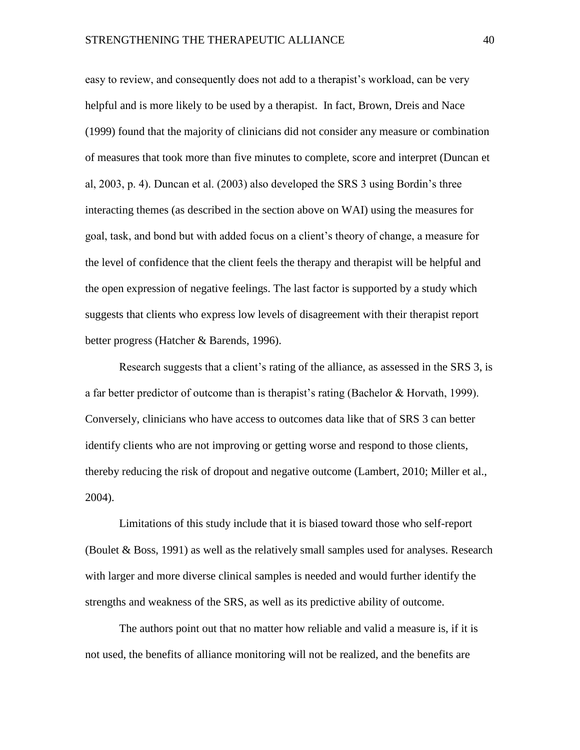easy to review, and consequently does not add to a therapist's workload, can be very helpful and is more likely to be used by a therapist. In fact, Brown, Dreis and Nace (1999) found that the majority of clinicians did not consider any measure or combination of measures that took more than five minutes to complete, score and interpret (Duncan et al, 2003, p. 4). Duncan et al. (2003) also developed the SRS 3 using Bordin's three interacting themes (as described in the section above on WAI) using the measures for goal, task, and bond but with added focus on a client's theory of change, a measure for the level of confidence that the client feels the therapy and therapist will be helpful and the open expression of negative feelings. The last factor is supported by a study which suggests that clients who express low levels of disagreement with their therapist report better progress (Hatcher & Barends, 1996).

Research suggests that a client's rating of the alliance, as assessed in the SRS 3, is a far better predictor of outcome than is therapist's rating (Bachelor & Horvath, 1999). Conversely, clinicians who have access to outcomes data like that of SRS 3 can better identify clients who are not improving or getting worse and respond to those clients, thereby reducing the risk of dropout and negative outcome (Lambert, 2010; Miller et al., 2004).

Limitations of this study include that it is biased toward those who self-report (Boulet & Boss, 1991) as well as the relatively small samples used for analyses. Research with larger and more diverse clinical samples is needed and would further identify the strengths and weakness of the SRS, as well as its predictive ability of outcome.

The authors point out that no matter how reliable and valid a measure is, if it is not used, the benefits of alliance monitoring will not be realized, and the benefits are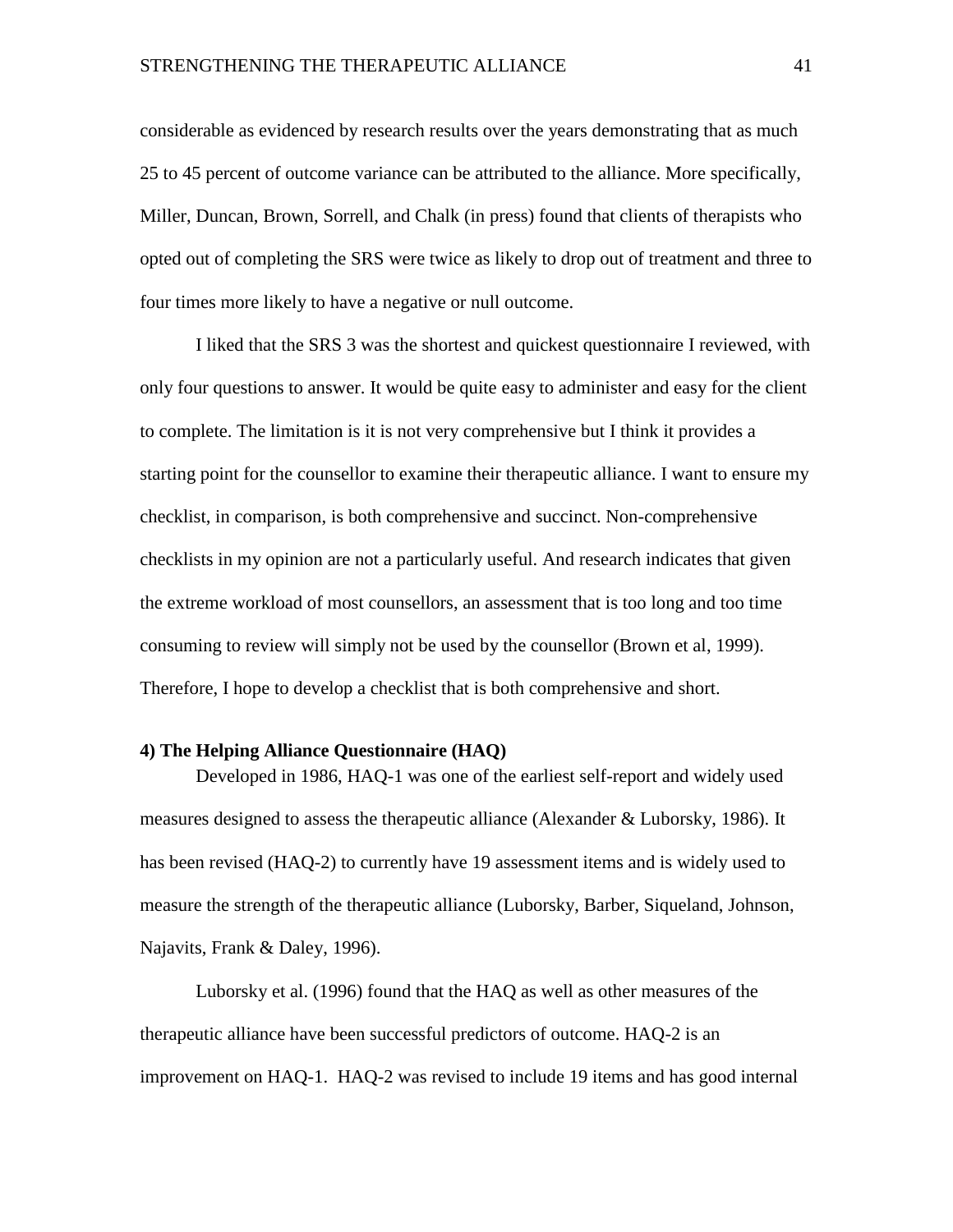considerable as evidenced by research results over the years demonstrating that as much 25 to 45 percent of outcome variance can be attributed to the alliance. More specifically, Miller, Duncan, Brown, Sorrell, and Chalk (in press) found that clients of therapists who opted out of completing the SRS were twice as likely to drop out of treatment and three to four times more likely to have a negative or null outcome.

I liked that the SRS 3 was the shortest and quickest questionnaire I reviewed, with only four questions to answer. It would be quite easy to administer and easy for the client to complete. The limitation is it is not very comprehensive but I think it provides a starting point for the counsellor to examine their therapeutic alliance. I want to ensure my checklist, in comparison, is both comprehensive and succinct. Non-comprehensive checklists in my opinion are not a particularly useful. And research indicates that given the extreme workload of most counsellors, an assessment that is too long and too time consuming to review will simply not be used by the counsellor (Brown et al, 1999). Therefore, I hope to develop a checklist that is both comprehensive and short.

**4) The Helping Alliance Questionnaire (HAQ)**

Developed in 1986, HAQ-1 was one of the earliest self-report and widely used measures designed to assess the therapeutic alliance (Alexander & Luborsky, 1986). It has been revised (HAQ-2) to currently have 19 assessment items and is widely used to measure the strength of the therapeutic alliance (Luborsky, Barber, Siqueland, Johnson, Najavits, Frank & Daley, 1996).

Luborsky et al. (1996) found that the HAQ as well as other measures of the therapeutic alliance have been successful predictors of outcome. HAQ-2 is an improvement on HAQ-1. HAQ-2 was revised to include 19 items and has good internal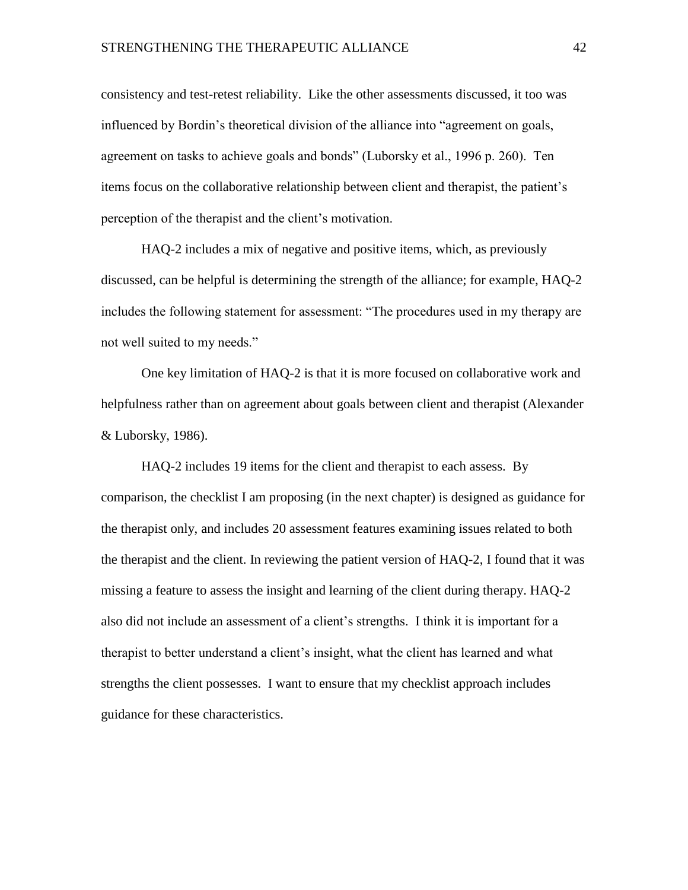consistency and test-retest reliability. Like the other assessments discussed, it too was influenced by Bordin's theoretical division of the alliance into "agreement on goals, agreement on tasks to achieve goals and bonds" (Luborsky et al., 1996 p. 260). Ten items focus on the collaborative relationship between client and therapist, the patient's perception of the therapist and the client's motivation.

HAQ-2 includes a mix of negative and positive items, which, as previously discussed, can be helpful is determining the strength of the alliance; for example, HAQ-2 includes the following statement for assessment: "The procedures used in my therapy are not well suited to my needs."

One key limitation of HAQ-2 is that it is more focused on collaborative work and helpfulness rather than on agreement about goals between client and therapist (Alexander & Luborsky, 1986).

HAQ-2 includes 19 items for the client and therapist to each assess. By comparison, the checklist I am proposing (in the next chapter) is designed as guidance for the therapist only, and includes 20 assessment features examining issues related to both the therapist and the client. In reviewing the patient version of HAQ-2, I found that it was missing a feature to assess the insight and learning of the client during therapy. HAQ-2 also did not include an assessment of a client's strengths. I think it is important for a therapist to better understand a client's insight, what the client has learned and what strengths the client possesses. I want to ensure that my checklist approach includes guidance for these characteristics.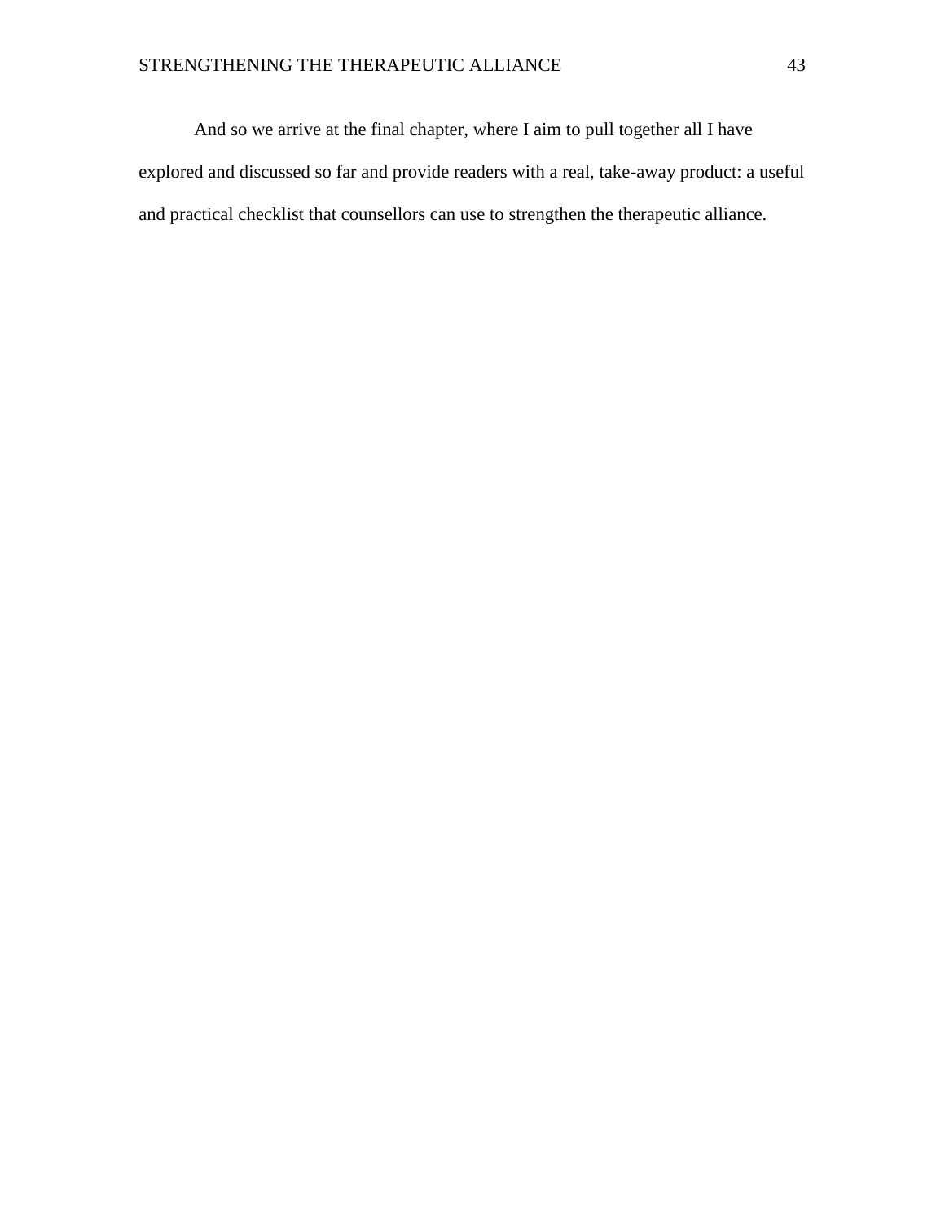And so we arrive at the final chapter, where I aim to pull together all I have explored and discussed so far and provide readers with a real, take-away product: a useful and practical checklist that counsellors can use to strengthen the therapeutic alliance.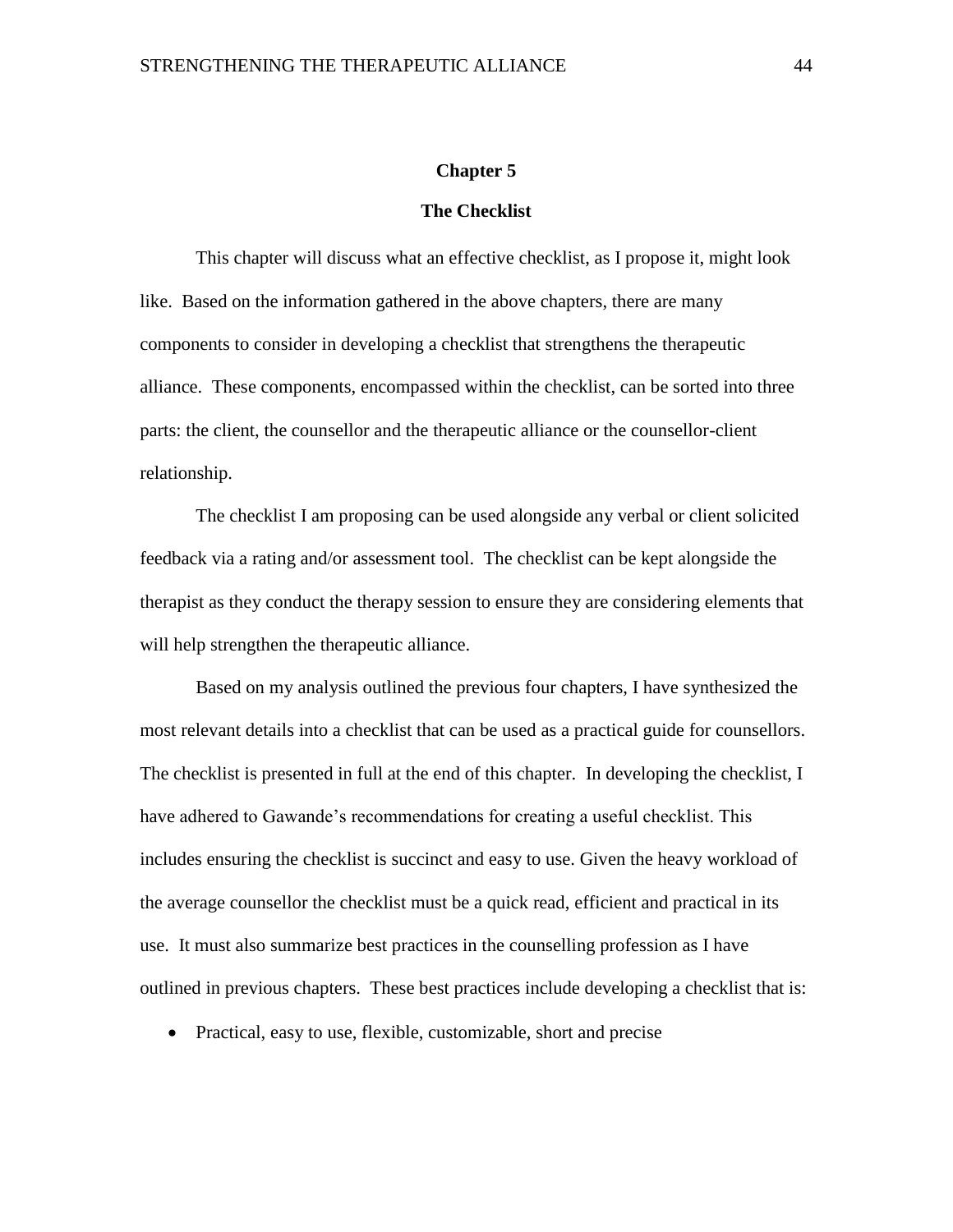# Chapter 5

## The Checklist

This chapter will discuss what an effective checklist, as I propose it, might look like. Based on the information gathered in the above chapters, there are many components to consider in developing a checklist that strengthens the therapeutic alliance. These components, encompassed within the checklist, can be sorted into three parts: the client, the counsellor and the therapeutic alliance or the counsellor-client relationship.

The checklist I am proposing can be used alongside any verbal or client solicited feedback via a rating and/or assessment tool. The checklist can be kept alongside the therapist as they conduct the therapy session to ensure they are considering elements that will help strengthen the therapeutic alliance.

Based on my analysis outlined the previous four chapters, I have synthesized the most relevant details into a checklist that can be used as a practical guide for counsellors. The checklist is presented in full at the end of this chapter. In developing the checklist, I have adhered to Gawande's recommendations for creating a useful checklist. This includes ensuring the checklist is succinct and easy to use. Given the heavy workload of the average counsellor the checklist must be a quick read, efficient and practical in its use. It must also summarize best practices in the counselling profession as I have outlined in previous chapters. These best practices include developing a checklist that is:

- Practical, easy to use, flexible, customizable, short and precise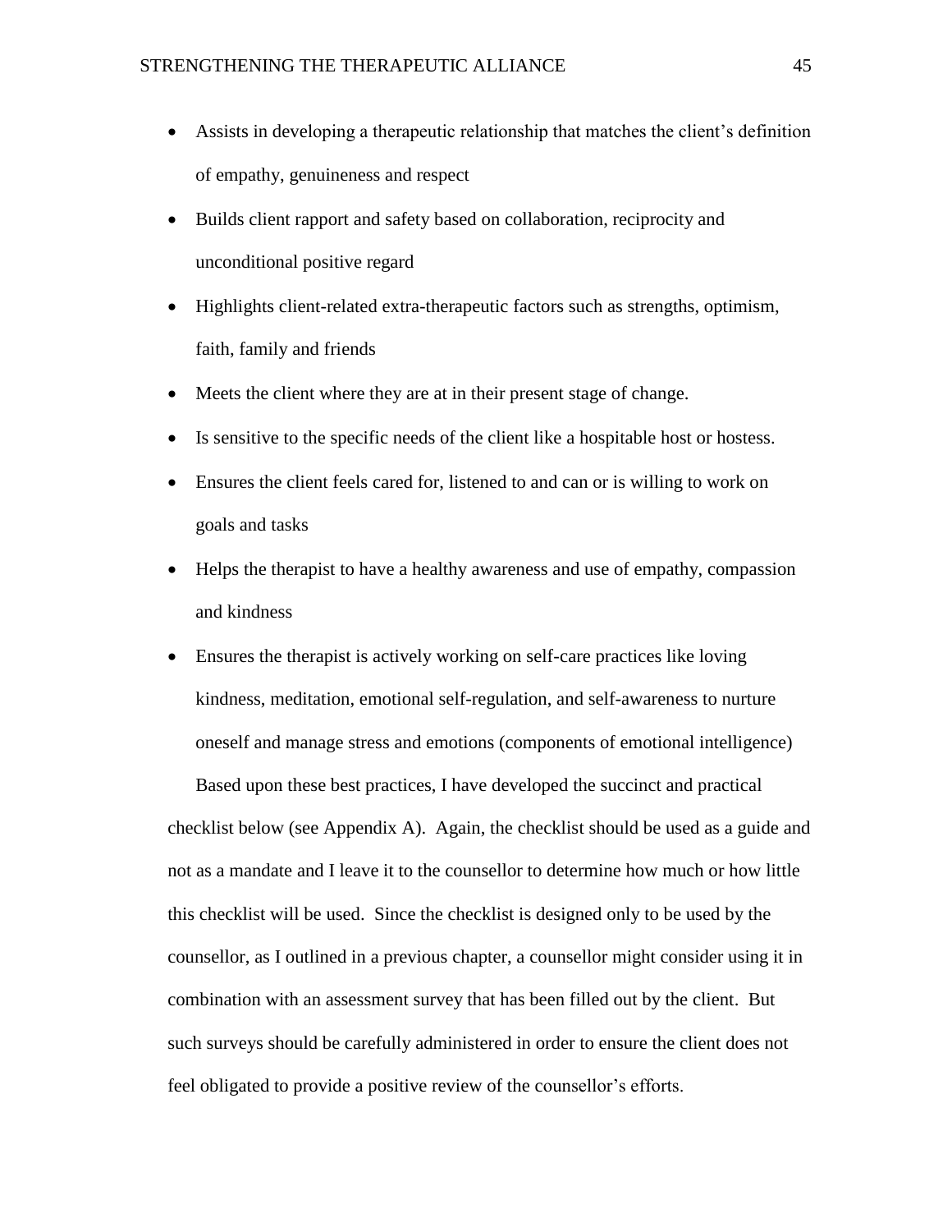- Assists in developing a therapeutic relationship that matches the client's definition of empathy, genuineness and respect
- Builds client rapport and safety based on collaboration, reciprocity and unconditional positive regard
- Highlights client-related extra-therapeutic factors such as strengths, optimism, faith, family and friends
- Meets the client where they are at in their present stage of change.
- Is sensitive to the specific needs of the client like a hospitable host or hostess.
- Ensures the client feels cared for, listened to and can or is willing to work on goals and tasks
- Helps the therapist to have a healthy awareness and use of empathy, compassion and kindness
- Ensures the therapist is actively working on self-care practices like loving kindness, meditation, emotional self-regulation, and self-awareness to nurture oneself and manage stress and emotions (components of emotional intelligence)

Based upon these best practices, I have developed the succinct and practical checklist below (see Appendix A). Again, the checklist should be used as a guide and not as a mandate and I leave it to the counsellor to determine how much or how little this checklist will be used. Since the checklist is designed only to be used by the counsellor, as I outlined in a previous chapter, a counsellor might consider using it in combination with an assessment survey that has been filled out by the client. But such surveys should be carefully administered in order to ensure the client does not feel obligated to provide a positive review of the counsellor's efforts.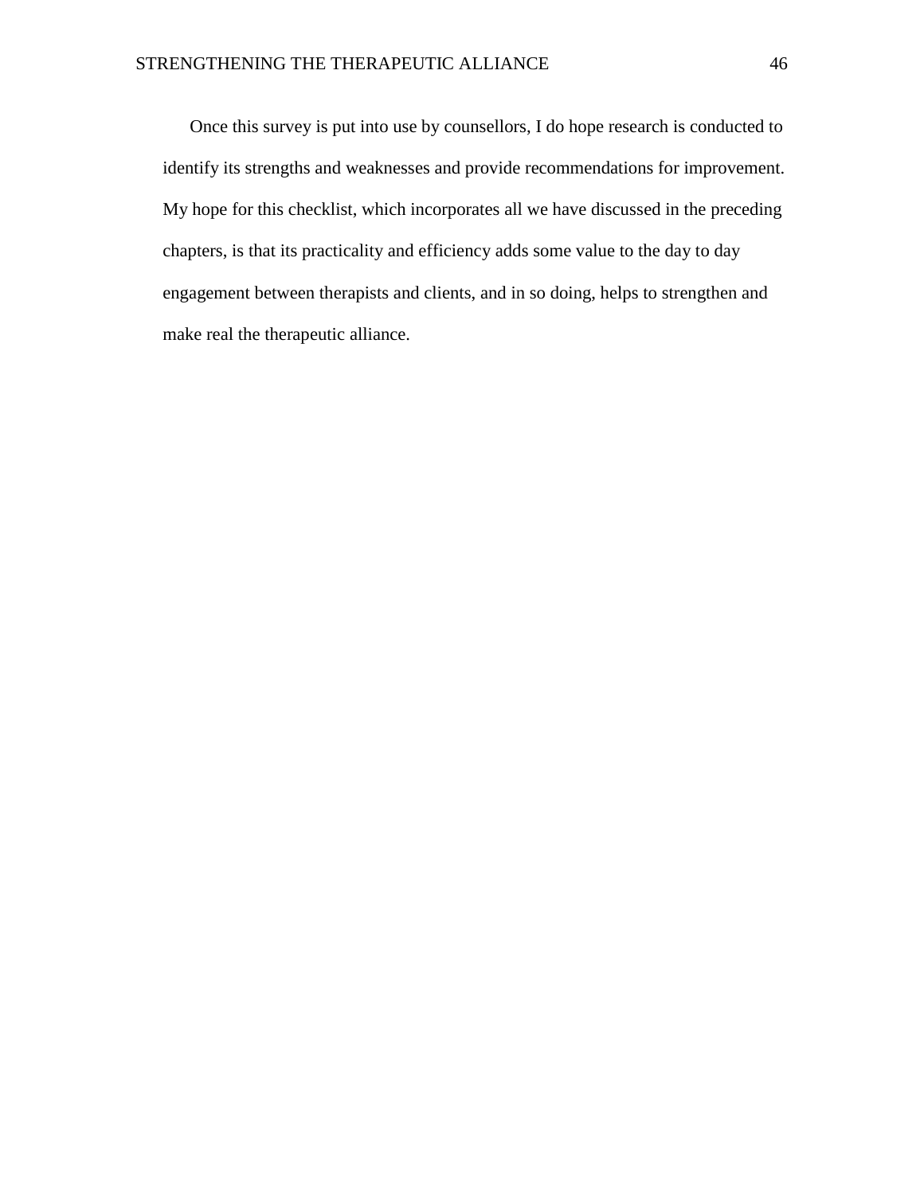Once this survey is put into use by counsellors, I do hope research is conducted to identify its strengths and weaknesses and provide recommendations for improvement. My hope for this checklist, which incorporates all we have discussed in the preceding chapters, is that its practicality and efficiency adds some value to the day to day engagement between therapists and clients, and in so doing, helps to strengthen and make real the therapeutic alliance.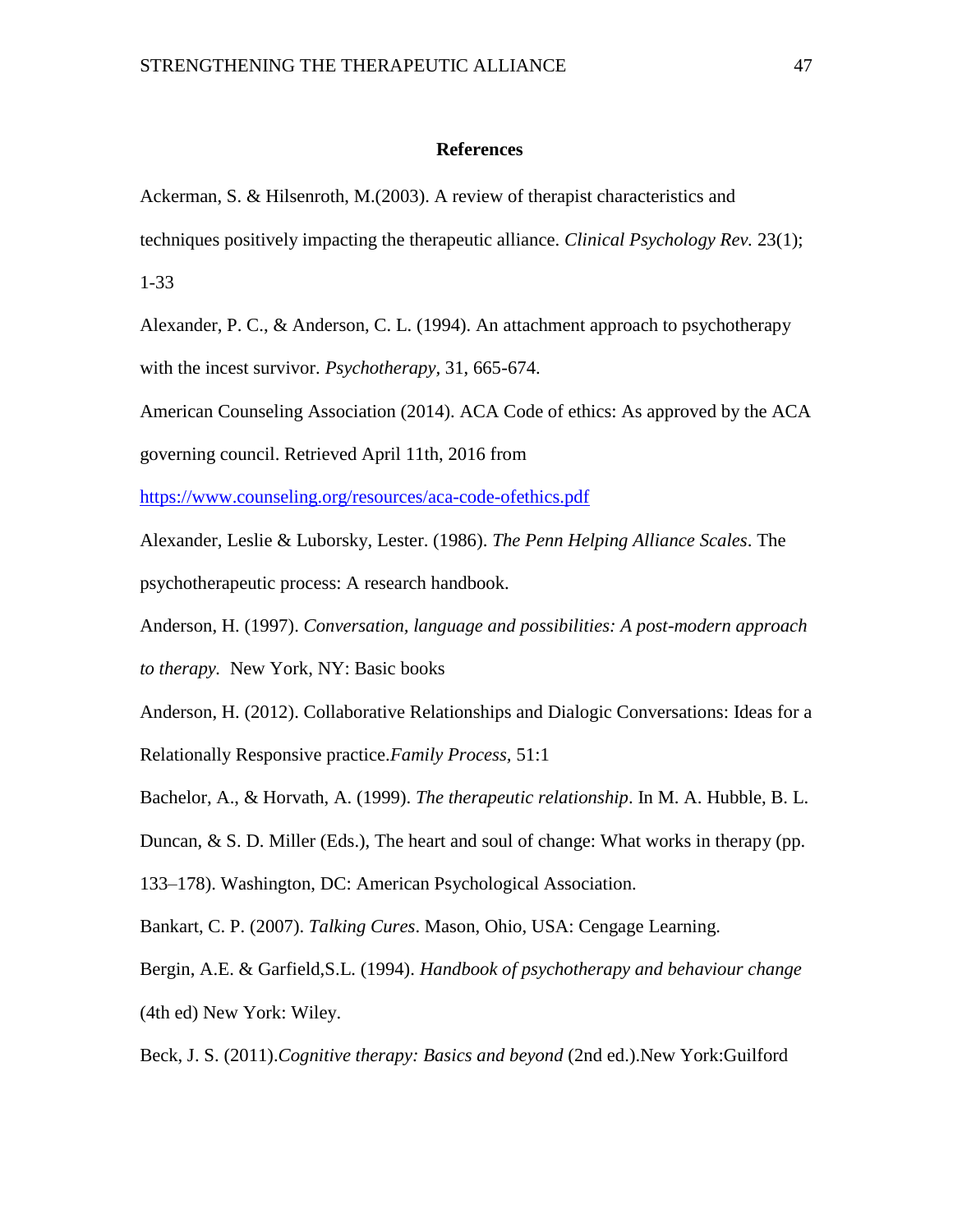**References**

Ackerman, S. & Hilsenroth, M.(2003). A review of therapist characteristics and techniques positively impacting the therapeutic alliance. *Clinical Psychology Rev.* 23(1); 1-33

Alexander, P. C., & Anderson, C. L. (1994). An attachment approach to psychotherapy with the incest survivor. *Psychotherapy*, 31, 665-674.

American Counseling Association (2014). ACA Code of ethics: As approved by the ACA governing council. Retrieved April 11th, 2016 from https://www.counseling.org/resources/aca-code-ofethics.pdf

Alexander, Leslie & Luborsky, Lester. (1986). *The Penn Helping Alliance Scales*. The psychotherapeutic process: A research handbook.

Anderson, H. (1997). *Conversation, language and possibilities: A post-modern approach to therapy.* New York, NY: Basic books

Anderson, H. (2012). Collaborative Relationships and Dialogic Conversations: Ideas for a Relationally Responsive practice.*Family Process*, 51:1

Bachelor, A., & Horvath, A. (1999). *The therapeutic relationship*. In M. A. Hubble, B. L. Duncan, & S. D. Miller (Eds.), The heart and soul of change: What works in therapy (pp. 133–178). Washington, DC: American Psychological Association.

Bankart, C. P. (2007). *Talking Cures*. Mason, Ohio, USA: Cengage Learning.

Bergin, A.E. & Garfield,S.L. (1994). *Handbook of psychotherapy and behaviour change* (4th ed) New York: Wiley.

Beck, J. S. (2011).*Cognitive therapy: Basics and beyond* (2nd ed.).New York:Guilford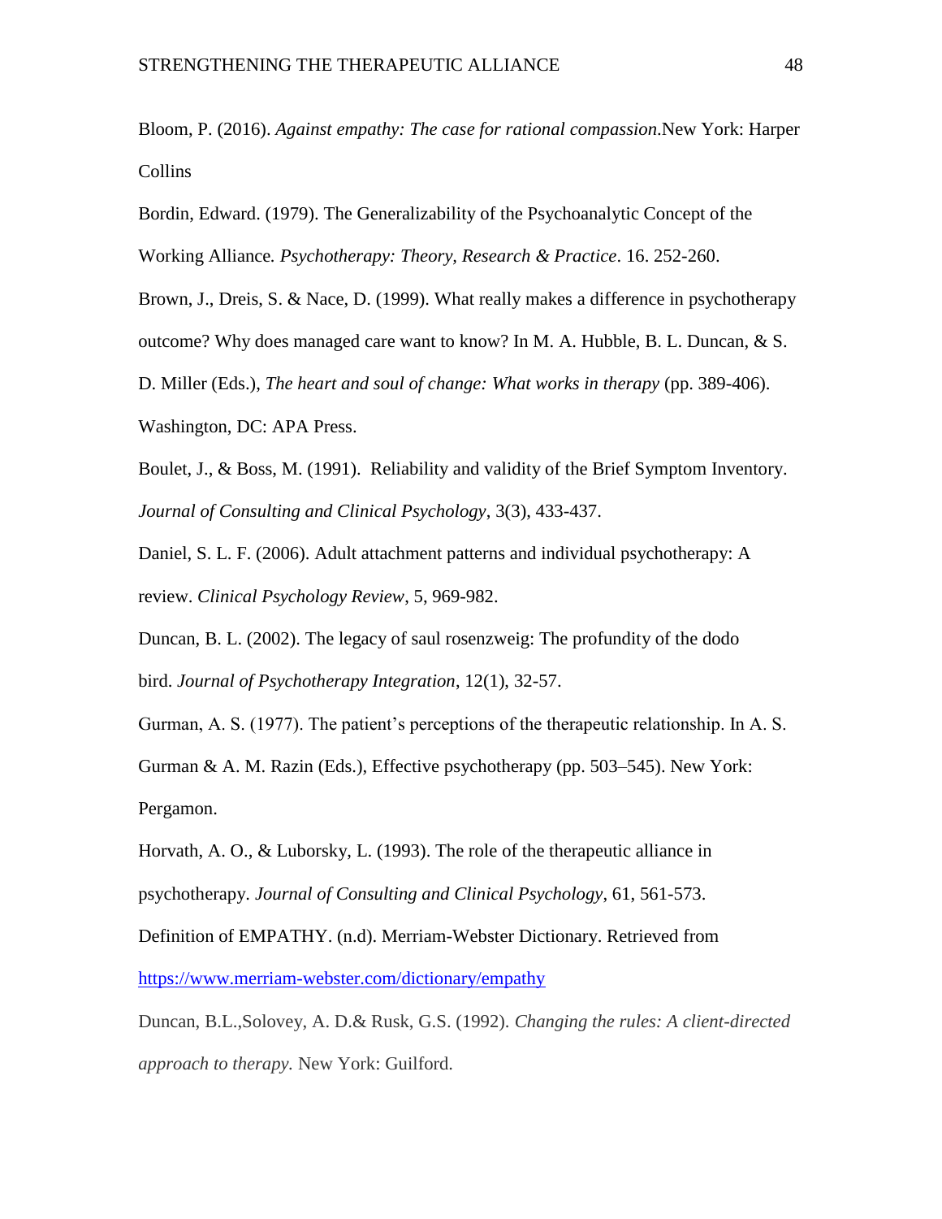Bloom, P. (2016). *Against empathy: The case for rational compassion*.New York: Harper Collins

Bordin, Edward. (1979). The Generalizability of the Psychoanalytic Concept of the Working Alliance*. Psychotherapy: Theory, Research & Practice*. 16. 252-260.

Brown, J., Dreis, S. & Nace, D. (1999). What really makes a difference in psychotherapy outcome? Why does managed care want to know? In M. A. Hubble, B. L. Duncan, & S. D. Miller (Eds.), *The heart and soul of change: What works in therapy* (pp. 389-406). Washington, DC: APA Press.

Boulet, J., & Boss, M. (1991). Reliability and validity of the Brief Symptom Inventory. *Journal of Consulting and Clinical Psychology*, 3(3), 433-437.

Daniel, S. L. F. (2006). Adult attachment patterns and individual psychotherapy: A review. *Clinical Psychology Review*, 5, 969-982.

Duncan, B. L. (2002). The legacy of saul rosenzweig: The profundity of the dodo bird. *Journal of Psychotherapy Integration*, 12(1), 32-57.

Gurman, A. S. (1977). The patient's perceptions of the therapeutic relationship. In A. S. Gurman & A. M. Razin (Eds.), Effective psychotherapy (pp. 503–545). New York: Pergamon.

Horvath, A. O., & Luborsky, L. (1993). The role of the therapeutic alliance in psychotherapy. *Journal of Consulting and Clinical Psychology*, 61, 561-573.

Definition of EMPATHY. (n.d). Merriam-Webster Dictionary. Retrieved from https://www.merriam-webster.com/dictionary/empathy

Duncan, B.L.,Solovey, A. D.& Rusk, G.S. (1992). *Changing the rules: A client-directed approach to therapy.* New York: Guilford.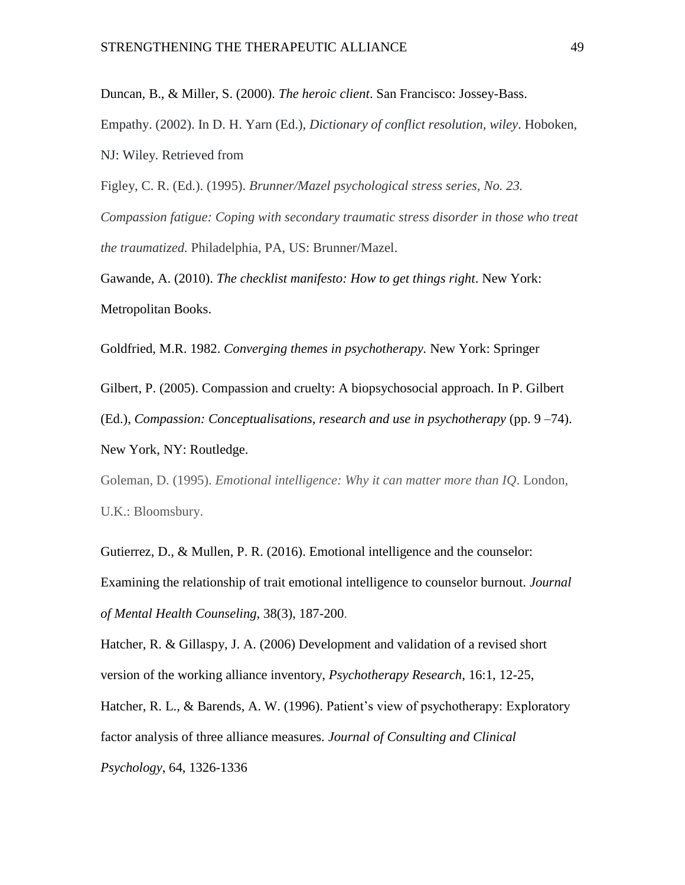Duncan, B., & Miller, S. (2000). *The heroic client*. San Francisco: Jossey-Bass.

Empathy. (2002). In D. H. Yarn (Ed.), *Dictionary of conflict resolution, wiley*. Hoboken, NJ: Wiley. Retrieved from

Figley, C. R. (Ed.). (1995). *Brunner/Mazel psychological stress series, No. 23. Compassion fatigue: Coping with secondary traumatic stress disorder in those who treat the traumatized.* Philadelphia, PA, US: Brunner/Mazel.

Gawande, A. (2010). *The checklist manifesto: How to get things right*. New York: Metropolitan Books.

Goldfried, M.R. 1982. *Converging themes in psychotherapy.* New York: Springer

Gilbert, P. (2005). Compassion and cruelty: A biopsychosocial approach. In P. Gilbert (Ed.), *Compassion: Conceptualisations, research and use in psychotherapy* (pp. 9 –74). New York, NY: Routledge.

Goleman, D. (1995). *Emotional intelligence: Why it can matter more than IQ*. London, U.K.: Bloomsbury.

Gutierrez, D., & Mullen, P. R. (2016). Emotional intelligence and the counselor: Examining the relationship of trait emotional intelligence to counselor burnout. *Journal of Mental Health Counseling*, 38(3), 187-200.

Hatcher, R. & Gillaspy, J. A. (2006) Development and validation of a revised short version of the working alliance inventory, *Psychotherapy Research*, 16:1, 12-25,

Hatcher, R. L., & Barends, A. W. (1996). Patient's view of psychotherapy: Exploratory factor analysis of three alliance measures. *Journal of Consulting and Clinical Psychology*, 64, 1326-1336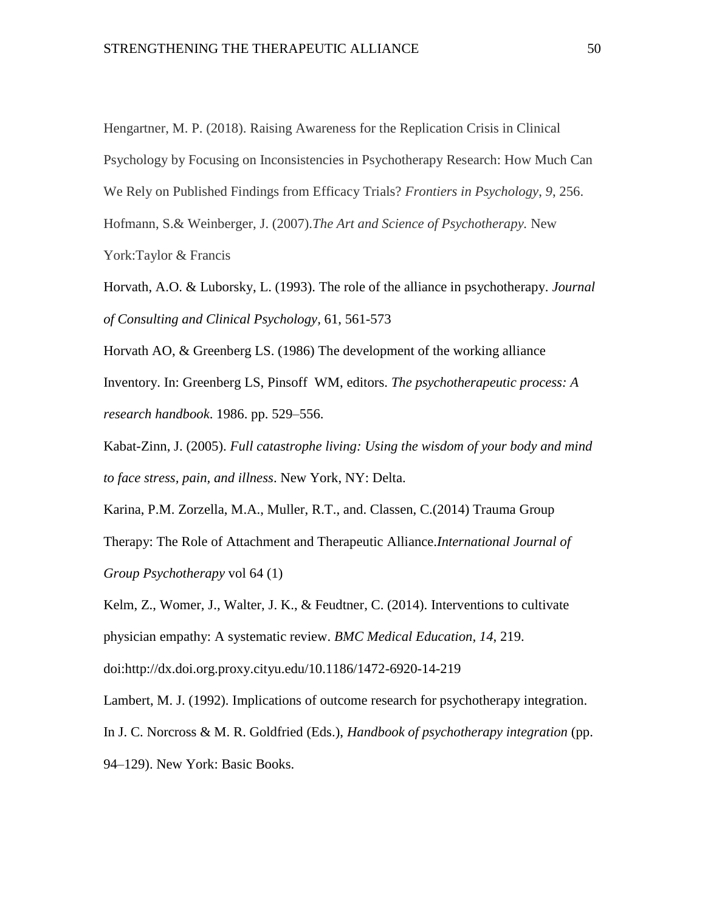Hengartner, M. P. (2018). Raising Awareness for the Replication Crisis in Clinical Psychology by Focusing on Inconsistencies in Psychotherapy Research: How Much Can We Rely on Published Findings from Efficacy Trials? *Frontiers in Psychology*, *9*, 256.

Hofmann, S.& Weinberger, J. (2007).*The Art and Science of Psychotherapy.* New York:Taylor & Francis

Horvath, A.O. & Luborsky, L. (1993). The role of the alliance in psychotherapy. *Journal of Consulting and Clinical Psychology,* 61, 561-573

Horvath AO, & Greenberg LS. (1986) The development of the working alliance Inventory. In: Greenberg LS, Pinsoff WM, editors. *The psychotherapeutic process: A research handbook*. 1986. pp. 529–556.

Kabat-Zinn, J. (2005). *Full catastrophe living: Using the wisdom of your body and mind to face stress, pain, and illness*. New York, NY: Delta.

Karina, P.M. Zorzella, M.A., Muller, R.T., and. Classen, C.(2014) Trauma Group Therapy: The Role of Attachment and Therapeutic Alliance.*International Journal of Group Psychotherapy* vol 64 (1)

Kelm, Z., Womer, J., Walter, J. K., & Feudtner, C. (2014). Interventions to cultivate physician empathy: A systematic review. *BMC Medical Education, 14*, 219. doi:http://dx.doi.org.proxy.cityu.edu/10.1186/1472-6920-14-219

Lambert, M. J. (1992). Implications of outcome research for psychotherapy integration. In J. C. Norcross & M. R. Goldfried (Eds.), *Handbook of psychotherapy integration* (pp. 94–129). New York: Basic Books.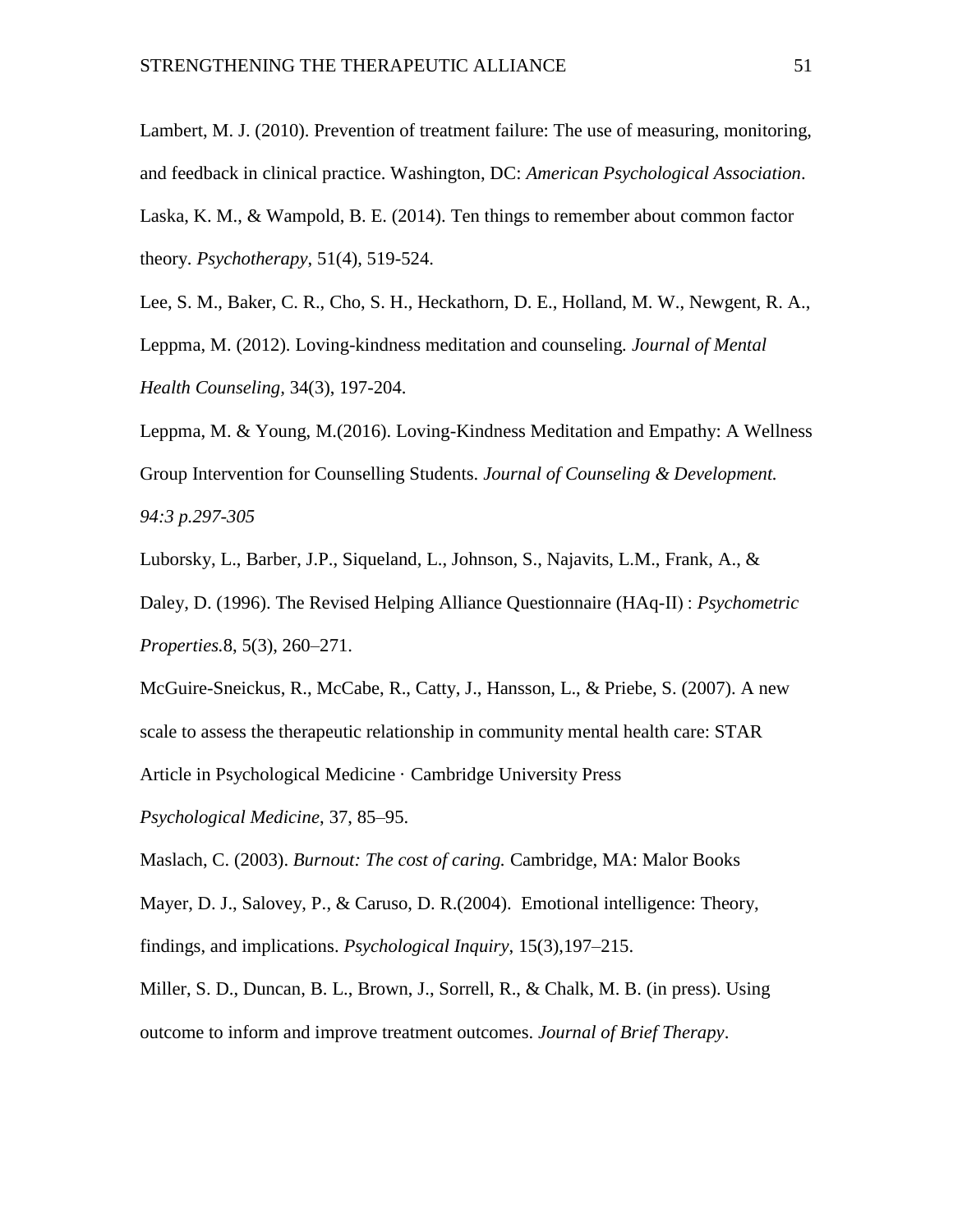Lambert, M. J. (2010). Prevention of treatment failure: The use of measuring, monitoring, and feedback in clinical practice. Washington, DC: *American Psychological Association*.

Laska, K. M., & Wampold, B. E. (2014). Ten things to remember about common factor theory. *Psychotherapy*, 51(4), 519-524.

Lee, S. M., Baker, C. R., Cho, S. H., Heckathorn, D. E., Holland, M. W., Newgent, R. A., Leppma, M. (2012). Loving-kindness meditation and counseling. *Journal of Mental Health Counseling*, 34(3), 197-204.

Leppma, M. & Young, M.(2016). Loving-Kindness Meditation and Empathy: A Wellness Group Intervention for Counselling Students. *Journal of Counseling & Development. 94:3 p.297-305*

Luborsky, L., Barber, J.P., Siqueland, L., Johnson, S., Najavits, L.M., Frank, A., & Daley, D. (1996). The Revised Helping Alliance Questionnaire (HAq-II) : *Psychometric Properties.*8, 5(3), 260–271.

McGuire-Sneickus, R., McCabe, R., Catty, J., Hansson, L., & Priebe, S. (2007). A new scale to assess the therapeutic relationship in community mental health care: STAR Article in Psychological Medicine · Cambridge University Press

*Psychological Medicine*, 37, 85–95.

Maslach, C. (2003). *Burnout: The cost of caring.* Cambridge, MA: Malor Books

Mayer, D. J., Salovey, P., & Caruso, D. R.(2004). Emotional intelligence: Theory, findings, and implications. *Psychological Inquiry*, 15(3),197–215.

Miller, S. D., Duncan, B. L., Brown, J., Sorrell, R., & Chalk, M. B. (in press). Using outcome to inform and improve treatment outcomes. *Journal of Brief Therapy*.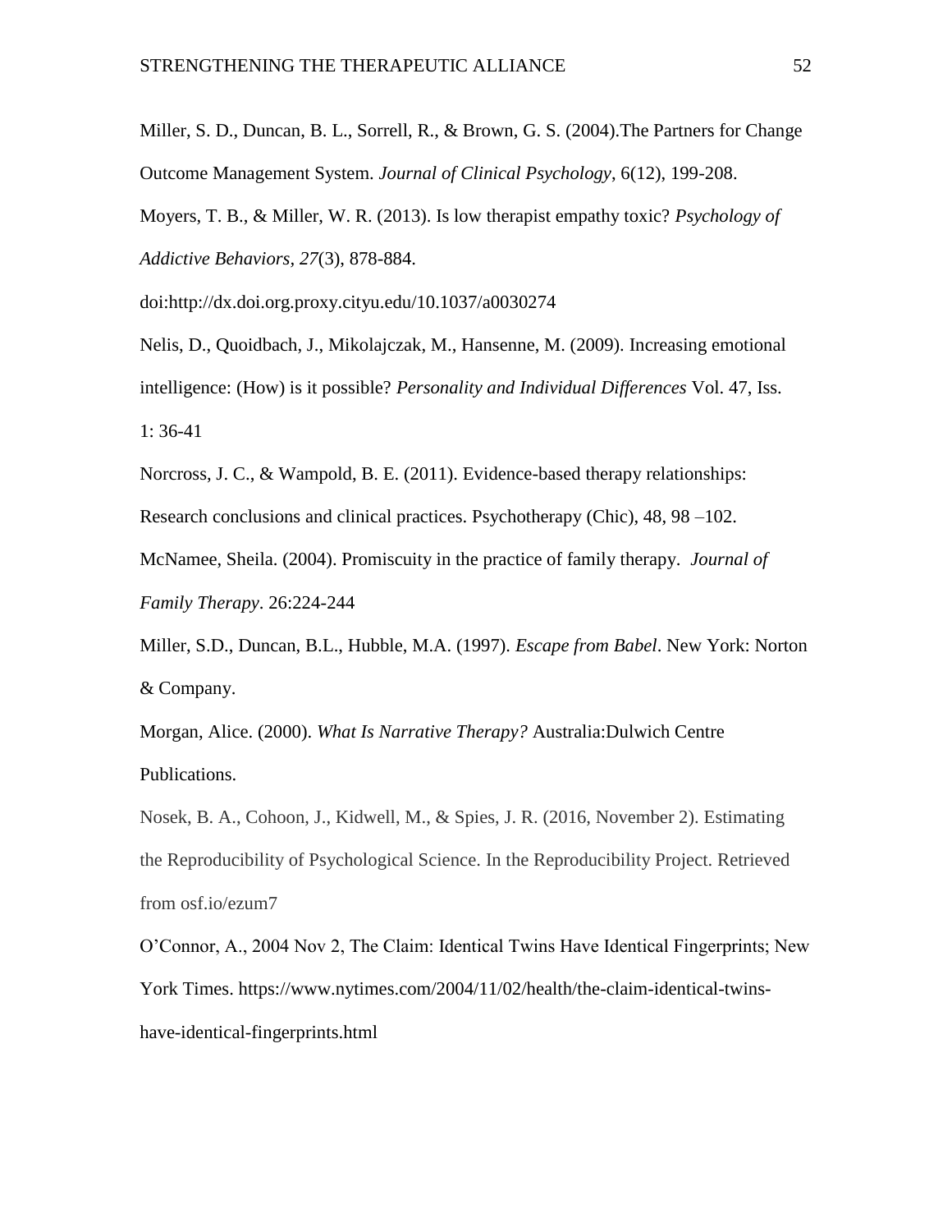Miller, S. D., Duncan, B. L., Sorrell, R., & Brown, G. S. (2004).The Partners for Change Outcome Management System. *Journal of Clinical Psychology*, 6(12), 199-208.

Moyers, T. B., & Miller, W. R. (2013). Is low therapist empathy toxic? *Psychology of Addictive Behaviors, 27*(3), 878-884.

doi:http://dx.doi.org.proxy.cityu.edu/10.1037/a0030274

Nelis, D., Quoidbach, J., Mikolajczak, M., Hansenne, M. (2009). Increasing emotional intelligence: (How) is it possible? *Personality and Individual Differences* Vol. 47, Iss. 1: 36-41

Norcross, J. C., & Wampold, B. E. (2011). Evidence-based therapy relationships: Research conclusions and clinical practices. Psychotherapy (Chic), 48, 98 –102.

McNamee, Sheila. (2004). Promiscuity in the practice of family therapy. *Journal of Family Therapy*. 26:224-244

Miller, S.D., Duncan, B.L., Hubble, M.A. (1997). *Escape from Babel*. New York: Norton & Company.

Morgan, Alice. (2000). *What Is Narrative Therapy?* Australia:Dulwich Centre Publications.

Nosek, B. A., Cohoon, J., Kidwell, M., & Spies, J. R. (2016, November 2). Estimating the Reproducibility of Psychological Science. In the Reproducibility Project. Retrieved from osf.io/ezum7

O'Connor, A., 2004 Nov 2, The Claim: Identical Twins Have Identical Fingerprints; New York Times. https://www.nytimes.com/2004/11/02/health/the-claim-identical-twins-have-identical-fingerprints.html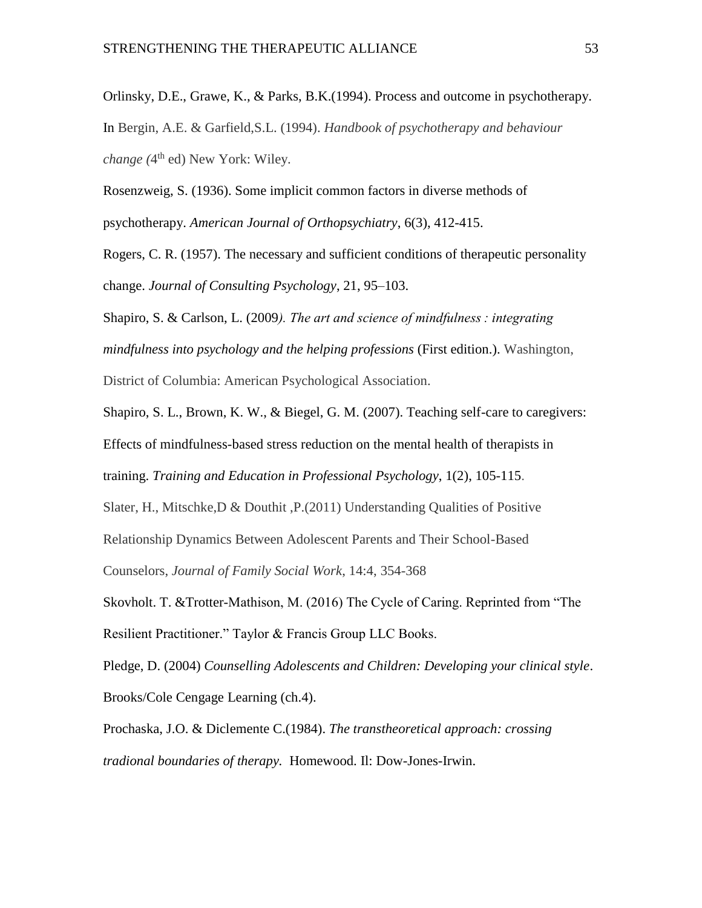Orlinsky, D.E., Grawe, K., & Parks, B.K.(1994). Process and outcome in psychotherapy. In Bergin, A.E. & Garfield,S.L. (1994). *Handbook of psychotherapy and behaviour change (*4th ed) New York: Wiley.

Rosenzweig, S. (1936). Some implicit common factors in diverse methods of psychotherapy. *American Journal of Orthopsychiatry*, 6(3), 412-415.

Rogers, C. R. (1957). The necessary and sufficient conditions of therapeutic personality change. *Journal of Consulting Psychology*, 21, 95–103.

Shapiro, S. & Carlson, L. (2009*). The art and science of mindfulness : integrating mindfulness into psychology and the helping professions* (First edition.). Washington, District of Columbia: American Psychological Association.

Shapiro, S. L., Brown, K. W., & Biegel, G. M. (2007). Teaching self-care to caregivers: Effects of mindfulness-based stress reduction on the mental health of therapists in training. *Training and Education in Professional Psychology*, 1(2), 105-115.

Slater, H., Mitschke,D & Douthit ,P.(2011) Understanding Qualities of Positive Relationship Dynamics Between Adolescent Parents and Their School-Based Counselors, *Journal of Family Social Work*, 14:4, 354-368

Skovholt. T. &Trotter-Mathison, M. (2016) The Cycle of Caring. Reprinted from "The Resilient Practitioner." Taylor & Francis Group LLC Books.

Pledge, D. (2004) *Counselling Adolescents and Children: Developing your clinical style*. Brooks/Cole Cengage Learning (ch.4).

Prochaska, J.O. & Diclemente C.(1984). *The transtheoretical approach: crossing tradional boundaries of therapy.* Homewood. Il: Dow-Jones-Irwin.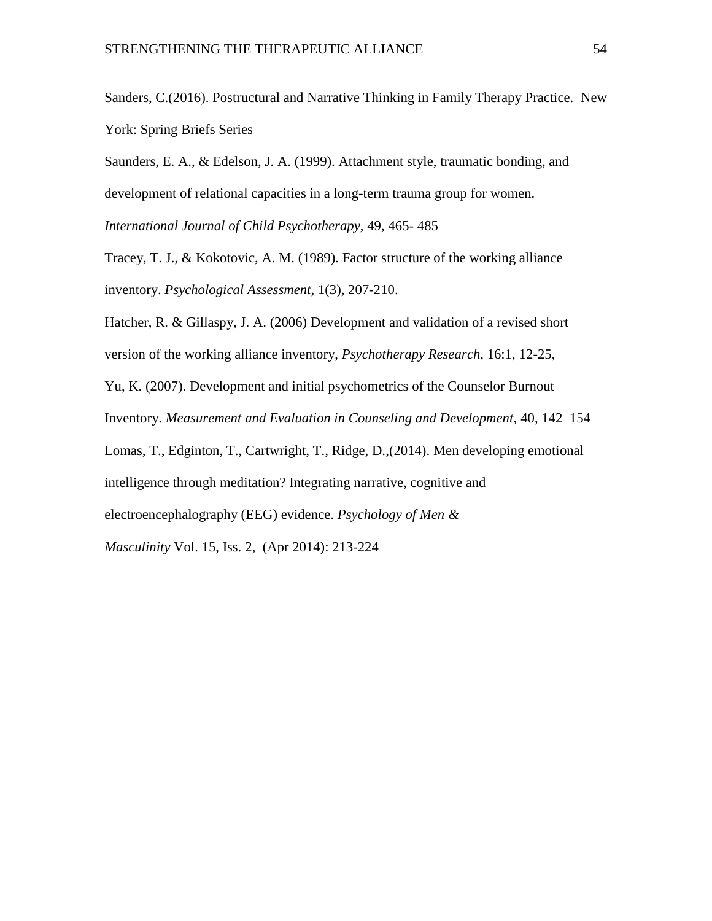Sanders, C.(2016). Postructural and Narrative Thinking in Family Therapy Practice. New York: Spring Briefs Series

Saunders, E. A., & Edelson, J. A. (1999). Attachment style, traumatic bonding, and development of relational capacities in a long-term trauma group for women. *International Journal of Child Psychotherapy*, 49, 465- 485

Tracey, T. J., & Kokotovic, A. M. (1989). Factor structure of the working alliance inventory. *Psychological Assessment*, 1(3), 207-210.

Hatcher, R. & Gillaspy, J. A. (2006) Development and validation of a revised short version of the working alliance inventory, *Psychotherapy Research,* 16:1, 12-25,

Yu, K. (2007). Development and initial psychometrics of the Counselor Burnout Inventory. *Measurement and Evaluation in Counseling and Development*, 40, 142–154

Lomas, T., Edginton, T., Cartwright, T., Ridge, D.,(2014). Men developing emotional intelligence through meditation? Integrating narrative, cognitive and electroencephalography (EEG) evidence. *Psychology of Men & Masculinity* Vol. 15, Iss. 2, (Apr 2014): 213-224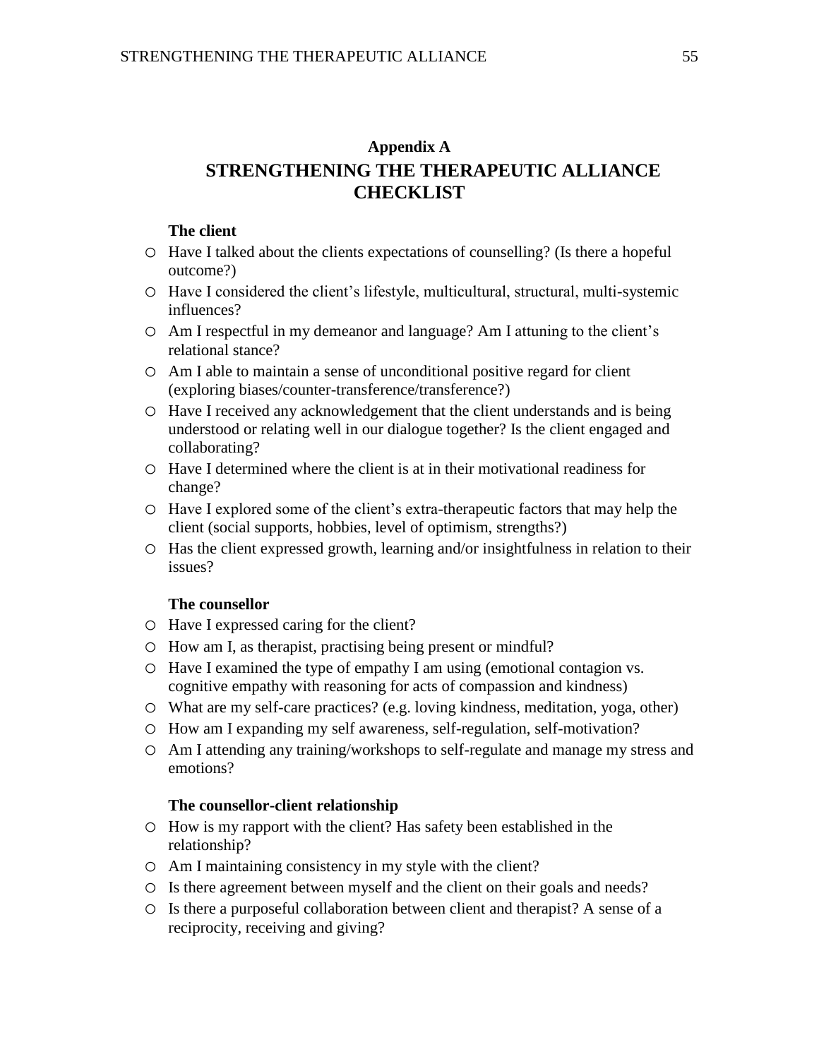## Appendix A

# STRENGTHENING THE THERAPEUTIC ALLIANCE CHECKLIST

**The client**

- Have I talked about the clients expectations of counselling? (Is there a hopeful outcome?)
- Have I considered the client's lifestyle, multicultural, structural, multi-systemic influences?
- Am I respectful in my demeanor and language? Am I attuning to the client's relational stance?
- Am I able to maintain a sense of unconditional positive regard for client (exploring biases/counter-transference/transference?)
- Have I received any acknowledgement that the client understands and is being understood or relating well in our dialogue together? Is the client engaged and collaborating?
- Have I determined where the client is at in their motivational readiness for change?
- Have I explored some of the client's extra-therapeutic factors that may help the client (social supports, hobbies, level of optimism, strengths?)
- Has the client expressed growth, learning and/or insightfulness in relation to their issues?

**The counsellor**

- Have I expressed caring for the client?
- How am I, as therapist, practising being present or mindful?
- Have I examined the type of empathy I am using (emotional contagion vs. cognitive empathy with reasoning for acts of compassion and kindness)
- What are my self-care practices? (e.g. loving kindness, meditation, yoga, other)
- How am I expanding my self awareness, self-regulation, self-motivation?
- Am I attending any training/workshops to self-regulate and manage my stress and emotions?

**The counsellor-client relationship**

- How is my rapport with the client? Has safety been established in the relationship?
- Am I maintaining consistency in my style with the client?
- Is there agreement between myself and the client on their goals and needs?
- Is there a purposeful collaboration between client and therapist? A sense of a reciprocity, receiving and giving?